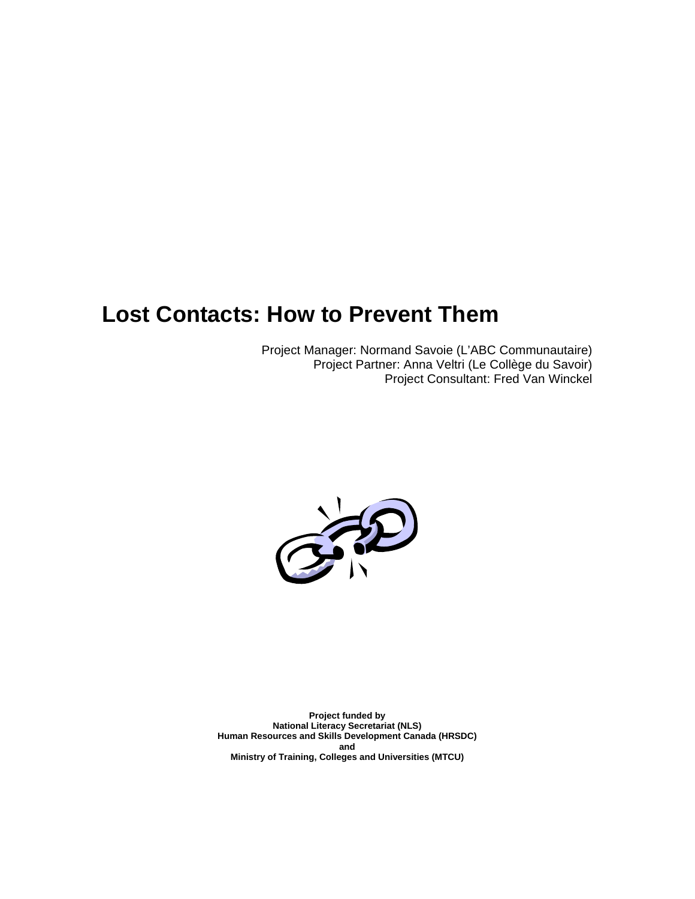# Lost Contacts: How to Prevent Them

Project Manager: Normand Savoie (L'ABC Communautaire)
Project Partner: Anna Veltri (Le Collège du Savoir)
Project Consultant: Fred Van Winckel

**Project funded by**
**National Literacy Secretariat (NLS)**
**Human Resources and Skills Development Canada (HRSDC)**
**and**
**Ministry of Training, Colleges and Universities (MTCU)**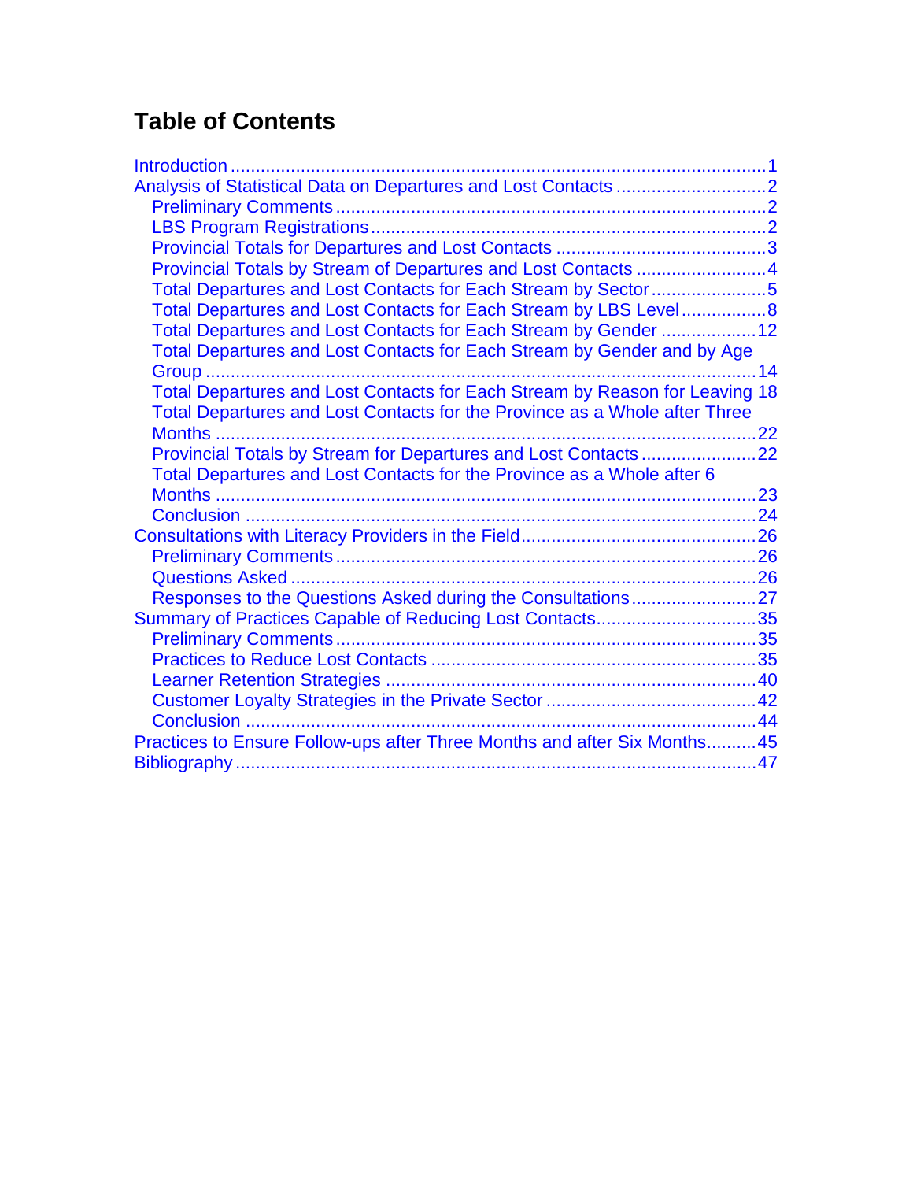# Table of Contents

- Introduction ........................................................................................................ 1
- Analysis of Statistical Data on Departures and Lost Contacts ............................ 2
  - Preliminary Comments ..................................................................................... 2
  - LBS Program Registrations ............................................................................... 2
  - Provincial Totals for Departures and Lost Contacts .......................................... 3
  - Provincial Totals by Stream of Departures and Lost Contacts .......................... 4
  - Total Departures and Lost Contacts for Each Stream by Sector ....................... 5
  - Total Departures and Lost Contacts for Each Stream by LBS Level ................. 8
  - Total Departures and Lost Contacts for Each Stream by Gender ................... 12
  - Total Departures and Lost Contacts for Each Stream by Gender and by Age Group ........................................................................................................ 14
  - Total Departures and Lost Contacts for Each Stream by Reason for Leaving 18
  - Total Departures and Lost Contacts for the Province as a Whole after Three Months ........................................................................................................ 22
  - Provincial Totals by Stream for Departures and Lost Contacts ....................... 22
  - Total Departures and Lost Contacts for the Province as a Whole after 6 Months ........................................................................................................ 23
  - Conclusion ..................................................................................................... 24
- Consultations with Literacy Providers in the Field ............................................. 26
  - Preliminary Comments ................................................................................... 26
  - Questions Asked ............................................................................................ 26
  - Responses to the Questions Asked during the Consultations ......................... 27
- Summary of Practices Capable of Reducing Lost Contacts ............................... 35
  - Preliminary Comments ................................................................................... 35
  - Practices to Reduce Lost Contacts ................................................................ 35
  - Learner Retention Strategies ......................................................................... 40
  - Customer Loyalty Strategies in the Private Sector ......................................... 42
  - Conclusion ..................................................................................................... 44
- Practices to Ensure Follow-ups after Three Months and after Six Months .......... 45
- Bibliography ....................................................................................................... 47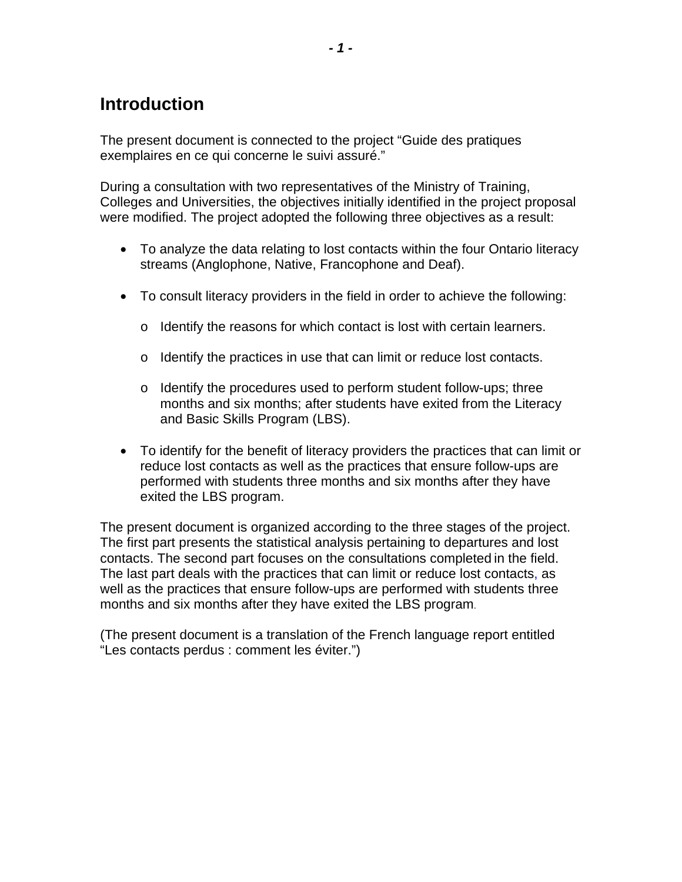# Introduction

The present document is connected to the project "Guide des pratiques exemplaires en ce qui concerne le suivi assuré."

During a consultation with two representatives of the Ministry of Training, Colleges and Universities, the objectives initially identified in the project proposal were modified. The project adopted the following three objectives as a result:

- To analyze the data relating to lost contacts within the four Ontario literacy streams (Anglophone, Native, Francophone and Deaf).
- To consult literacy providers in the field in order to achieve the following:
  - Identify the reasons for which contact is lost with certain learners.
  - Identify the practices in use that can limit or reduce lost contacts.
  - Identify the procedures used to perform student follow-ups; three months and six months; after students have exited from the Literacy and Basic Skills Program (LBS).
- To identify for the benefit of literacy providers the practices that can limit or reduce lost contacts as well as the practices that ensure follow-ups are performed with students three months and six months after they have exited the LBS program.

The present document is organized according to the three stages of the project. The first part presents the statistical analysis pertaining to departures and lost contacts. The second part focuses on the consultations completed in the field. The last part deals with the practices that can limit or reduce lost contacts, as well as the practices that ensure follow-ups are performed with students three months and six months after they have exited the LBS program.

(The present document is a translation of the French language report entitled "Les contacts perdus : comment les éviter.")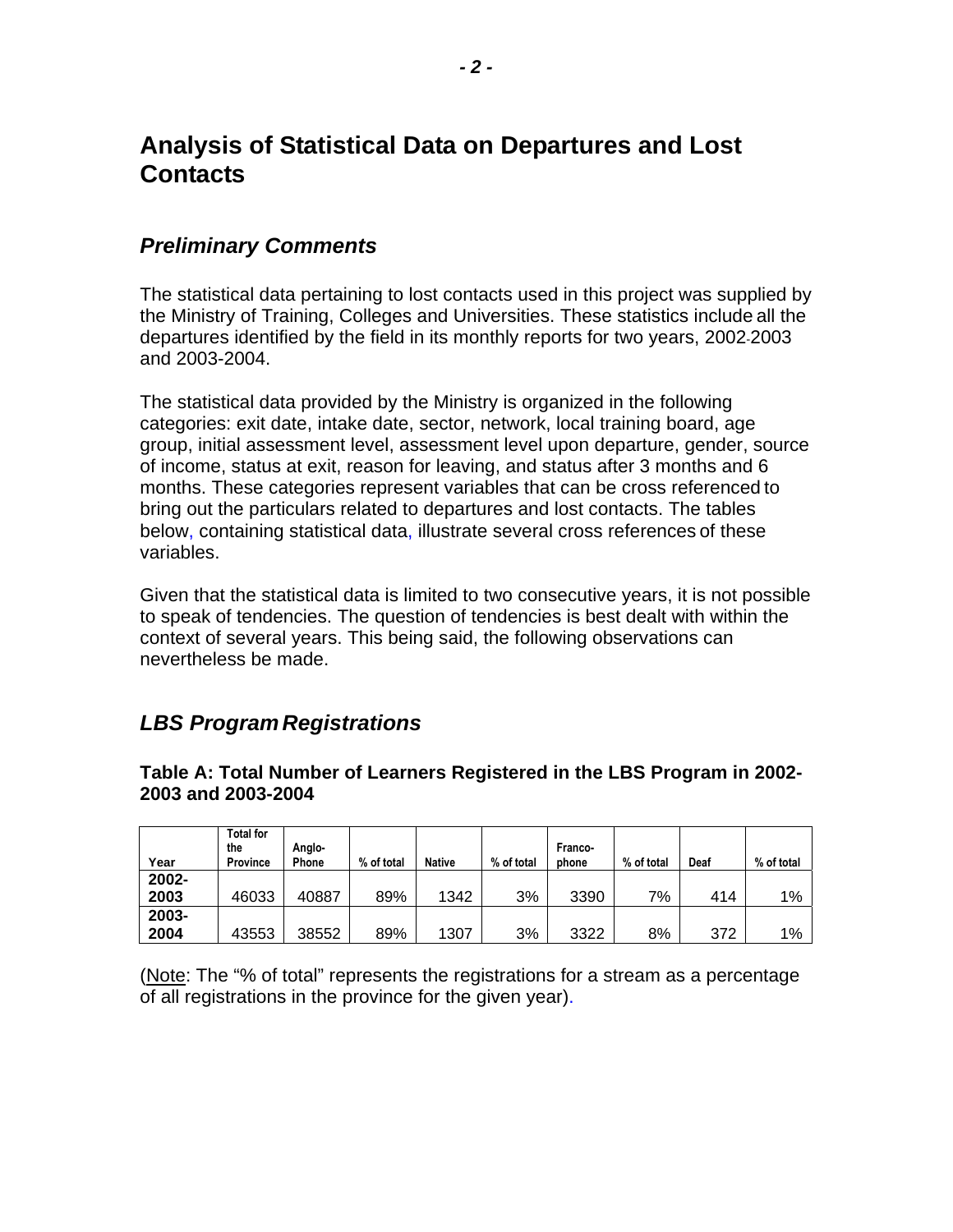# Analysis of Statistical Data on Departures and Lost Contacts

## *Preliminary Comments*

The statistical data pertaining to lost contacts used in this project was supplied by the Ministry of Training, Colleges and Universities. These statistics include all the departures identified by the field in its monthly reports for two years, 2002-2003 and 2003-2004.

The statistical data provided by the Ministry is organized in the following categories: exit date, intake date, sector, network, local training board, age group, initial assessment level, assessment level upon departure, gender, source of income, status at exit, reason for leaving, and status after 3 months and 6 months. These categories represent variables that can be cross referenced to bring out the particulars related to departures and lost contacts. The tables below, containing statistical data, illustrate several cross references of these variables.

Given that the statistical data is limited to two consecutive years, it is not possible to speak of tendencies. The question of tendencies is best dealt with within the context of several years. This being said, the following observations can nevertheless be made.

## *LBS Program Registrations*

**Table A: Total Number of Learners Registered in the LBS Program in 2002-2003 and 2003-2004**

| Year | Total for the Province | Anglo-Phone | % of total | Native | % of total | Franco-phone | % of total | Deaf | % of total |
|---|---|---|---|---|---|---|---|---|---|
| **2002-2003** | 46033 | 40887 | 89% | 1342 | 3% | 3390 | 7% | 414 | 1% |
| **2003-2004** | 43553 | 38552 | 89% | 1307 | 3% | 3322 | 8% | 372 | 1% |

(Note: The "% of total" represents the registrations for a stream as a percentage of all registrations in the province for the given year).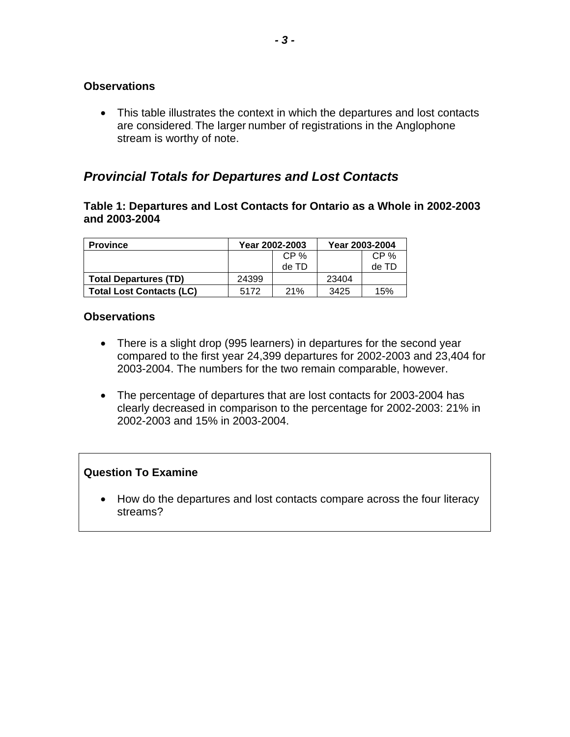### Observations

- This table illustrates the context in which the departures and lost contacts are considered. The larger number of registrations in the Anglophone stream is worthy of note.

## *Provincial Totals for Departures and Lost Contacts*

### Table 1: Departures and Lost Contacts for Ontario as a Whole in 2002-2003 and 2003-2004

| Province | Year 2002-2003 | | Year 2003-2004 | |
|---|---|---|---|---|
| | | CP % de TD | | CP % de TD |
| **Total Departures (TD)** | 24399 | | 23404 | |
| **Total Lost Contacts (LC)** | 5172 | 21% | 3425 | 15% |

### Observations

- There is a slight drop (995 learners) in departures for the second year compared to the first year 24,399 departures for 2002-2003 and 23,404 for 2003-2004. The numbers for the two remain comparable, however.

- The percentage of departures that are lost contacts for 2003-2004 has clearly decreased in comparison to the percentage for 2002-2003: 21% in 2002-2003 and 15% in 2003-2004.

### Question To Examine

- How do the departures and lost contacts compare across the four literacy streams?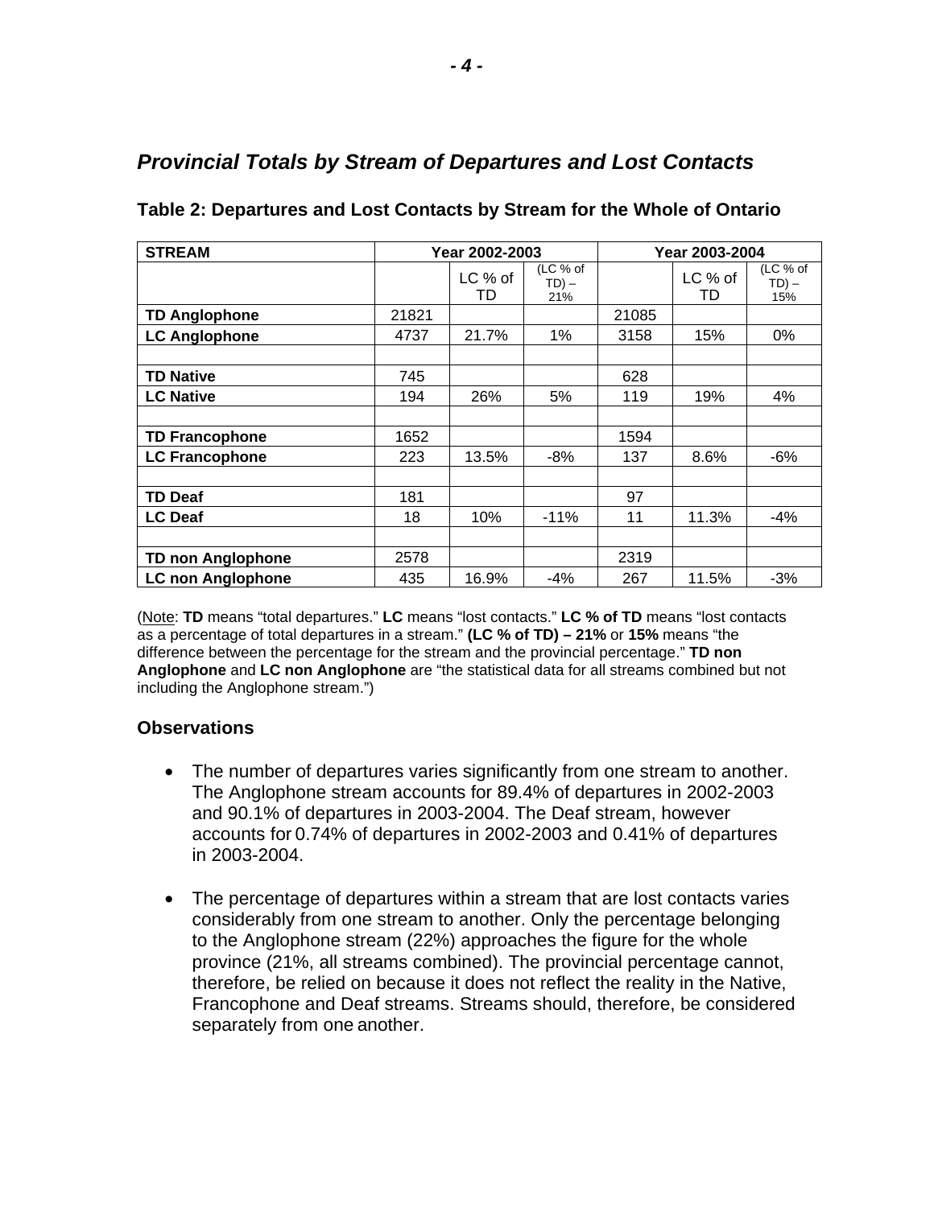## *Provincial Totals by Stream of Departures and Lost Contacts*

### Table 2: Departures and Lost Contacts by Stream for the Whole of Ontario

| STREAM | Year 2002-2003 | | | Year 2003-2004 | | |
|---|---|---|---|---|---|---|
| | | LC % of TD | (LC % of TD) – 21% | | LC % of TD | (LC % of TD) – 15% |
| **TD Anglophone** | 21821 | | | 21085 | | |
| **LC Anglophone** | 4737 | 21.7% | 1% | 3158 | 15% | 0% |
| | | | | | | |
| **TD Native** | 745 | | | 628 | | |
| **LC Native** | 194 | 26% | 5% | 119 | 19% | 4% |
| | | | | | | |
| **TD Francophone** | 1652 | | | 1594 | | |
| **LC Francophone** | 223 | 13.5% | -8% | 137 | 8.6% | -6% |
| | | | | | | |
| **TD Deaf** | 181 | | | 97 | | |
| **LC Deaf** | 18 | 10% | -11% | 11 | 11.3% | -4% |
| | | | | | | |
| **TD non Anglophone** | 2578 | | | 2319 | | |
| **LC non Anglophone** | 435 | 16.9% | -4% | 267 | 11.5% | -3% |

(Note: **TD** means "total departures." **LC** means "lost contacts." **LC % of TD** means "lost contacts as a percentage of total departures in a stream." **(LC % of TD) – 21%** or **15%** means "the difference between the percentage for the stream and the provincial percentage." **TD non Anglophone** and **LC non Anglophone** are "the statistical data for all streams combined but not including the Anglophone stream.")

### Observations

- The number of departures varies significantly from one stream to another. The Anglophone stream accounts for 89.4% of departures in 2002-2003 and 90.1% of departures in 2003-2004. The Deaf stream, however accounts for 0.74% of departures in 2002-2003 and 0.41% of departures in 2003-2004.
- The percentage of departures within a stream that are lost contacts varies considerably from one stream to another. Only the percentage belonging to the Anglophone stream (22%) approaches the figure for the whole province (21%, all streams combined). The provincial percentage cannot, therefore, be relied on because it does not reflect the reality in the Native, Francophone and Deaf streams. Streams should, therefore, be considered separately from one another.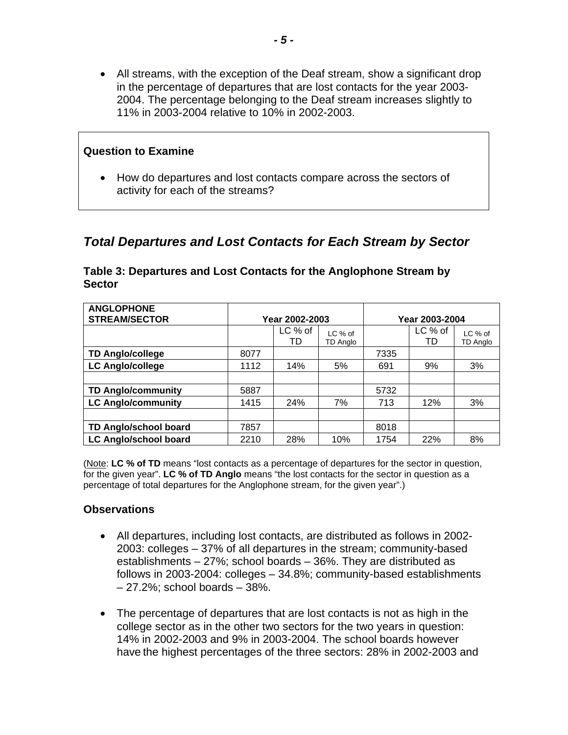- All streams, with the exception of the Deaf stream, show a significant drop in the percentage of departures that are lost contacts for the year 2003-2004. The percentage belonging to the Deaf stream increases slightly to 11% in 2003-2004 relative to 10% in 2002-2003.

**Question to Examine**

- How do departures and lost contacts compare across the sectors of activity for each of the streams?

## *Total Departures and Lost Contacts for Each Stream by Sector*

### Table 3: Departures and Lost Contacts for the Anglophone Stream by Sector

| ANGLOPHONE STREAM/SECTOR | Year 2002-2003 | | | Year 2003-2004 | | |
|---|---|---|---|---|---|---|
| | | LC % of TD | LC % of TD Anglo | | LC % of TD | LC % of TD Anglo |
| **TD Anglo/college** | 8077 | | | 7335 | | |
| **LC Anglo/college** | 1112 | 14% | 5% | 691 | 9% | 3% |
| | | | | | | |
| **TD Anglo/community** | 5887 | | | 5732 | | |
| **LC Anglo/community** | 1415 | 24% | 7% | 713 | 12% | 3% |
| | | | | | | |
| **TD Anglo/school board** | 7857 | | | 8018 | | |
| **LC Anglo/school board** | 2210 | 28% | 10% | 1754 | 22% | 8% |

(Note: **LC % of TD** means "lost contacts as a percentage of departures for the sector in question, for the given year". **LC % of TD Anglo** means "the lost contacts for the sector in question as a percentage of total departures for the Anglophone stream, for the given year".)

### Observations

- All departures, including lost contacts, are distributed as follows in 2002-2003: colleges – 37% of all departures in the stream; community-based establishments – 27%; school boards – 36%. They are distributed as follows in 2003-2004: colleges – 34.8%; community-based establishments – 27.2%; school boards – 38%.

- The percentage of departures that are lost contacts is not as high in the college sector as in the other two sectors for the two years in question: 14% in 2002-2003 and 9% in 2003-2004. The school boards however have the highest percentages of the three sectors: 28% in 2002-2003 and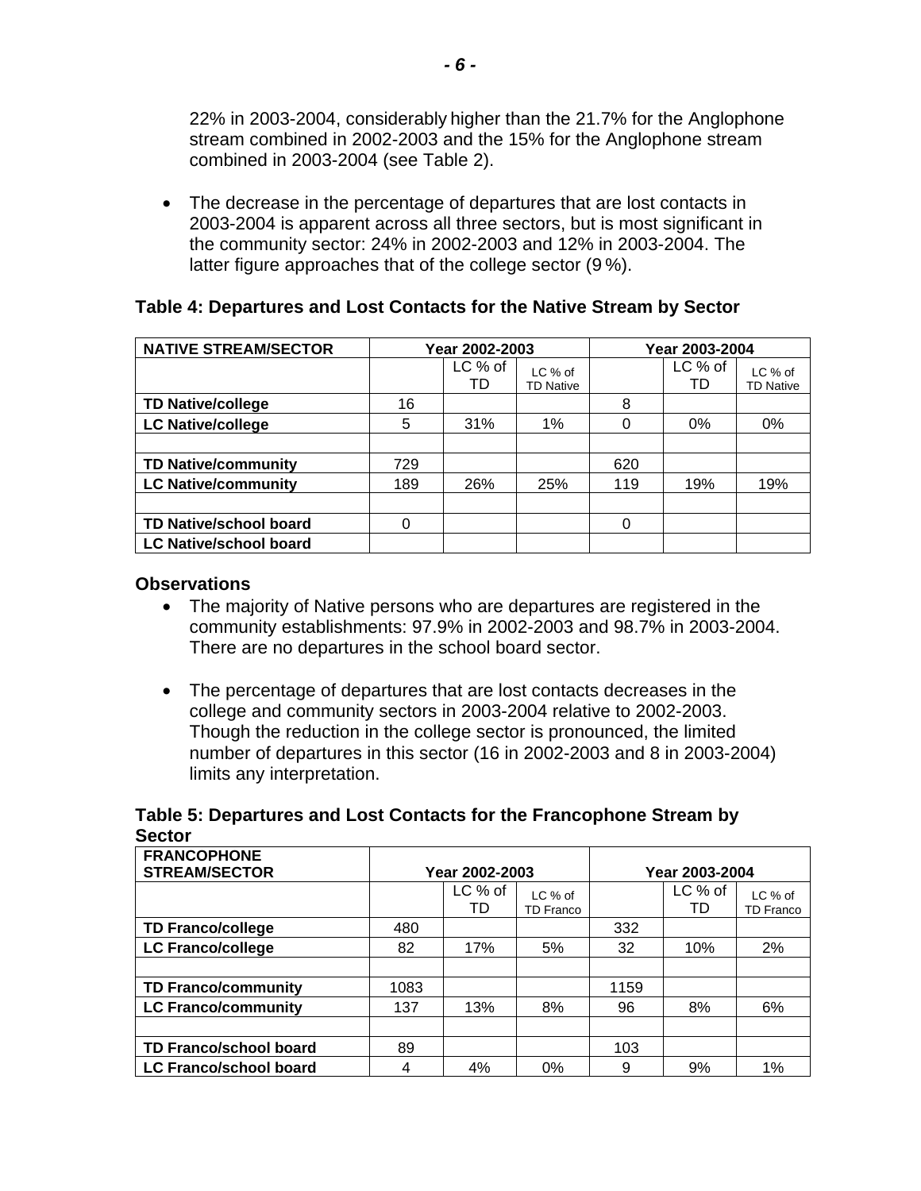22% in 2003-2004, considerably higher than the 21.7% for the Anglophone stream combined in 2002-2003 and the 15% for the Anglophone stream combined in 2003-2004 (see Table 2).

- The decrease in the percentage of departures that are lost contacts in 2003-2004 is apparent across all three sectors, but is most significant in the community sector: 24% in 2002-2003 and 12% in 2003-2004. The latter figure approaches that of the college sector (9 %).

**Table 4: Departures and Lost Contacts for the Native Stream by Sector**

| NATIVE STREAM/SECTOR | Year 2002-2003 | | | Year 2003-2004 | | |
|---|---|---|---|---|---|---|
| | | LC % of TD | LC % of TD Native | | LC % of TD | LC % of TD Native |
| **TD Native/college** | 16 | | | 8 | | |
| **LC Native/college** | 5 | 31% | 1% | 0 | 0% | 0% |
| | | | | | | |
| **TD Native/community** | 729 | | | 620 | | |
| **LC Native/community** | 189 | 26% | 25% | 119 | 19% | 19% |
| | | | | | | |
| **TD Native/school board** | 0 | | | 0 | | |
| **LC Native/school board** | | | | | | |

### Observations

- The majority of Native persons who are departures are registered in the community establishments: 97.9% in 2002-2003 and 98.7% in 2003-2004. There are no departures in the school board sector.

- The percentage of departures that are lost contacts decreases in the college and community sectors in 2003-2004 relative to 2002-2003. Though the reduction in the college sector is pronounced, the limited number of departures in this sector (16 in 2002-2003 and 8 in 2003-2004) limits any interpretation.

**Table 5: Departures and Lost Contacts for the Francophone Stream by Sector**

| FRANCOPHONE STREAM/SECTOR | Year 2002-2003 | | | Year 2003-2004 | | |
|---|---|---|---|---|---|---|
| | | LC % of TD | LC % of TD Franco | | LC % of TD | LC % of TD Franco |
| **TD Franco/college** | 480 | | | 332 | | |
| **LC Franco/college** | 82 | 17% | 5% | 32 | 10% | 2% |
| | | | | | | |
| **TD Franco/community** | 1083 | | | 1159 | | |
| **LC Franco/community** | 137 | 13% | 8% | 96 | 8% | 6% |
| | | | | | | |
| **TD Franco/school board** | 89 | | | 103 | | |
| **LC Franco/school board** | 4 | 4% | 0% | 9 | 9% | 1% |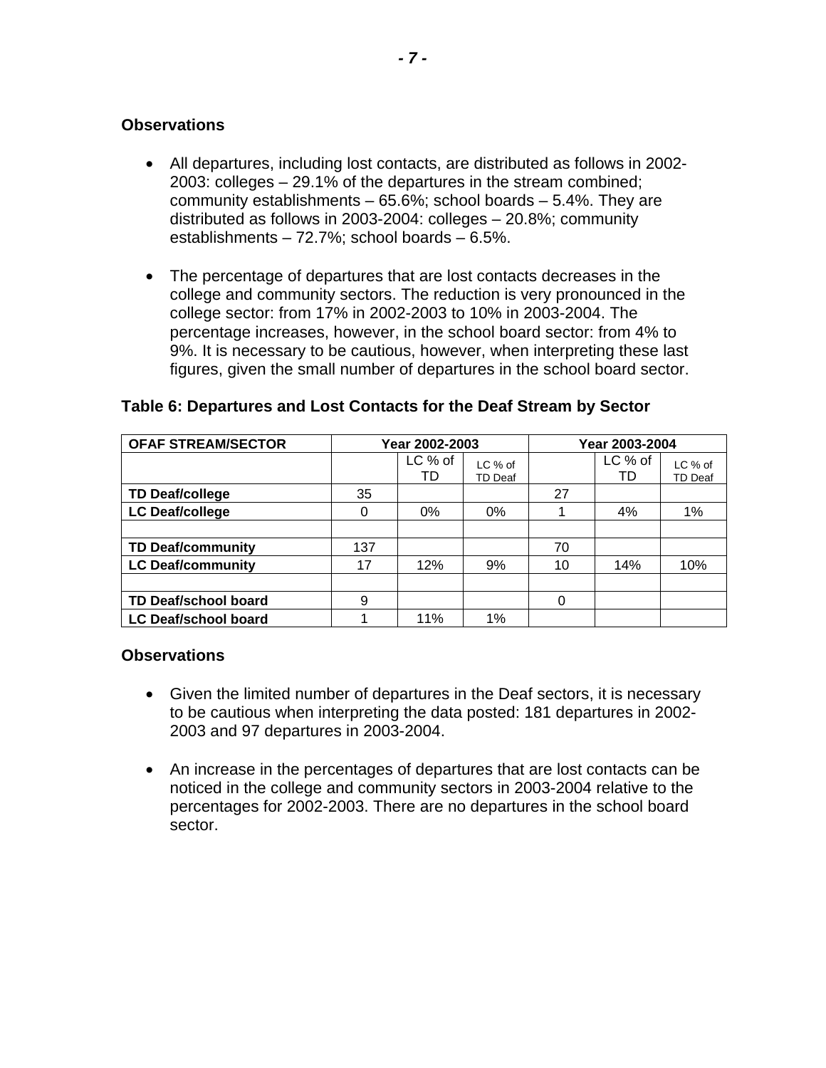### Observations

- All departures, including lost contacts, are distributed as follows in 2002-2003: colleges – 29.1% of the departures in the stream combined; community establishments – 65.6%; school boards – 5.4%. They are distributed as follows in 2003-2004: colleges – 20.8%; community establishments – 72.7%; school boards – 6.5%.

- The percentage of departures that are lost contacts decreases in the college and community sectors. The reduction is very pronounced in the college sector: from 17% in 2002-2003 to 10% in 2003-2004. The percentage increases, however, in the school board sector: from 4% to 9%. It is necessary to be cautious, however, when interpreting these last figures, given the small number of departures in the school board sector.

### Table 6: Departures and Lost Contacts for the Deaf Stream by Sector

| OFAF STREAM/SECTOR | Year 2002-2003 | | | Year 2003-2004 | | |
|---|---|---|---|---|---|---|
| | | LC % of TD | LC % of TD Deaf | | LC % of TD | LC % of TD Deaf |
| **TD Deaf/college** | 35 | | | 27 | | |
| **LC Deaf/college** | 0 | 0% | 0% | 1 | 4% | 1% |
| | | | | | | |
| **TD Deaf/community** | 137 | | | 70 | | |
| **LC Deaf/community** | 17 | 12% | 9% | 10 | 14% | 10% |
| | | | | | | |
| **TD Deaf/school board** | 9 | | | 0 | | |
| **LC Deaf/school board** | 1 | 11% | 1% | | | |

### Observations

- Given the limited number of departures in the Deaf sectors, it is necessary to be cautious when interpreting the data posted: 181 departures in 2002-2003 and 97 departures in 2003-2004.

- An increase in the percentages of departures that are lost contacts can be noticed in the college and community sectors in 2003-2004 relative to the percentages for 2002-2003. There are no departures in the school board sector.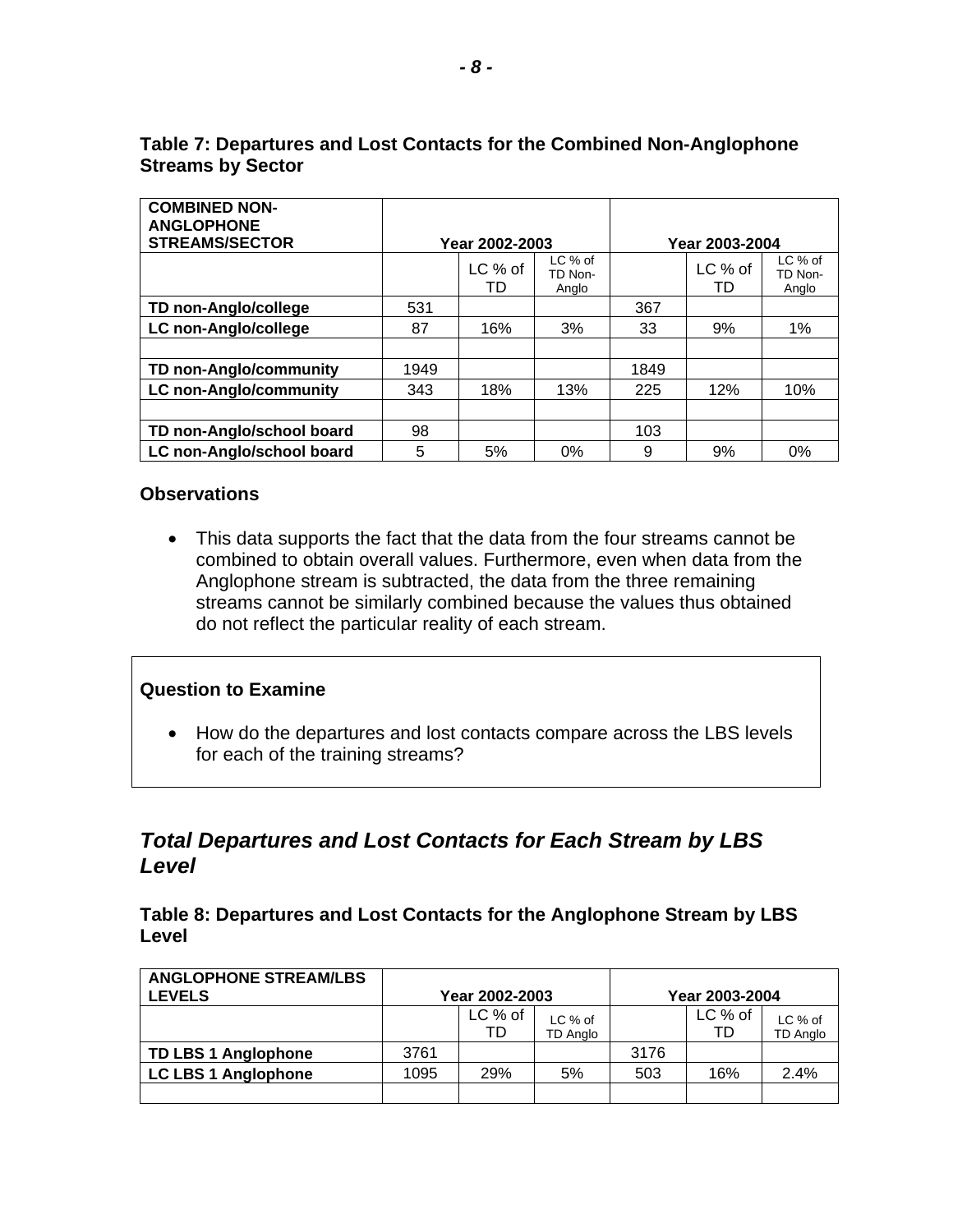### Table 7: Departures and Lost Contacts for the Combined Non-Anglophone Streams by Sector

| COMBINED NON-ANGLOPHONE STREAMS/SECTOR | Year 2002-2003 | | | Year 2003-2004 | | |
|---|---|---|---|---|---|---|
| | | LC % of TD | LC % of TD Non-Anglo | | LC % of TD | LC % of TD Non-Anglo |
| **TD non-Anglo/college** | 531 | | | 367 | | |
| **LC non-Anglo/college** | 87 | 16% | 3% | 33 | 9% | 1% |
| | | | | | | |
| **TD non-Anglo/community** | 1949 | | | 1849 | | |
| **LC non-Anglo/community** | 343 | 18% | 13% | 225 | 12% | 10% |
| | | | | | | |
| **TD non-Anglo/school board** | 98 | | | 103 | | |
| **LC non-Anglo/school board** | 5 | 5% | 0% | 9 | 9% | 0% |

### Observations

- This data supports the fact that the data from the four streams cannot be combined to obtain overall values. Furthermore, even when data from the Anglophone stream is subtracted, the data from the three remaining streams cannot be similarly combined because the values thus obtained do not reflect the particular reality of each stream.

**Question to Examine**

- How do the departures and lost contacts compare across the LBS levels for each of the training streams?

## *Total Departures and Lost Contacts for Each Stream by LBS Level*

### Table 8: Departures and Lost Contacts for the Anglophone Stream by LBS Level

| ANGLOPHONE STREAM/LBS LEVELS | Year 2002-2003 | | | Year 2003-2004 | | |
|---|---|---|---|---|---|---|
| | | LC % of TD | LC % of TD Anglo | | LC % of TD | LC % of TD Anglo |
| **TD LBS 1 Anglophone** | 3761 | | | 3176 | | |
| **LC LBS 1 Anglophone** | 1095 | 29% | 5% | 503 | 16% | 2.4% |
| | | | | | | |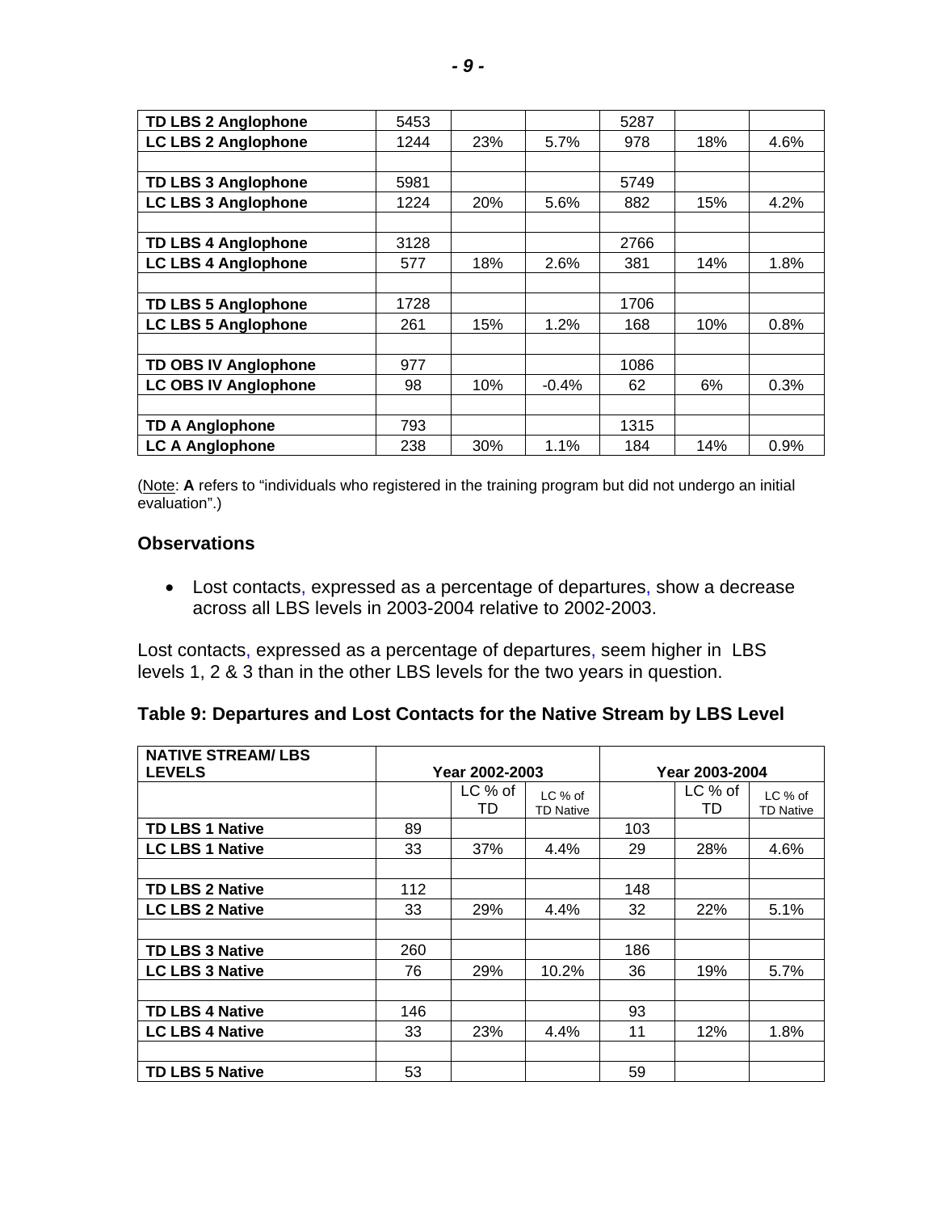| | | | | | | |
|---|---|---|---|---|---|---|
| **TD LBS 2 Anglophone** | 5453 | | | 5287 | | |
| **LC LBS 2 Anglophone** | 1244 | 23% | 5.7% | 978 | 18% | 4.6% |
| | | | | | | |
| **TD LBS 3 Anglophone** | 5981 | | | 5749 | | |
| **LC LBS 3 Anglophone** | 1224 | 20% | 5.6% | 882 | 15% | 4.2% |
| | | | | | | |
| **TD LBS 4 Anglophone** | 3128 | | | 2766 | | |
| **LC LBS 4 Anglophone** | 577 | 18% | 2.6% | 381 | 14% | 1.8% |
| | | | | | | |
| **TD LBS 5 Anglophone** | 1728 | | | 1706 | | |
| **LC LBS 5 Anglophone** | 261 | 15% | 1.2% | 168 | 10% | 0.8% |
| | | | | | | |
| **TD OBS IV Anglophone** | 977 | | | 1086 | | |
| **LC OBS IV Anglophone** | 98 | 10% | -0.4% | 62 | 6% | 0.3% |
| | | | | | | |
| **TD A Anglophone** | 793 | | | 1315 | | |
| **LC A Anglophone** | 238 | 30% | 1.1% | 184 | 14% | 0.9% |

(Note: **A** refers to "individuals who registered in the training program but did not undergo an initial evaluation".)

### Observations

- Lost contacts, expressed as a percentage of departures, show a decrease across all LBS levels in 2003-2004 relative to 2002-2003.

Lost contacts, expressed as a percentage of departures, seem higher in LBS levels 1, 2 & 3 than in the other LBS levels for the two years in question.

### Table 9: Departures and Lost Contacts for the Native Stream by LBS Level

| NATIVE STREAM/ LBS LEVELS | Year 2002-2003 | | | Year 2003-2004 | | |
|---|---|---|---|---|---|---|
| | | LC % of TD | LC % of TD Native | | LC % of TD | LC % of TD Native |
| **TD LBS 1 Native** | 89 | | | 103 | | |
| **LC LBS 1 Native** | 33 | 37% | 4.4% | 29 | 28% | 4.6% |
| | | | | | | |
| **TD LBS 2 Native** | 112 | | | 148 | | |
| **LC LBS 2 Native** | 33 | 29% | 4.4% | 32 | 22% | 5.1% |
| | | | | | | |
| **TD LBS 3 Native** | 260 | | | 186 | | |
| **LC LBS 3 Native** | 76 | 29% | 10.2% | 36 | 19% | 5.7% |
| | | | | | | |
| **TD LBS 4 Native** | 146 | | | 93 | | |
| **LC LBS 4 Native** | 33 | 23% | 4.4% | 11 | 12% | 1.8% |
| | | | | | | |
| **TD LBS 5 Native** | 53 | | | 59 | | |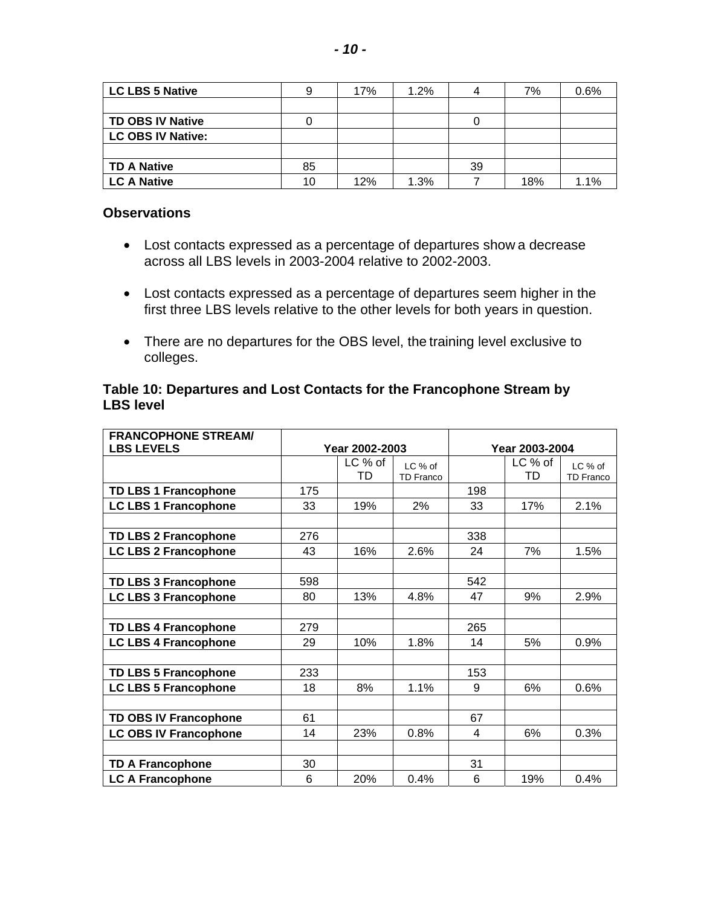| | | | | | | |
|---|---|---|---|---|---|---|
| **LC LBS 5 Native** | 9 | 17% | 1.2% | 4 | 7% | 0.6% |
| | | | | | | |
| **TD OBS IV Native** | 0 | | | 0 | | |
| **LC OBS IV Native:** | | | | | | |
| | | | | | | |
| **TD A Native** | 85 | | | 39 | | |
| **LC A Native** | 10 | 12% | 1.3% | 7 | 18% | 1.1% |

### Observations

- Lost contacts expressed as a percentage of departures show a decrease across all LBS levels in 2003-2004 relative to 2002-2003.
- Lost contacts expressed as a percentage of departures seem higher in the first three LBS levels relative to the other levels for both years in question.
- There are no departures for the OBS level, the training level exclusive to colleges.

### Table 10: Departures and Lost Contacts for the Francophone Stream by LBS level

| **FRANCOPHONE STREAM/ LBS LEVELS** | **Year 2002-2003** | | | **Year 2003-2004** | | |
|---|---|---|---|---|---|---|
| | | LC % of TD | LC % of TD Franco | | LC % of TD | LC % of TD Franco |
| **TD LBS 1 Francophone** | 175 | | | 198 | | |
| **LC LBS 1 Francophone** | 33 | 19% | 2% | 33 | 17% | 2.1% |
| | | | | | | |
| **TD LBS 2 Francophone** | 276 | | | 338 | | |
| **LC LBS 2 Francophone** | 43 | 16% | 2.6% | 24 | 7% | 1.5% |
| | | | | | | |
| **TD LBS 3 Francophone** | 598 | | | 542 | | |
| **LC LBS 3 Francophone** | 80 | 13% | 4.8% | 47 | 9% | 2.9% |
| | | | | | | |
| **TD LBS 4 Francophone** | 279 | | | 265 | | |
| **LC LBS 4 Francophone** | 29 | 10% | 1.8% | 14 | 5% | 0.9% |
| | | | | | | |
| **TD LBS 5 Francophone** | 233 | | | 153 | | |
| **LC LBS 5 Francophone** | 18 | 8% | 1.1% | 9 | 6% | 0.6% |
| | | | | | | |
| **TD OBS IV Francophone** | 61 | | | 67 | | |
| **LC OBS IV Francophone** | 14 | 23% | 0.8% | 4 | 6% | 0.3% |
| | | | | | | |
| **TD A Francophone** | 30 | | | 31 | | |
| **LC A Francophone** | 6 | 20% | 0.4% | 6 | 19% | 0.4% |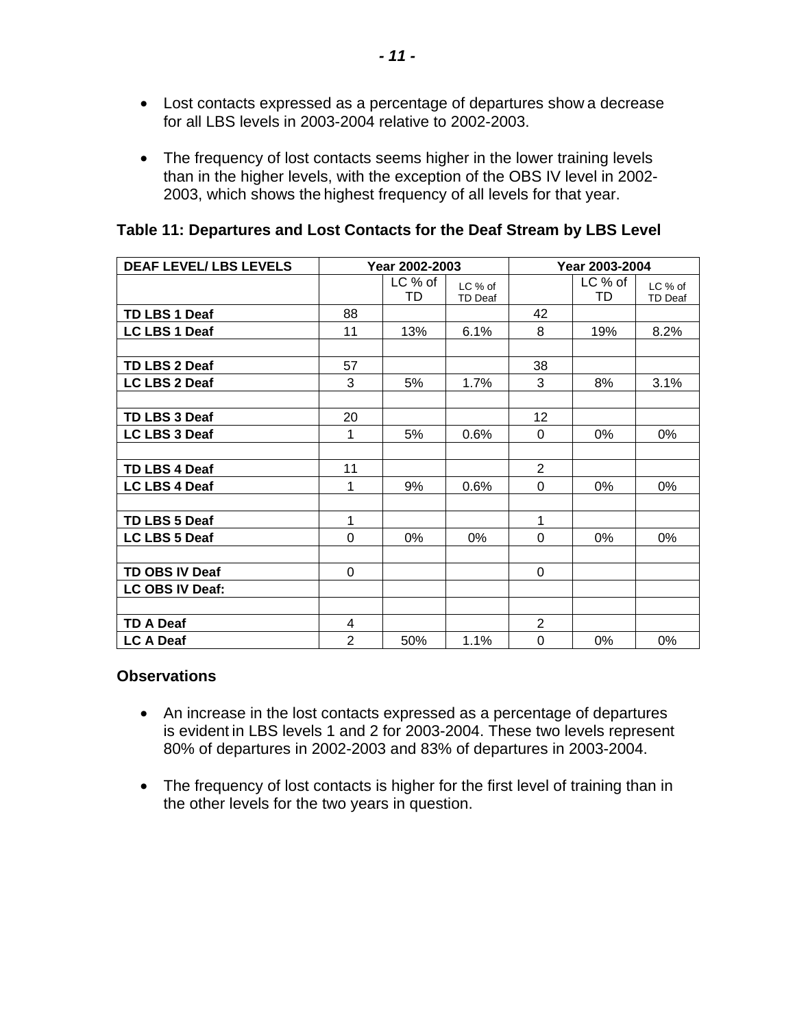- Lost contacts expressed as a percentage of departures show a decrease for all LBS levels in 2003-2004 relative to 2002-2003.

- The frequency of lost contacts seems higher in the lower training levels than in the higher levels, with the exception of the OBS IV level in 2002-2003, which shows the highest frequency of all levels for that year.

**Table 11: Departures and Lost Contacts for the Deaf Stream by LBS Level**

| DEAF LEVEL/ LBS LEVELS | Year 2002-2003 | | | Year 2003-2004 | | |
|---|---|---|---|---|---|---|
| | | LC % of TD | LC % of TD Deaf | | LC % of TD | LC % of TD Deaf |
| **TD LBS 1 Deaf** | 88 | | | 42 | | |
| **LC LBS 1 Deaf** | 11 | 13% | 6.1% | 8 | 19% | 8.2% |
| | | | | | | |
| **TD LBS 2 Deaf** | 57 | | | 38 | | |
| **LC LBS 2 Deaf** | 3 | 5% | 1.7% | 3 | 8% | 3.1% |
| | | | | | | |
| **TD LBS 3 Deaf** | 20 | | | 12 | | |
| **LC LBS 3 Deaf** | 1 | 5% | 0.6% | 0 | 0% | 0% |
| | | | | | | |
| **TD LBS 4 Deaf** | 11 | | | 2 | | |
| **LC LBS 4 Deaf** | 1 | 9% | 0.6% | 0 | 0% | 0% |
| | | | | | | |
| **TD LBS 5 Deaf** | 1 | | | 1 | | |
| **LC LBS 5 Deaf** | 0 | 0% | 0% | 0 | 0% | 0% |
| | | | | | | |
| **TD OBS IV Deaf** | 0 | | | 0 | | |
| **LC OBS IV Deaf:** | | | | | | |
| | | | | | | |
| **TD A Deaf** | 4 | | | 2 | | |
| **LC A Deaf** | 2 | 50% | 1.1% | 0 | 0% | 0% |

### Observations

- An increase in the lost contacts expressed as a percentage of departures is evident in LBS levels 1 and 2 for 2003-2004. These two levels represent 80% of departures in 2002-2003 and 83% of departures in 2003-2004.

- The frequency of lost contacts is higher for the first level of training than in the other levels for the two years in question.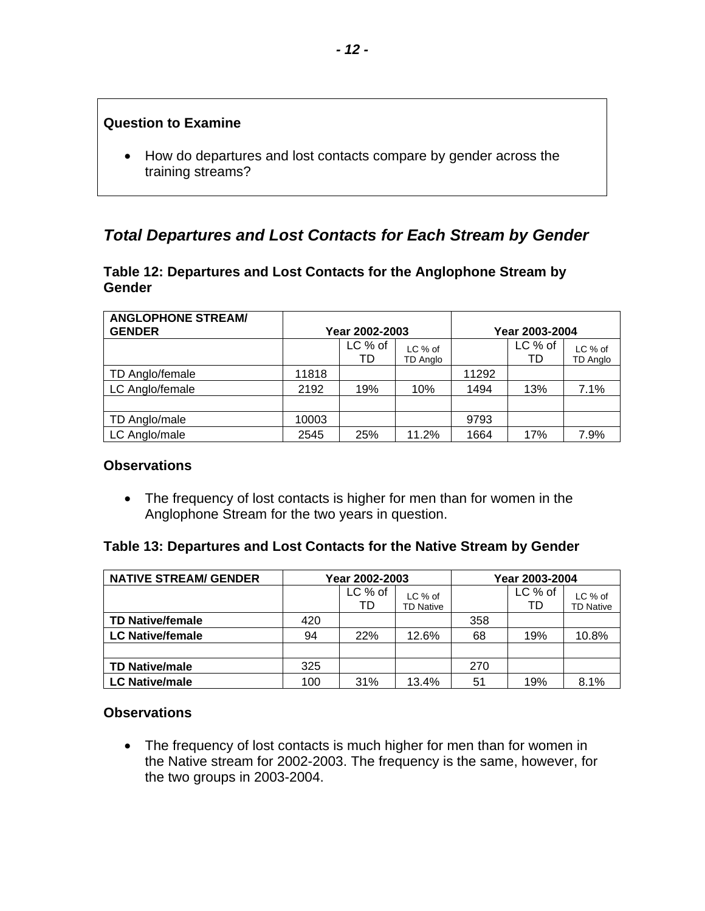**Question to Examine**

- How do departures and lost contacts compare by gender across the training streams?

## *Total Departures and Lost Contacts for Each Stream by Gender*

### Table 12: Departures and Lost Contacts for the Anglophone Stream by Gender

| ANGLOPHONE STREAM/ GENDER | Year 2002-2003 | | | Year 2003-2004 | | |
|---|---|---|---|---|---|---|
| | | LC % of TD | LC % of TD Anglo | | LC % of TD | LC % of TD Anglo |
| TD Anglo/female | 11818 | | | 11292 | | |
| LC Anglo/female | 2192 | 19% | 10% | 1494 | 13% | 7.1% |
| | | | | | | |
| TD Anglo/male | 10003 | | | 9793 | | |
| LC Anglo/male | 2545 | 25% | 11.2% | 1664 | 17% | 7.9% |

### Observations

- The frequency of lost contacts is higher for men than for women in the Anglophone Stream for the two years in question.

### Table 13: Departures and Lost Contacts for the Native Stream by Gender

| NATIVE STREAM/ GENDER | Year 2002-2003 | | | Year 2003-2004 | | |
|---|---|---|---|---|---|---|
| | | LC % of TD | LC % of TD Native | | LC % of TD | LC % of TD Native |
| **TD Native/female** | 420 | | | 358 | | |
| **LC Native/female** | 94 | 22% | 12.6% | 68 | 19% | 10.8% |
| | | | | | | |
| **TD Native/male** | 325 | | | 270 | | |
| **LC Native/male** | 100 | 31% | 13.4% | 51 | 19% | 8.1% |

### Observations

- The frequency of lost contacts is much higher for men than for women in the Native stream for 2002-2003. The frequency is the same, however, for the two groups in 2003-2004.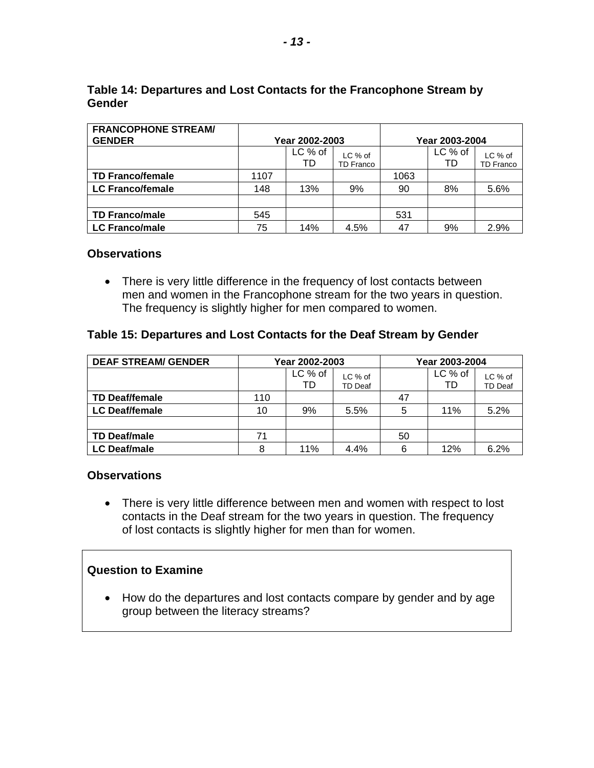### Table 14: Departures and Lost Contacts for the Francophone Stream by Gender

| FRANCOPHONE STREAM/ GENDER | Year 2002-2003 | | | Year 2003-2004 | | |
|---|---|---|---|---|---|---|
| | | LC % of TD | LC % of TD Franco | | LC % of TD | LC % of TD Franco |
| **TD Franco/female** | 1107 | | | 1063 | | |
| **LC Franco/female** | 148 | 13% | 9% | 90 | 8% | 5.6% |
| | | | | | | |
| **TD Franco/male** | 545 | | | 531 | | |
| **LC Franco/male** | 75 | 14% | 4.5% | 47 | 9% | 2.9% |

### Observations

- There is very little difference in the frequency of lost contacts between men and women in the Francophone stream for the two years in question. The frequency is slightly higher for men compared to women.

### Table 15: Departures and Lost Contacts for the Deaf Stream by Gender

| DEAF STREAM/ GENDER | Year 2002-2003 | | | Year 2003-2004 | | |
|---|---|---|---|---|---|---|
| | | LC % of TD | LC % of TD Deaf | | LC % of TD | LC % of TD Deaf |
| **TD Deaf/female** | 110 | | | 47 | | |
| **LC Deaf/female** | 10 | 9% | 5.5% | 5 | 11% | 5.2% |
| | | | | | | |
| **TD Deaf/male** | 71 | | | 50 | | |
| **LC Deaf/male** | 8 | 11% | 4.4% | 6 | 12% | 6.2% |

### Observations

- There is very little difference between men and women with respect to lost contacts in the Deaf stream for the two years in question. The frequency of lost contacts is slightly higher for men than for women.

### Question to Examine

- How do the departures and lost contacts compare by gender and by age group between the literacy streams?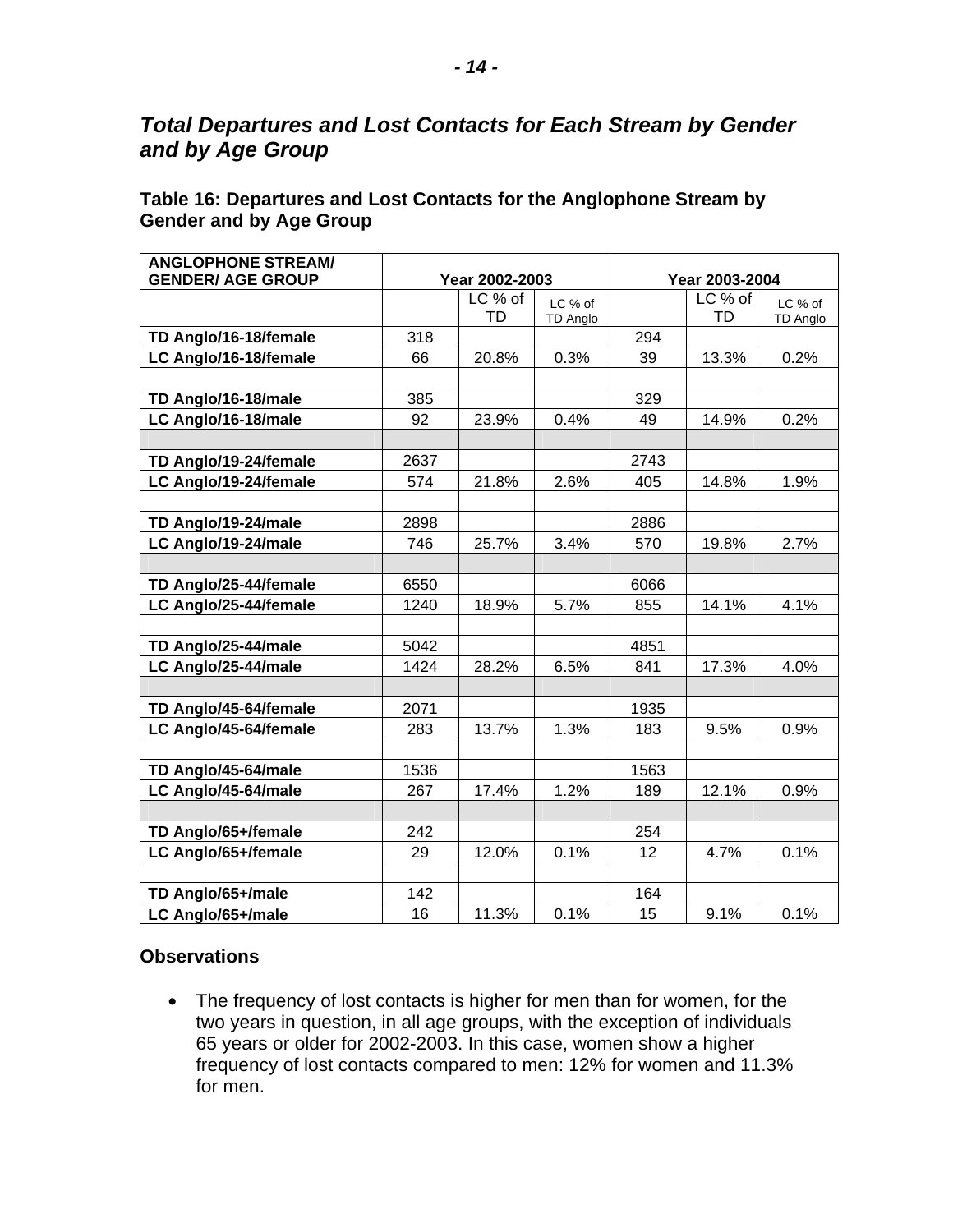## *Total Departures and Lost Contacts for Each Stream by Gender and by Age Group*

### Table 16: Departures and Lost Contacts for the Anglophone Stream by Gender and by Age Group

| ANGLOPHONE STREAM/ GENDER/ AGE GROUP | Year 2002-2003 | | | Year 2003-2004 | | |
|---|---|---|---|---|---|---|
| | | LC % of TD | LC % of TD Anglo | | LC % of TD | LC % of TD Anglo |
| **TD Anglo/16-18/female** | 318 | | | 294 | | |
| **LC Anglo/16-18/female** | 66 | 20.8% | 0.3% | 39 | 13.3% | 0.2% |
| | | | | | | |
| **TD Anglo/16-18/male** | 385 | | | 329 | | |
| **LC Anglo/16-18/male** | 92 | 23.9% | 0.4% | 49 | 14.9% | 0.2% |
| | | | | | | |
| **TD Anglo/19-24/female** | 2637 | | | 2743 | | |
| **LC Anglo/19-24/female** | 574 | 21.8% | 2.6% | 405 | 14.8% | 1.9% |
| | | | | | | |
| **TD Anglo/19-24/male** | 2898 | | | 2886 | | |
| **LC Anglo/19-24/male** | 746 | 25.7% | 3.4% | 570 | 19.8% | 2.7% |
| | | | | | | |
| **TD Anglo/25-44/female** | 6550 | | | 6066 | | |
| **LC Anglo/25-44/female** | 1240 | 18.9% | 5.7% | 855 | 14.1% | 4.1% |
| | | | | | | |
| **TD Anglo/25-44/male** | 5042 | | | 4851 | | |
| **LC Anglo/25-44/male** | 1424 | 28.2% | 6.5% | 841 | 17.3% | 4.0% |
| | | | | | | |
| **TD Anglo/45-64/female** | 2071 | | | 1935 | | |
| **LC Anglo/45-64/female** | 283 | 13.7% | 1.3% | 183 | 9.5% | 0.9% |
| | | | | | | |
| **TD Anglo/45-64/male** | 1536 | | | 1563 | | |
| **LC Anglo/45-64/male** | 267 | 17.4% | 1.2% | 189 | 12.1% | 0.9% |
| | | | | | | |
| **TD Anglo/65+/female** | 242 | | | 254 | | |
| **LC Anglo/65+/female** | 29 | 12.0% | 0.1% | 12 | 4.7% | 0.1% |
| | | | | | | |
| **TD Anglo/65+/male** | 142 | | | 164 | | |
| **LC Anglo/65+/male** | 16 | 11.3% | 0.1% | 15 | 9.1% | 0.1% |

### Observations

- The frequency of lost contacts is higher for men than for women, for the two years in question, in all age groups, with the exception of individuals 65 years or older for 2002-2003. In this case, women show a higher frequency of lost contacts compared to men: 12% for women and 11.3% for men.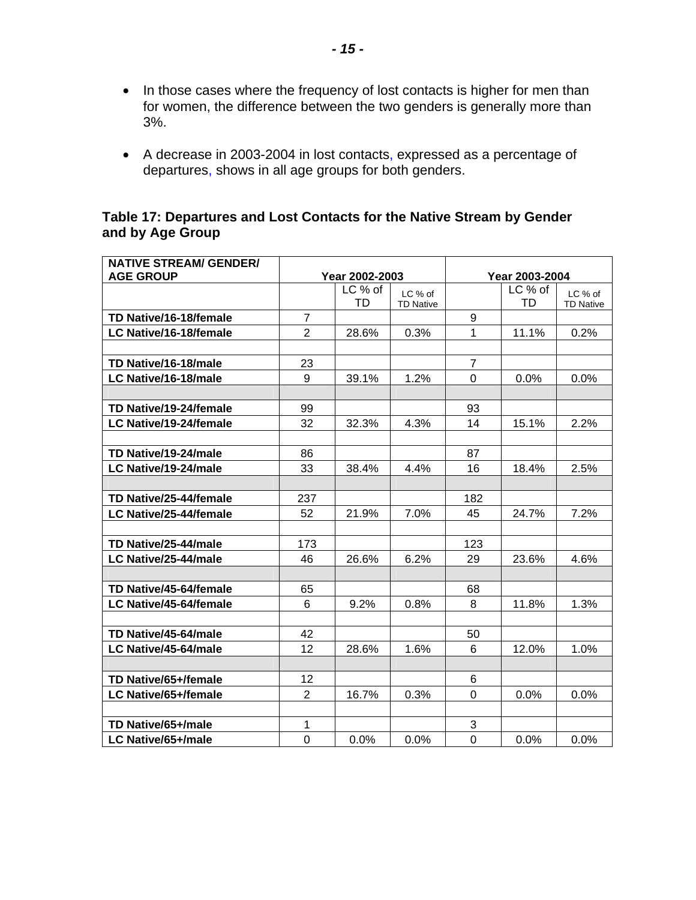- In those cases where the frequency of lost contacts is higher for men than for women, the difference between the two genders is generally more than 3%.
- A decrease in 2003-2004 in lost contacts, expressed as a percentage of departures, shows in all age groups for both genders.

**Table 17: Departures and Lost Contacts for the Native Stream by Gender and by Age Group**

| NATIVE STREAM/ GENDER/ AGE GROUP | Year 2002-2003 | | | Year 2003-2004 | | |
|---|---|---|---|---|---|---|
| | | LC % of TD | LC % of TD Native | | LC % of TD | LC % of TD Native |
| **TD Native/16-18/female** | 7 | | | 9 | | |
| **LC Native/16-18/female** | 2 | 28.6% | 0.3% | 1 | 11.1% | 0.2% |
| | | | | | | |
| **TD Native/16-18/male** | 23 | | | 7 | | |
| **LC Native/16-18/male** | 9 | 39.1% | 1.2% | 0 | 0.0% | 0.0% |
| | | | | | | |
| **TD Native/19-24/female** | 99 | | | 93 | | |
| **LC Native/19-24/female** | 32 | 32.3% | 4.3% | 14 | 15.1% | 2.2% |
| | | | | | | |
| **TD Native/19-24/male** | 86 | | | 87 | | |
| **LC Native/19-24/male** | 33 | 38.4% | 4.4% | 16 | 18.4% | 2.5% |
| | | | | | | |
| **TD Native/25-44/female** | 237 | | | 182 | | |
| **LC Native/25-44/female** | 52 | 21.9% | 7.0% | 45 | 24.7% | 7.2% |
| | | | | | | |
| **TD Native/25-44/male** | 173 | | | 123 | | |
| **LC Native/25-44/male** | 46 | 26.6% | 6.2% | 29 | 23.6% | 4.6% |
| | | | | | | |
| **TD Native/45-64/female** | 65 | | | 68 | | |
| **LC Native/45-64/female** | 6 | 9.2% | 0.8% | 8 | 11.8% | 1.3% |
| | | | | | | |
| **TD Native/45-64/male** | 42 | | | 50 | | |
| **LC Native/45-64/male** | 12 | 28.6% | 1.6% | 6 | 12.0% | 1.0% |
| | | | | | | |
| **TD Native/65+/female** | 12 | | | 6 | | |
| **LC Native/65+/female** | 2 | 16.7% | 0.3% | 0 | 0.0% | 0.0% |
| | | | | | | |
| **TD Native/65+/male** | 1 | | | 3 | | |
| **LC Native/65+/male** | 0 | 0.0% | 0.0% | 0 | 0.0% | 0.0% |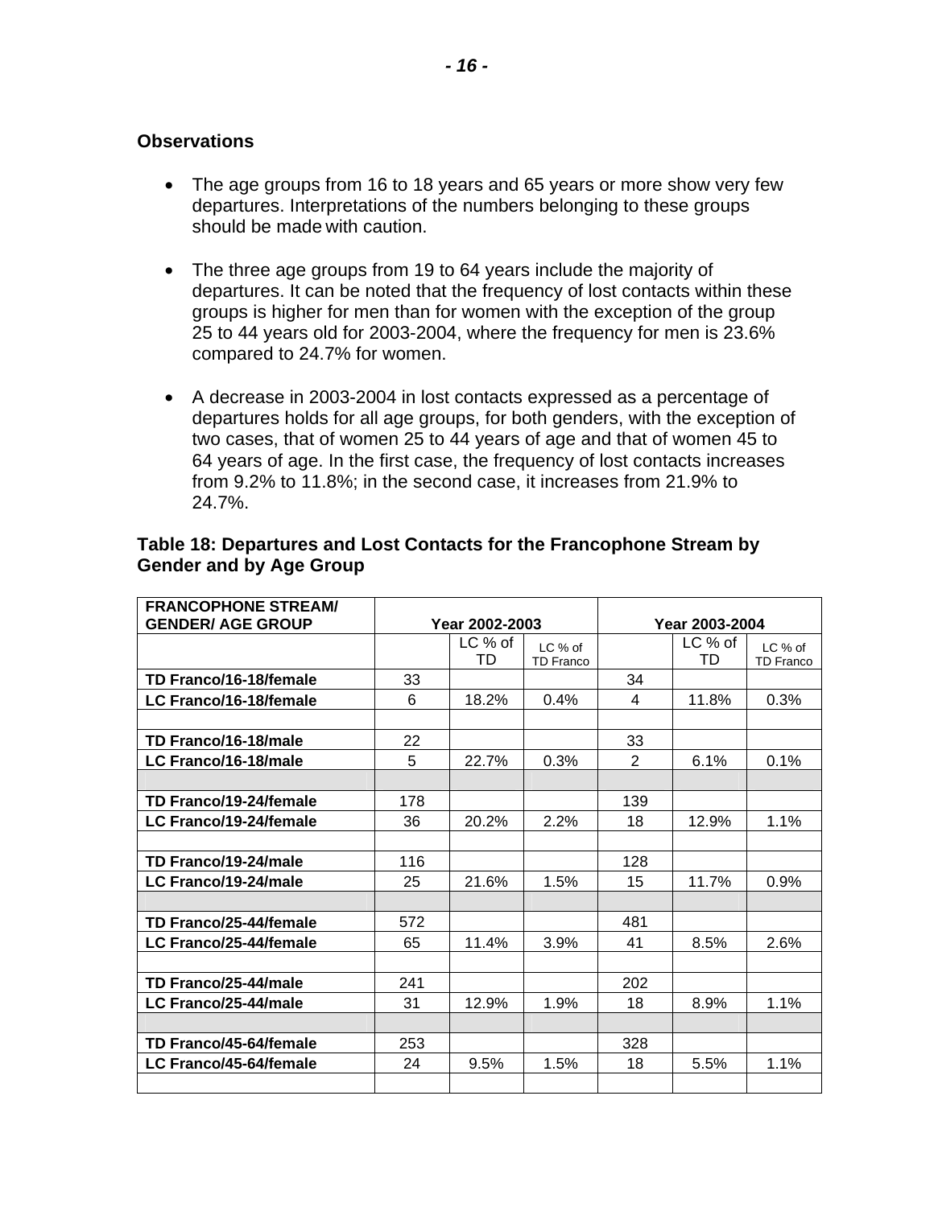**Observations**

- The age groups from 16 to 18 years and 65 years or more show very few departures. Interpretations of the numbers belonging to these groups should be made with caution.

- The three age groups from 19 to 64 years include the majority of departures. It can be noted that the frequency of lost contacts within these groups is higher for men than for women with the exception of the group 25 to 44 years old for 2003-2004, where the frequency for men is 23.6% compared to 24.7% for women.

- A decrease in 2003-2004 in lost contacts expressed as a percentage of departures holds for all age groups, for both genders, with the exception of two cases, that of women 25 to 44 years of age and that of women 45 to 64 years of age. In the first case, the frequency of lost contacts increases from 9.2% to 11.8%; in the second case, it increases from 21.9% to 24.7%.

**Table 18: Departures and Lost Contacts for the Francophone Stream by Gender and by Age Group**

| FRANCOPHONE STREAM/ GENDER/ AGE GROUP | Year 2002-2003 | | | Year 2003-2004 | | |
|---|---|---|---|---|---|---|
| | | LC % of TD | LC % of TD Franco | | LC % of TD | LC % of TD Franco |
| **TD Franco/16-18/female** | 33 | | | 34 | | |
| **LC Franco/16-18/female** | 6 | 18.2% | 0.4% | 4 | 11.8% | 0.3% |
| | | | | | | |
| **TD Franco/16-18/male** | 22 | | | 33 | | |
| **LC Franco/16-18/male** | 5 | 22.7% | 0.3% | 2 | 6.1% | 0.1% |
| | | | | | | |
| **TD Franco/19-24/female** | 178 | | | 139 | | |
| **LC Franco/19-24/female** | 36 | 20.2% | 2.2% | 18 | 12.9% | 1.1% |
| | | | | | | |
| **TD Franco/19-24/male** | 116 | | | 128 | | |
| **LC Franco/19-24/male** | 25 | 21.6% | 1.5% | 15 | 11.7% | 0.9% |
| | | | | | | |
| **TD Franco/25-44/female** | 572 | | | 481 | | |
| **LC Franco/25-44/female** | 65 | 11.4% | 3.9% | 41 | 8.5% | 2.6% |
| | | | | | | |
| **TD Franco/25-44/male** | 241 | | | 202 | | |
| **LC Franco/25-44/male** | 31 | 12.9% | 1.9% | 18 | 8.9% | 1.1% |
| | | | | | | |
| **TD Franco/45-64/female** | 253 | | | 328 | | |
| **LC Franco/45-64/female** | 24 | 9.5% | 1.5% | 18 | 5.5% | 1.1% |
| | | | | | | |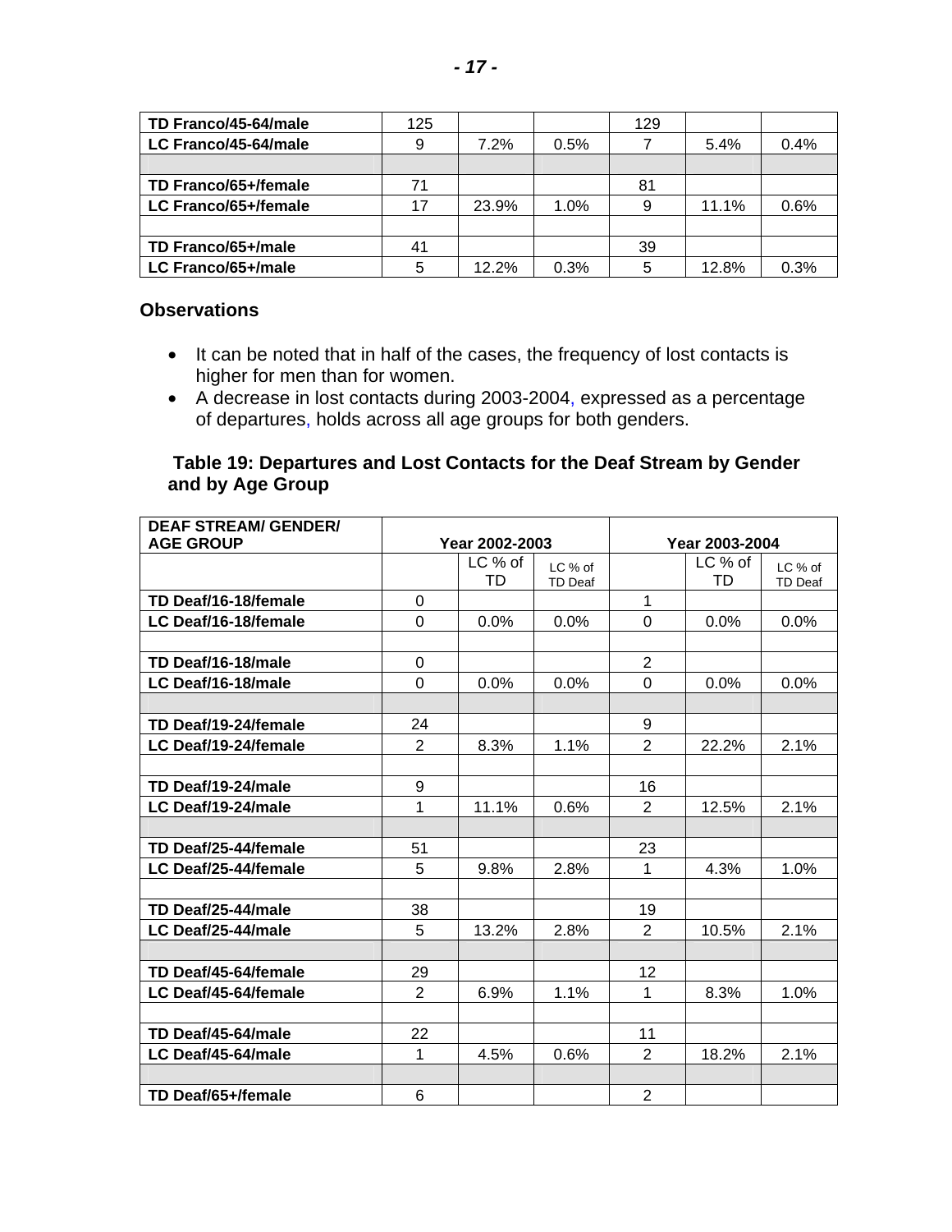| | | | | | | |
|---|---|---|---|---|---|---|
| **TD Franco/45-64/male** | 125 | | | 129 | | |
| **LC Franco/45-64/male** | 9 | 7.2% | 0.5% | 7 | 5.4% | 0.4% |
| | | | | | | |
| **TD Franco/65+/female** | 71 | | | 81 | | |
| **LC Franco/65+/female** | 17 | 23.9% | 1.0% | 9 | 11.1% | 0.6% |
| | | | | | | |
| **TD Franco/65+/male** | 41 | | | 39 | | |
| **LC Franco/65+/male** | 5 | 12.2% | 0.3% | 5 | 12.8% | 0.3% |

### Observations

- It can be noted that in half of the cases, the frequency of lost contacts is higher for men than for women.
- A decrease in lost contacts during 2003-2004, expressed as a percentage of departures, holds across all age groups for both genders.

### Table 19: Departures and Lost Contacts for the Deaf Stream by Gender and by Age Group

| **DEAF STREAM/ GENDER/ AGE GROUP** | **Year 2002-2003** | | | **Year 2003-2004** | | |
|---|---|---|---|---|---|---|
| | | LC % of TD | LC % of TD Deaf | | LC % of TD | LC % of TD Deaf |
| **TD Deaf/16-18/female** | 0 | | | 1 | | |
| **LC Deaf/16-18/female** | 0 | 0.0% | 0.0% | 0 | 0.0% | 0.0% |
| | | | | | | |
| **TD Deaf/16-18/male** | 0 | | | 2 | | |
| **LC Deaf/16-18/male** | 0 | 0.0% | 0.0% | 0 | 0.0% | 0.0% |
| | | | | | | |
| **TD Deaf/19-24/female** | 24 | | | 9 | | |
| **LC Deaf/19-24/female** | 2 | 8.3% | 1.1% | 2 | 22.2% | 2.1% |
| | | | | | | |
| **TD Deaf/19-24/male** | 9 | | | 16 | | |
| **LC Deaf/19-24/male** | 1 | 11.1% | 0.6% | 2 | 12.5% | 2.1% |
| | | | | | | |
| **TD Deaf/25-44/female** | 51 | | | 23 | | |
| **LC Deaf/25-44/female** | 5 | 9.8% | 2.8% | 1 | 4.3% | 1.0% |
| | | | | | | |
| **TD Deaf/25-44/male** | 38 | | | 19 | | |
| **LC Deaf/25-44/male** | 5 | 13.2% | 2.8% | 2 | 10.5% | 2.1% |
| | | | | | | |
| **TD Deaf/45-64/female** | 29 | | | 12 | | |
| **LC Deaf/45-64/female** | 2 | 6.9% | 1.1% | 1 | 8.3% | 1.0% |
| | | | | | | |
| **TD Deaf/45-64/male** | 22 | | | 11 | | |
| **LC Deaf/45-64/male** | 1 | 4.5% | 0.6% | 2 | 18.2% | 2.1% |
| | | | | | | |
| **TD Deaf/65+/female** | 6 | | | 2 | | |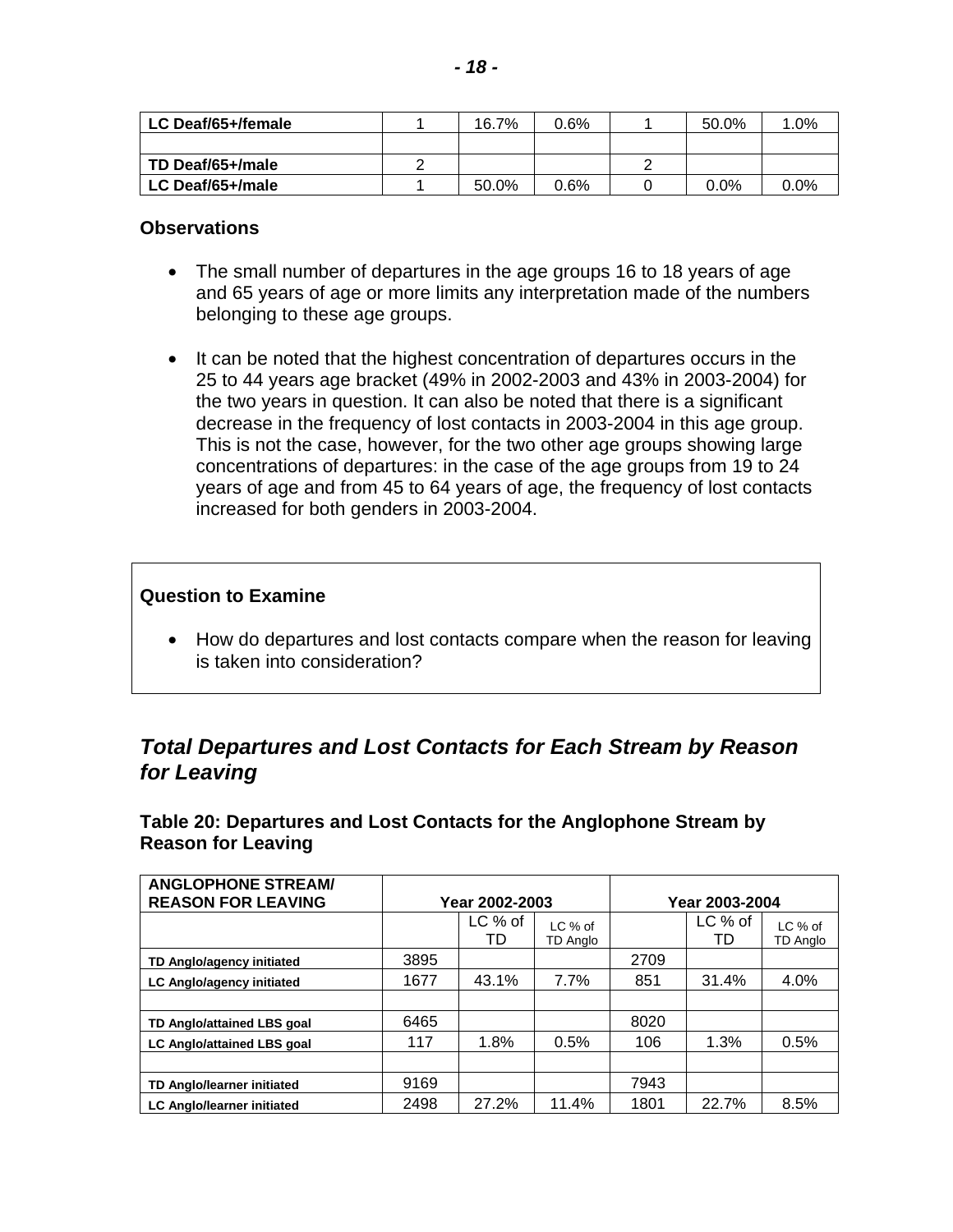| LC Deaf/65+/female | 1 | 16.7% | 0.6% | 1 | 50.0% | 1.0% |
|---|---|---|---|---|---|---|
| | | | | | | |
| TD Deaf/65+/male | 2 | | | 2 | | |
| LC Deaf/65+/male | 1 | 50.0% | 0.6% | 0 | 0.0% | 0.0% |

### Observations

- The small number of departures in the age groups 16 to 18 years of age and 65 years of age or more limits any interpretation made of the numbers belonging to these age groups.
- It can be noted that the highest concentration of departures occurs in the 25 to 44 years age bracket (49% in 2002-2003 and 43% in 2003-2004) for the two years in question. It can also be noted that there is a significant decrease in the frequency of lost contacts in 2003-2004 in this age group. This is not the case, however, for the two other age groups showing large concentrations of departures: in the case of the age groups from 19 to 24 years of age and from 45 to 64 years of age, the frequency of lost contacts increased for both genders in 2003-2004.

**Question to Examine**

- How do departures and lost contacts compare when the reason for leaving is taken into consideration?

## *Total Departures and Lost Contacts for Each Stream by Reason for Leaving*

### Table 20: Departures and Lost Contacts for the Anglophone Stream by Reason for Leaving

| ANGLOPHONE STREAM/ REASON FOR LEAVING | Year 2002-2003 | | | Year 2003-2004 | | |
|---|---|---|---|---|---|---|
| | | LC % of TD | LC % of TD Anglo | | LC % of TD | LC % of TD Anglo |
| TD Anglo/agency initiated | 3895 | | | 2709 | | |
| LC Anglo/agency initiated | 1677 | 43.1% | 7.7% | 851 | 31.4% | 4.0% |
| | | | | | | |
| TD Anglo/attained LBS goal | 6465 | | | 8020 | | |
| LC Anglo/attained LBS goal | 117 | 1.8% | 0.5% | 106 | 1.3% | 0.5% |
| | | | | | | |
| TD Anglo/learner initiated | 9169 | | | 7943 | | |
| LC Anglo/learner initiated | 2498 | 27.2% | 11.4% | 1801 | 22.7% | 8.5% |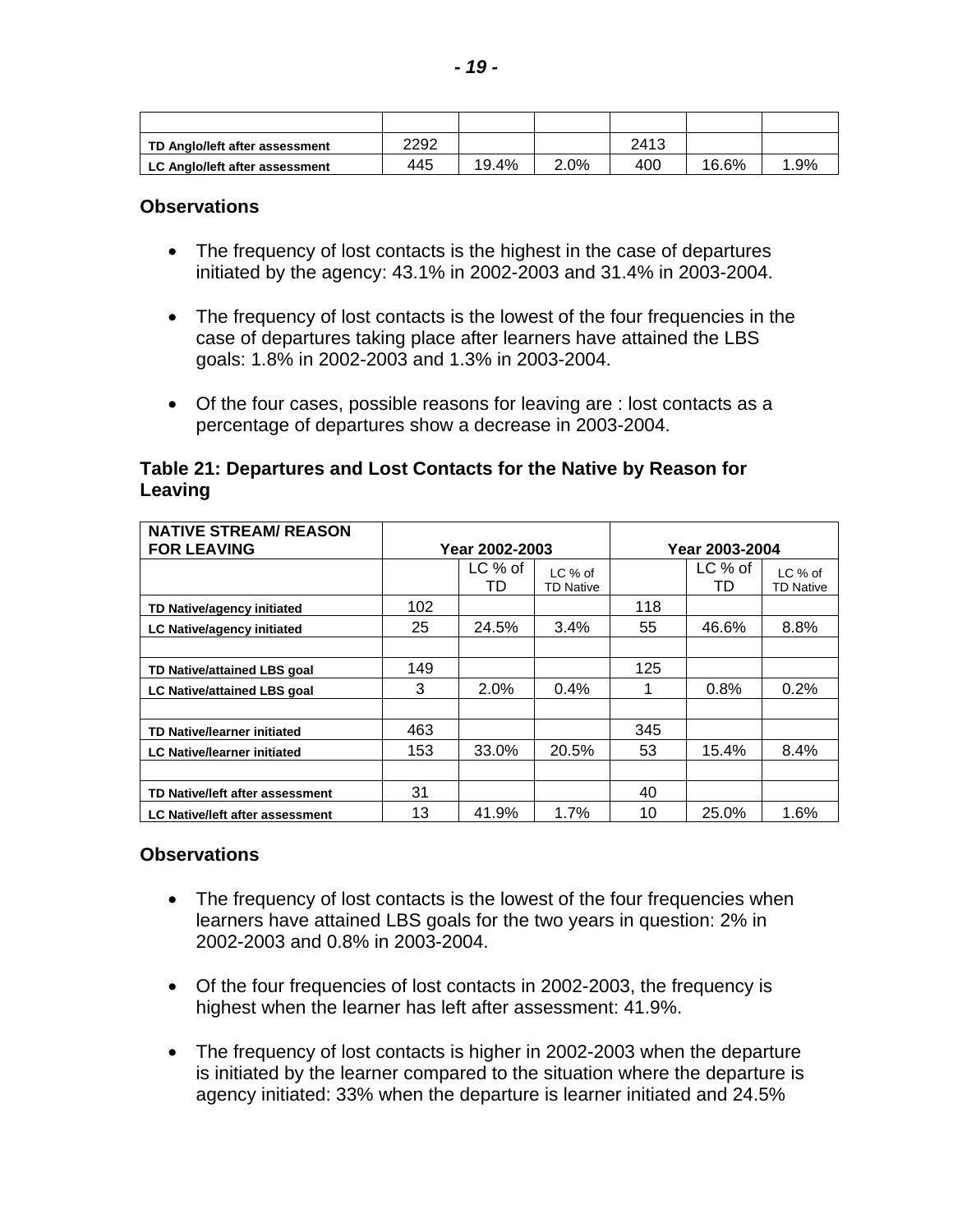| | | | | | | |
|---|---|---|---|---|---|---|
| **TD Anglo/left after assessment** | 2292 | | | 2413 | | |
| **LC Anglo/left after assessment** | 445 | 19.4% | 2.0% | 400 | 16.6% | 1.9% |

### Observations

- The frequency of lost contacts is the highest in the case of departures initiated by the agency: 43.1% in 2002-2003 and 31.4% in 2003-2004.
- The frequency of lost contacts is the lowest of the four frequencies in the case of departures taking place after learners have attained the LBS goals: 1.8% in 2002-2003 and 1.3% in 2003-2004.
- Of the four cases, possible reasons for leaving are : lost contacts as a percentage of departures show a decrease in 2003-2004.

### Table 21: Departures and Lost Contacts for the Native by Reason for Leaving

| **NATIVE STREAM/ REASON FOR LEAVING** | **Year 2002-2003** | | | **Year 2003-2004** | | |
|---|---|---|---|---|---|---|
| | | LC % of TD | LC % of TD Native | | LC % of TD | LC % of TD Native |
| **TD Native/agency initiated** | 102 | | | 118 | | |
| **LC Native/agency initiated** | 25 | 24.5% | 3.4% | 55 | 46.6% | 8.8% |
| | | | | | | |
| **TD Native/attained LBS goal** | 149 | | | 125 | | |
| **LC Native/attained LBS goal** | 3 | 2.0% | 0.4% | 1 | 0.8% | 0.2% |
| | | | | | | |
| **TD Native/learner initiated** | 463 | | | 345 | | |
| **LC Native/learner initiated** | 153 | 33.0% | 20.5% | 53 | 15.4% | 8.4% |
| | | | | | | |
| **TD Native/left after assessment** | 31 | | | 40 | | |
| **LC Native/left after assessment** | 13 | 41.9% | 1.7% | 10 | 25.0% | 1.6% |

### Observations

- The frequency of lost contacts is the lowest of the four frequencies when learners have attained LBS goals for the two years in question: 2% in 2002-2003 and 0.8% in 2003-2004.
- Of the four frequencies of lost contacts in 2002-2003, the frequency is highest when the learner has left after assessment: 41.9%.
- The frequency of lost contacts is higher in 2002-2003 when the departure is initiated by the learner compared to the situation where the departure is agency initiated: 33% when the departure is learner initiated and 24.5%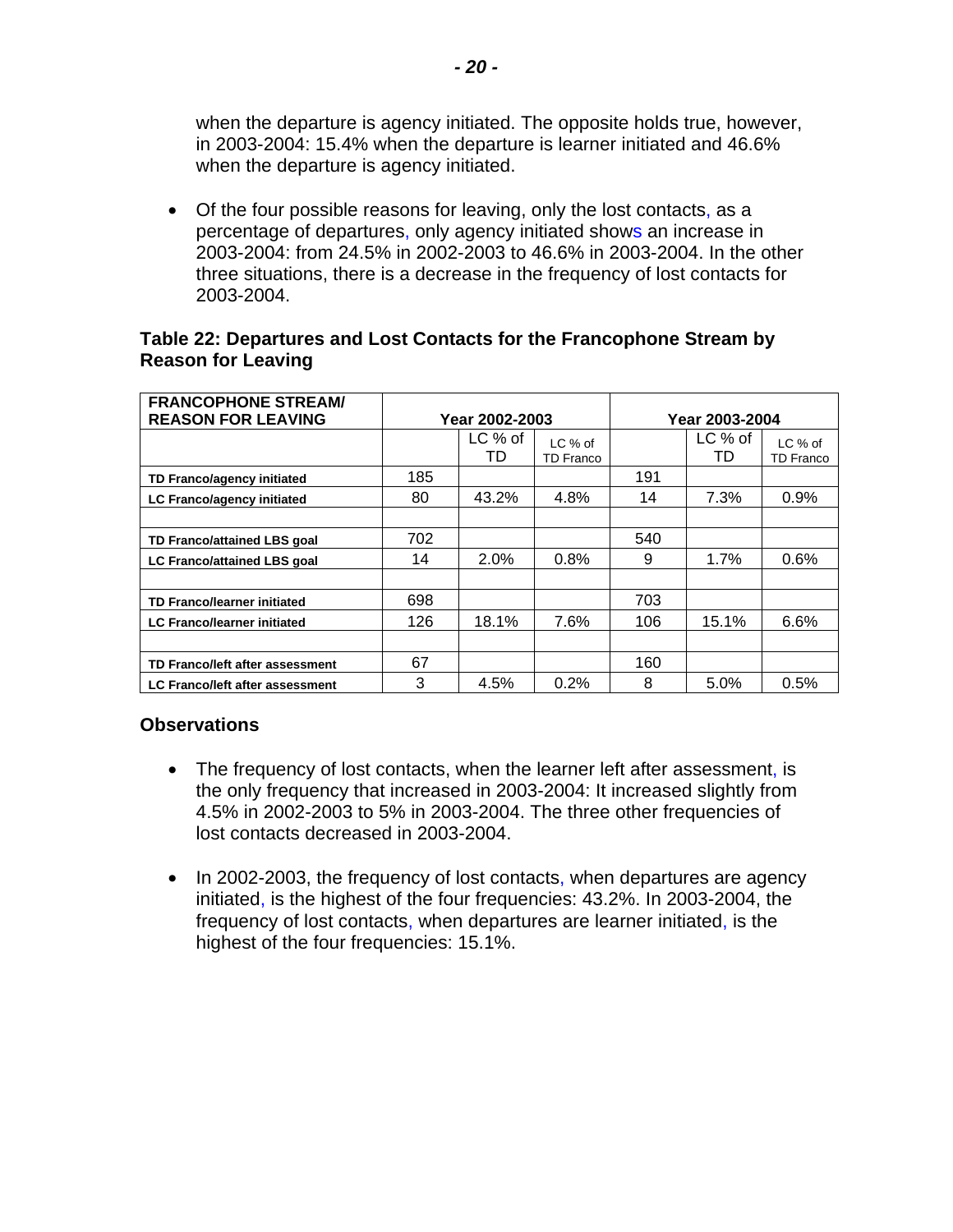when the departure is agency initiated. The opposite holds true, however, in 2003-2004: 15.4% when the departure is learner initiated and 46.6% when the departure is agency initiated.

- Of the four possible reasons for leaving, only the lost contacts, as a percentage of departures, only agency initiated shows an increase in 2003-2004: from 24.5% in 2002-2003 to 46.6% in 2003-2004. In the other three situations, there is a decrease in the frequency of lost contacts for 2003-2004.

### Table 22: Departures and Lost Contacts for the Francophone Stream by Reason for Leaving

| FRANCOPHONE STREAM/ REASON FOR LEAVING | Year 2002-2003 | | | Year 2003-2004 | | |
|---|---|---|---|---|---|---|
| | | LC % of TD | LC % of TD Franco | | LC % of TD | LC % of TD Franco |
| TD Franco/agency initiated | 185 | | | 191 | | |
| LC Franco/agency initiated | 80 | 43.2% | 4.8% | 14 | 7.3% | 0.9% |
| | | | | | | |
| TD Franco/attained LBS goal | 702 | | | 540 | | |
| LC Franco/attained LBS goal | 14 | 2.0% | 0.8% | 9 | 1.7% | 0.6% |
| | | | | | | |
| TD Franco/learner initiated | 698 | | | 703 | | |
| LC Franco/learner initiated | 126 | 18.1% | 7.6% | 106 | 15.1% | 6.6% |
| | | | | | | |
| TD Franco/left after assessment | 67 | | | 160 | | |
| LC Franco/left after assessment | 3 | 4.5% | 0.2% | 8 | 5.0% | 0.5% |

### Observations

- The frequency of lost contacts, when the learner left after assessment, is the only frequency that increased in 2003-2004: It increased slightly from 4.5% in 2002-2003 to 5% in 2003-2004. The three other frequencies of lost contacts decreased in 2003-2004.

- In 2002-2003, the frequency of lost contacts, when departures are agency initiated, is the highest of the four frequencies: 43.2%. In 2003-2004, the frequency of lost contacts, when departures are learner initiated, is the highest of the four frequencies: 15.1%.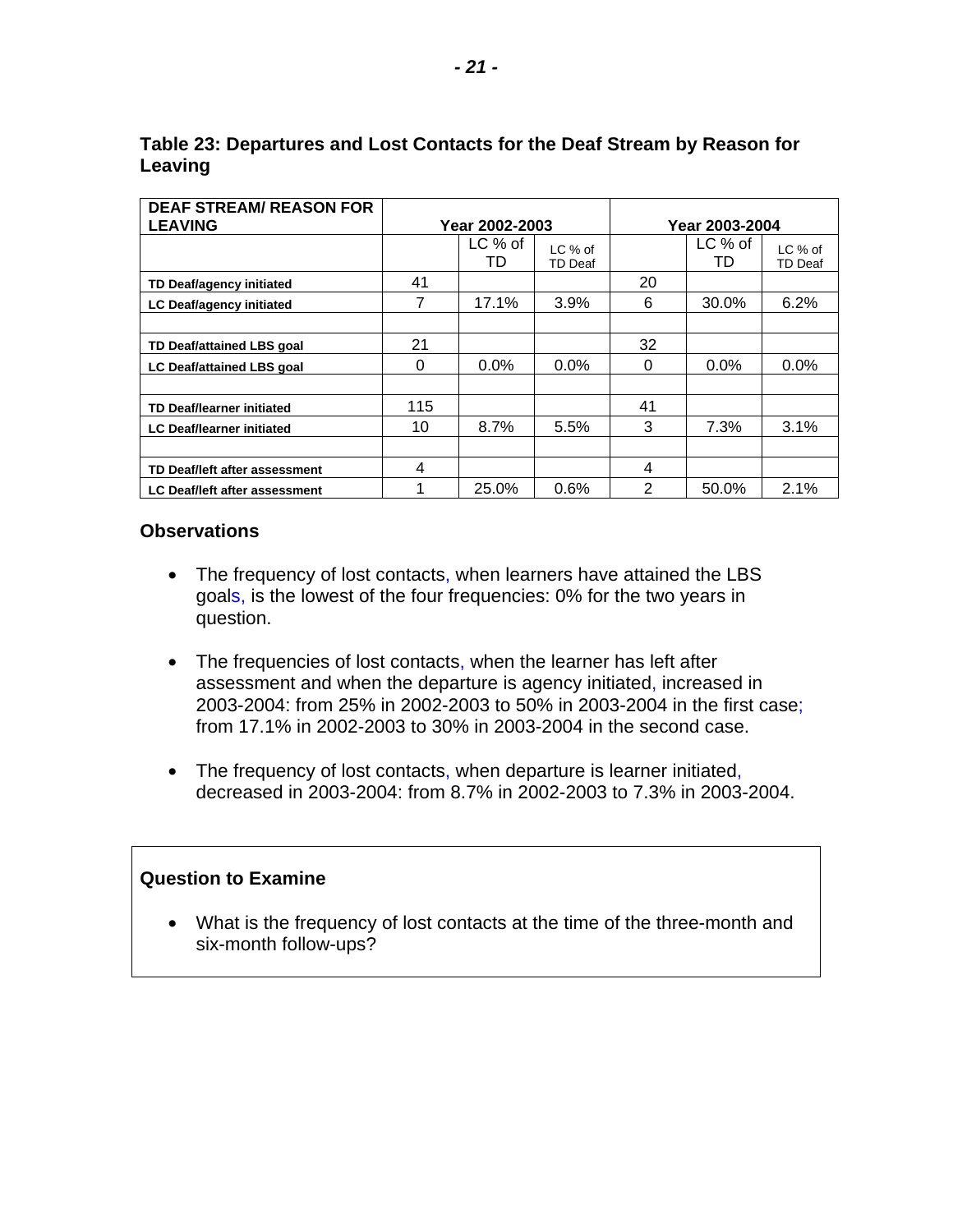### Table 23: Departures and Lost Contacts for the Deaf Stream by Reason for Leaving

| DEAF STREAM/ REASON FOR LEAVING | Year 2002-2003 | | | Year 2003-2004 | | |
|---|---|---|---|---|---|---|
| | | LC % of TD | LC % of TD Deaf | | LC % of TD | LC % of TD Deaf |
| **TD Deaf/agency initiated** | 41 | | | 20 | | |
| **LC Deaf/agency initiated** | 7 | 17.1% | 3.9% | 6 | 30.0% | 6.2% |
| | | | | | | |
| **TD Deaf/attained LBS goal** | 21 | | | 32 | | |
| **LC Deaf/attained LBS goal** | 0 | 0.0% | 0.0% | 0 | 0.0% | 0.0% |
| | | | | | | |
| **TD Deaf/learner initiated** | 115 | | | 41 | | |
| **LC Deaf/learner initiated** | 10 | 8.7% | 5.5% | 3 | 7.3% | 3.1% |
| | | | | | | |
| **TD Deaf/left after assessment** | 4 | | | 4 | | |
| **LC Deaf/left after assessment** | 1 | 25.0% | 0.6% | 2 | 50.0% | 2.1% |

### Observations

- The frequency of lost contacts, when learners have attained the LBS goals, is the lowest of the four frequencies: 0% for the two years in question.

- The frequencies of lost contacts, when the learner has left after assessment and when the departure is agency initiated, increased in 2003-2004: from 25% in 2002-2003 to 50% in 2003-2004 in the first case; from 17.1% in 2002-2003 to 30% in 2003-2004 in the second case.

- The frequency of lost contacts, when departure is learner initiated, decreased in 2003-2004: from 8.7% in 2002-2003 to 7.3% in 2003-2004.

### Question to Examine

- What is the frequency of lost contacts at the time of the three-month and six-month follow-ups?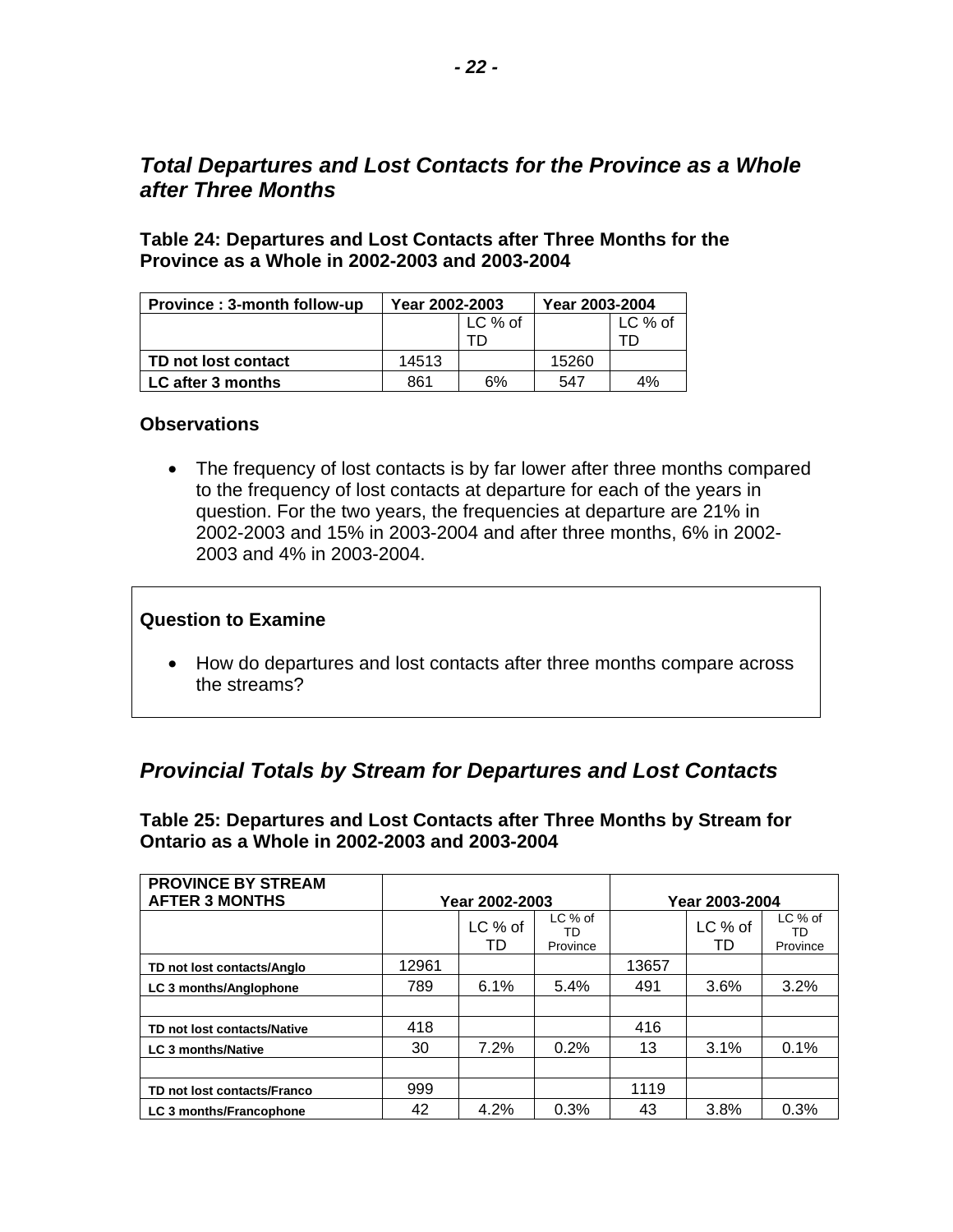## *Total Departures and Lost Contacts for the Province as a Whole after Three Months*

**Table 24: Departures and Lost Contacts after Three Months for the Province as a Whole in 2002-2003 and 2003-2004**

| Province : 3-month follow-up | Year 2002-2003 | | Year 2003-2004 | |
|---|---|---|---|---|
| | | LC % of TD | | LC % of TD |
| **TD not lost contact** | 14513 | | 15260 | |
| **LC after 3 months** | 861 | 6% | 547 | 4% |

### Observations

- The frequency of lost contacts is by far lower after three months compared to the frequency of lost contacts at departure for each of the years in question. For the two years, the frequencies at departure are 21% in 2002-2003 and 15% in 2003-2004 and after three months, 6% in 2002-2003 and 4% in 2003-2004.

### Question to Examine

- How do departures and lost contacts after three months compare across the streams?

## *Provincial Totals by Stream for Departures and Lost Contacts*

**Table 25: Departures and Lost Contacts after Three Months by Stream for Ontario as a Whole in 2002-2003 and 2003-2004**

| PROVINCE BY STREAM AFTER 3 MONTHS | Year 2002-2003 | | | Year 2003-2004 | | |
|---|---|---|---|---|---|---|
| | | LC % of TD | LC % of TD Province | | LC % of TD | LC % of TD Province |
| **TD not lost contacts/Anglo** | 12961 | | | 13657 | | |
| **LC 3 months/Anglophone** | 789 | 6.1% | 5.4% | 491 | 3.6% | 3.2% |
| | | | | | | |
| **TD not lost contacts/Native** | 418 | | | 416 | | |
| **LC 3 months/Native** | 30 | 7.2% | 0.2% | 13 | 3.1% | 0.1% |
| | | | | | | |
| **TD not lost contacts/Franco** | 999 | | | 1119 | | |
| **LC 3 months/Francophone** | 42 | 4.2% | 0.3% | 43 | 3.8% | 0.3% |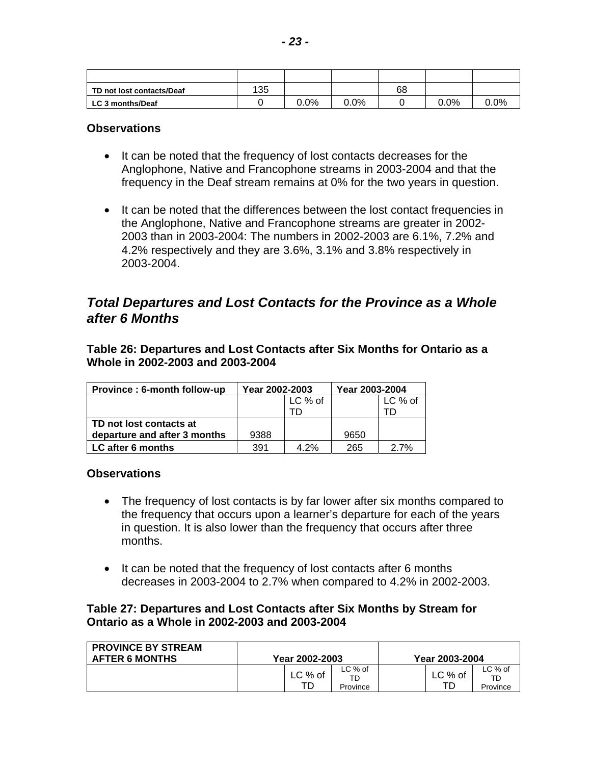| | | | | | | |
|---|---|---|---|---|---|---|
| TD not lost contacts/Deaf | 135 | | | 68 | | |
| LC 3 months/Deaf | 0 | 0.0% | 0.0% | 0 | 0.0% | 0.0% |

**Observations**

- It can be noted that the frequency of lost contacts decreases for the Anglophone, Native and Francophone streams in 2003-2004 and that the frequency in the Deaf stream remains at 0% for the two years in question.

- It can be noted that the differences between the lost contact frequencies in the Anglophone, Native and Francophone streams are greater in 2002-2003 than in 2003-2004: The numbers in 2002-2003 are 6.1%, 7.2% and 4.2% respectively and they are 3.6%, 3.1% and 3.8% respectively in 2003-2004.

## *Total Departures and Lost Contacts for the Province as a Whole after 6 Months*

**Table 26: Departures and Lost Contacts after Six Months for Ontario as a Whole in 2002-2003 and 2003-2004**

| Province : 6-month follow-up | Year 2002-2003 | | Year 2003-2004 | |
|---|---|---|---|---|
| | | LC % of TD | | LC % of TD |
| TD not lost contacts at departure and after 3 months | 9388 | | 9650 | |
| LC after 6 months | 391 | 4.2% | 265 | 2.7% |

**Observations**

- The frequency of lost contacts is by far lower after six months compared to the frequency that occurs upon a learner's departure for each of the years in question. It is also lower than the frequency that occurs after three months.

- It can be noted that the frequency of lost contacts after 6 months decreases in 2003-2004 to 2.7% when compared to 4.2% in 2002-2003.

**Table 27: Departures and Lost Contacts after Six Months by Stream for Ontario as a Whole in 2002-2003 and 2003-2004**

| PROVINCE BY STREAM AFTER 6 MONTHS | Year 2002-2003 | | | Year 2003-2004 | | |
|---|---|---|---|---|---|---|
| | | LC % of TD | LC % of TD Province | | LC % of TD | LC % of TD Province |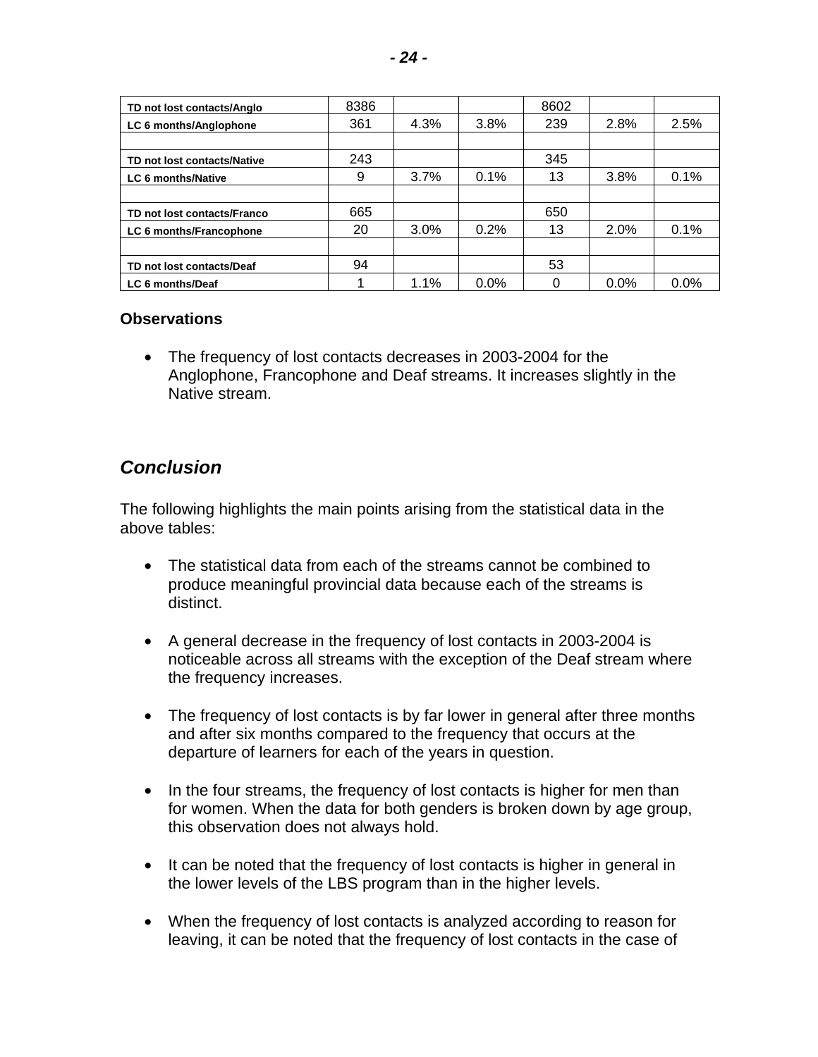| TD not lost contacts/Anglo | 8386 | | | 8602 | | |
|---|---|---|---|---|---|---|
| LC 6 months/Anglophone | 361 | 4.3% | 3.8% | 239 | 2.8% | 2.5% |
| | | | | | | |
| TD not lost contacts/Native | 243 | | | 345 | | |
| LC 6 months/Native | 9 | 3.7% | 0.1% | 13 | 3.8% | 0.1% |
| | | | | | | |
| TD not lost contacts/Franco | 665 | | | 650 | | |
| LC 6 months/Francophone | 20 | 3.0% | 0.2% | 13 | 2.0% | 0.1% |
| | | | | | | |
| TD not lost contacts/Deaf | 94 | | | 53 | | |
| LC 6 months/Deaf | 1 | 1.1% | 0.0% | 0 | 0.0% | 0.0% |

**Observations**

- The frequency of lost contacts decreases in 2003-2004 for the Anglophone, Francophone and Deaf streams. It increases slightly in the Native stream.

## *Conclusion*

The following highlights the main points arising from the statistical data in the above tables:

- The statistical data from each of the streams cannot be combined to produce meaningful provincial data because each of the streams is distinct.

- A general decrease in the frequency of lost contacts in 2003-2004 is noticeable across all streams with the exception of the Deaf stream where the frequency increases.

- The frequency of lost contacts is by far lower in general after three months and after six months compared to the frequency that occurs at the departure of learners for each of the years in question.

- In the four streams, the frequency of lost contacts is higher for men than for women. When the data for both genders is broken down by age group, this observation does not always hold.

- It can be noted that the frequency of lost contacts is higher in general in the lower levels of the LBS program than in the higher levels.

- When the frequency of lost contacts is analyzed according to reason for leaving, it can be noted that the frequency of lost contacts in the case of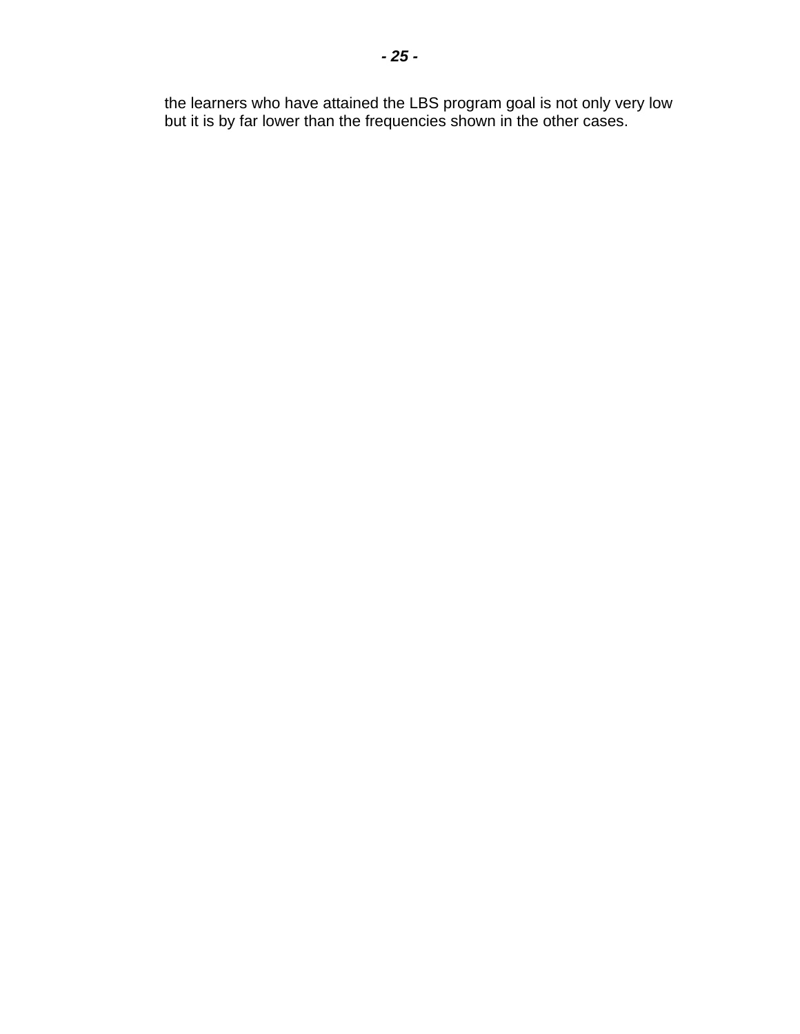the learners who have attained the LBS program goal is not only very low but it is by far lower than the frequencies shown in the other cases.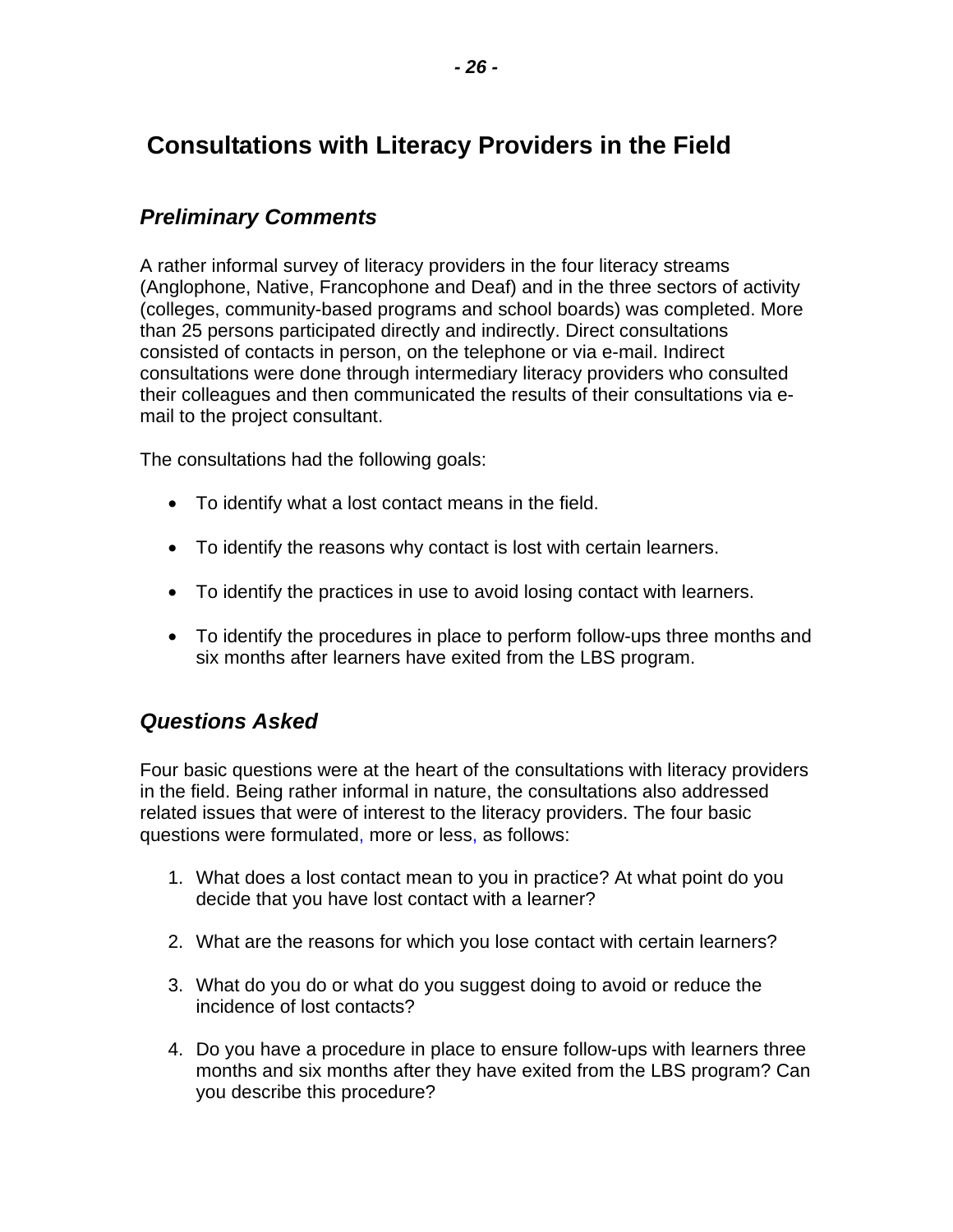# Consultations with Literacy Providers in the Field

## *Preliminary Comments*

A rather informal survey of literacy providers in the four literacy streams (Anglophone, Native, Francophone and Deaf) and in the three sectors of activity (colleges, community-based programs and school boards) was completed. More than 25 persons participated directly and indirectly. Direct consultations consisted of contacts in person, on the telephone or via e-mail. Indirect consultations were done through intermediary literacy providers who consulted their colleagues and then communicated the results of their consultations via e-mail to the project consultant.

The consultations had the following goals:

- To identify what a lost contact means in the field.
- To identify the reasons why contact is lost with certain learners.
- To identify the practices in use to avoid losing contact with learners.
- To identify the procedures in place to perform follow-ups three months and six months after learners have exited from the LBS program.

## *Questions Asked*

Four basic questions were at the heart of the consultations with literacy providers in the field. Being rather informal in nature, the consultations also addressed related issues that were of interest to the literacy providers. The four basic questions were formulated, more or less, as follows:

1. What does a lost contact mean to you in practice? At what point do you decide that you have lost contact with a learner?
2. What are the reasons for which you lose contact with certain learners?
3. What do you do or what do you suggest doing to avoid or reduce the incidence of lost contacts?
4. Do you have a procedure in place to ensure follow-ups with learners three months and six months after they have exited from the LBS program? Can you describe this procedure?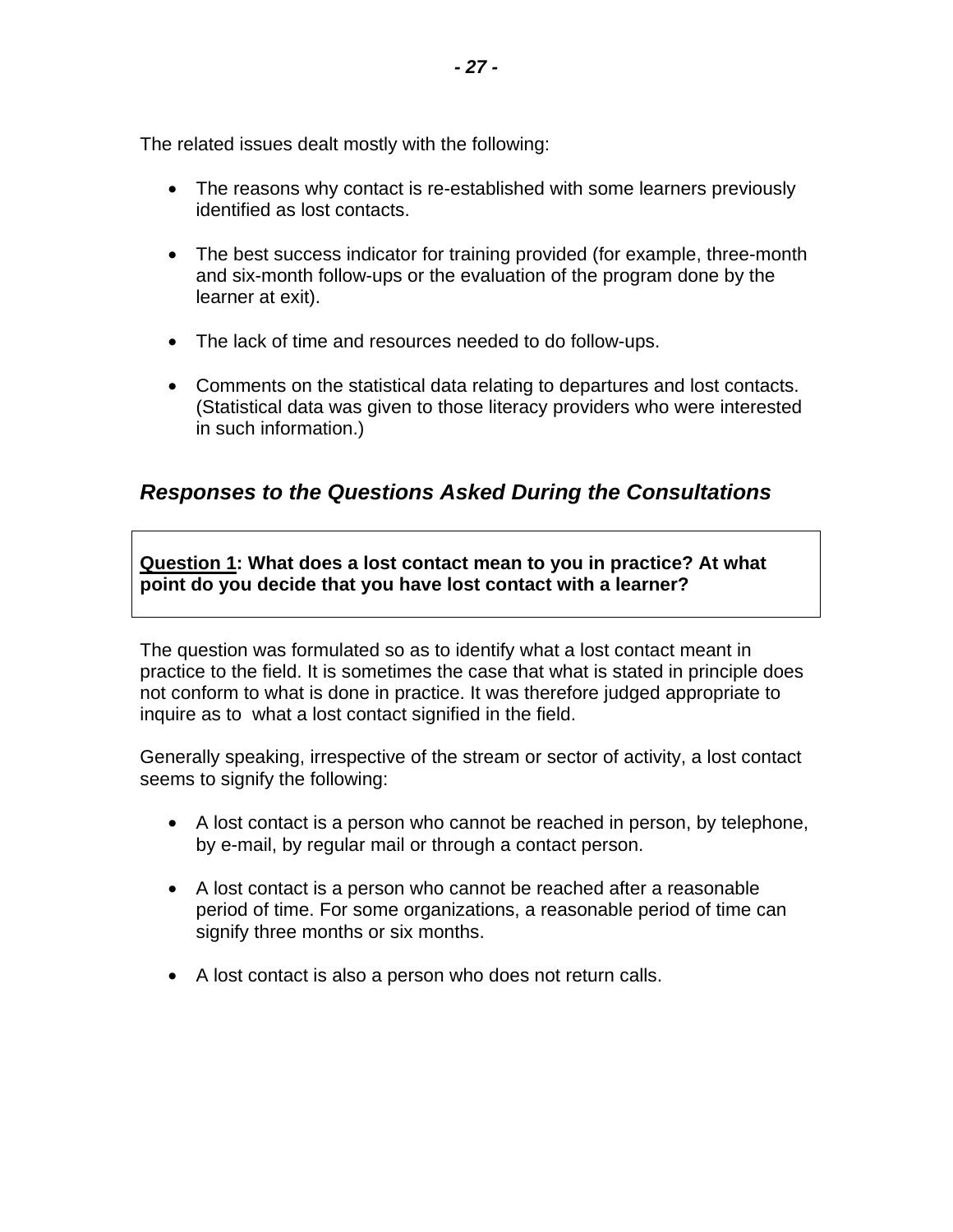The related issues dealt mostly with the following:

- The reasons why contact is re-established with some learners previously identified as lost contacts.
- The best success indicator for training provided (for example, three-month and six-month follow-ups or the evaluation of the program done by the learner at exit).
- The lack of time and resources needed to do follow-ups.
- Comments on the statistical data relating to departures and lost contacts. (Statistical data was given to those literacy providers who were interested in such information.)

## *Responses to the Questions Asked During the Consultations*

**Question 1: What does a lost contact mean to you in practice? At what point do you decide that you have lost contact with a learner?**

The question was formulated so as to identify what a lost contact meant in practice to the field. It is sometimes the case that what is stated in principle does not conform to what is done in practice. It was therefore judged appropriate to inquire as to what a lost contact signified in the field.

Generally speaking, irrespective of the stream or sector of activity, a lost contact seems to signify the following:

- A lost contact is a person who cannot be reached in person, by telephone, by e-mail, by regular mail or through a contact person.
- A lost contact is a person who cannot be reached after a reasonable period of time. For some organizations, a reasonable period of time can signify three months or six months.
- A lost contact is also a person who does not return calls.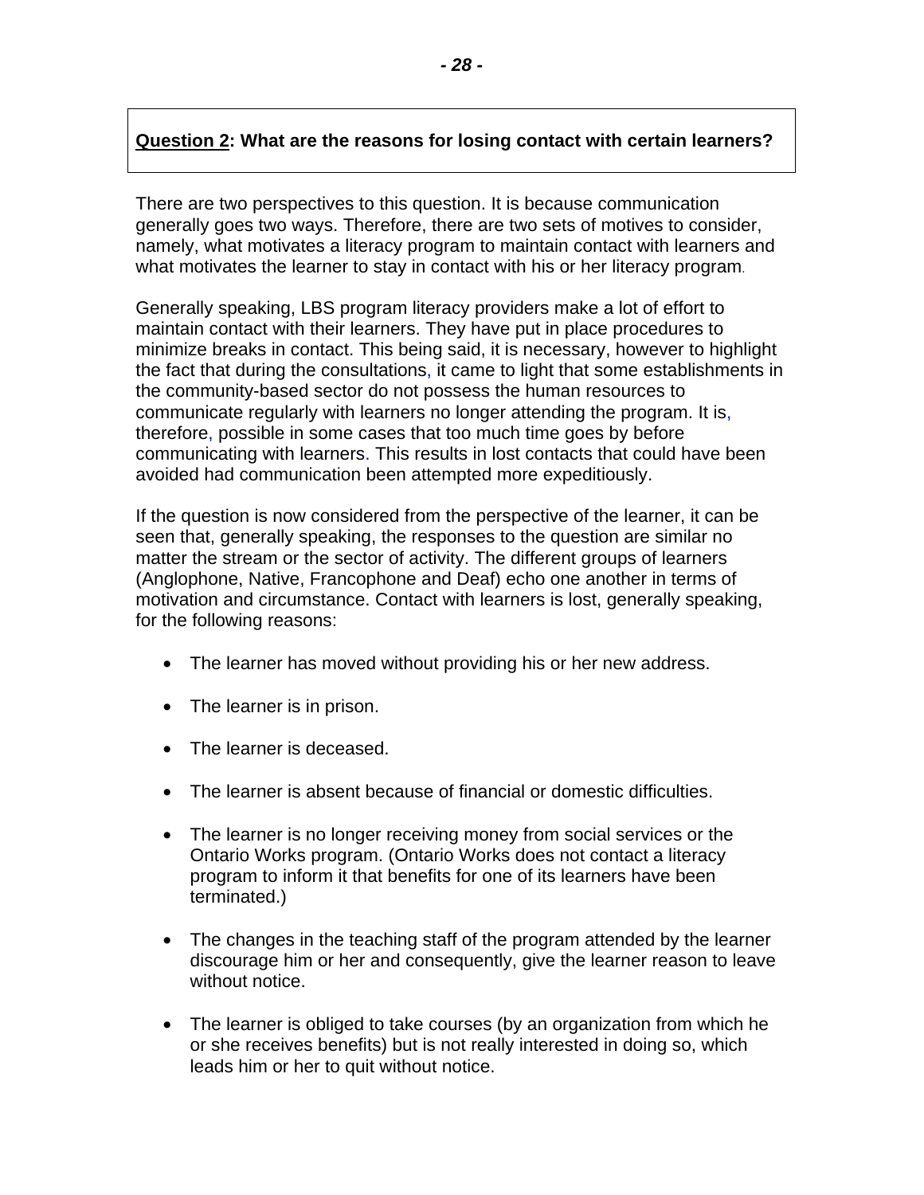**<u>Question 2</u>: What are the reasons for losing contact with certain learners?**

There are two perspectives to this question. It is because communication generally goes two ways. Therefore, there are two sets of motives to consider, namely, what motivates a literacy program to maintain contact with learners and what motivates the learner to stay in contact with his or her literacy program.

Generally speaking, LBS program literacy providers make a lot of effort to maintain contact with their learners. They have put in place procedures to minimize breaks in contact. This being said, it is necessary, however to highlight the fact that during the consultations, it came to light that some establishments in the community-based sector do not possess the human resources to communicate regularly with learners no longer attending the program. It is, therefore, possible in some cases that too much time goes by before communicating with learners. This results in lost contacts that could have been avoided had communication been attempted more expeditiously.

If the question is now considered from the perspective of the learner, it can be seen that, generally speaking, the responses to the question are similar no matter the stream or the sector of activity. The different groups of learners (Anglophone, Native, Francophone and Deaf) echo one another in terms of motivation and circumstance. Contact with learners is lost, generally speaking, for the following reasons:

- The learner has moved without providing his or her new address.
- The learner is in prison.
- The learner is deceased.
- The learner is absent because of financial or domestic difficulties.
- The learner is no longer receiving money from social services or the Ontario Works program. (Ontario Works does not contact a literacy program to inform it that benefits for one of its learners have been terminated.)
- The changes in the teaching staff of the program attended by the learner discourage him or her and consequently, give the learner reason to leave without notice.
- The learner is obliged to take courses (by an organization from which he or she receives benefits) but is not really interested in doing so, which leads him or her to quit without notice.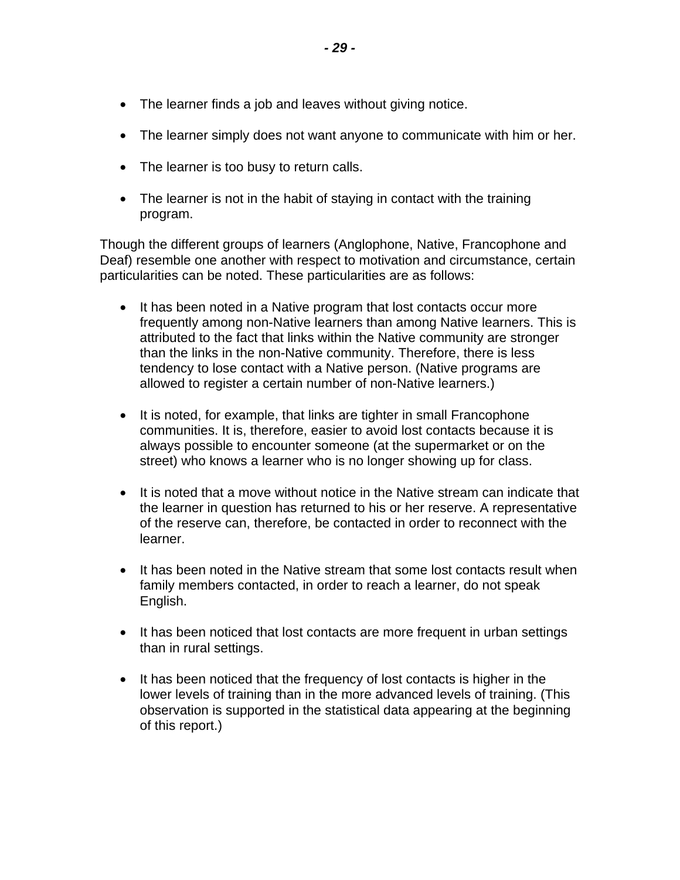- The learner finds a job and leaves without giving notice.
- The learner simply does not want anyone to communicate with him or her.
- The learner is too busy to return calls.
- The learner is not in the habit of staying in contact with the training program.

Though the different groups of learners (Anglophone, Native, Francophone and Deaf) resemble one another with respect to motivation and circumstance, certain particularities can be noted. These particularities are as follows:

- It has been noted in a Native program that lost contacts occur more frequently among non-Native learners than among Native learners. This is attributed to the fact that links within the Native community are stronger than the links in the non-Native community. Therefore, there is less tendency to lose contact with a Native person. (Native programs are allowed to register a certain number of non-Native learners.)
- It is noted, for example, that links are tighter in small Francophone communities. It is, therefore, easier to avoid lost contacts because it is always possible to encounter someone (at the supermarket or on the street) who knows a learner who is no longer showing up for class.
- It is noted that a move without notice in the Native stream can indicate that the learner in question has returned to his or her reserve. A representative of the reserve can, therefore, be contacted in order to reconnect with the learner.
- It has been noted in the Native stream that some lost contacts result when family members contacted, in order to reach a learner, do not speak English.
- It has been noticed that lost contacts are more frequent in urban settings than in rural settings.
- It has been noticed that the frequency of lost contacts is higher in the lower levels of training than in the more advanced levels of training. (This observation is supported in the statistical data appearing at the beginning of this report.)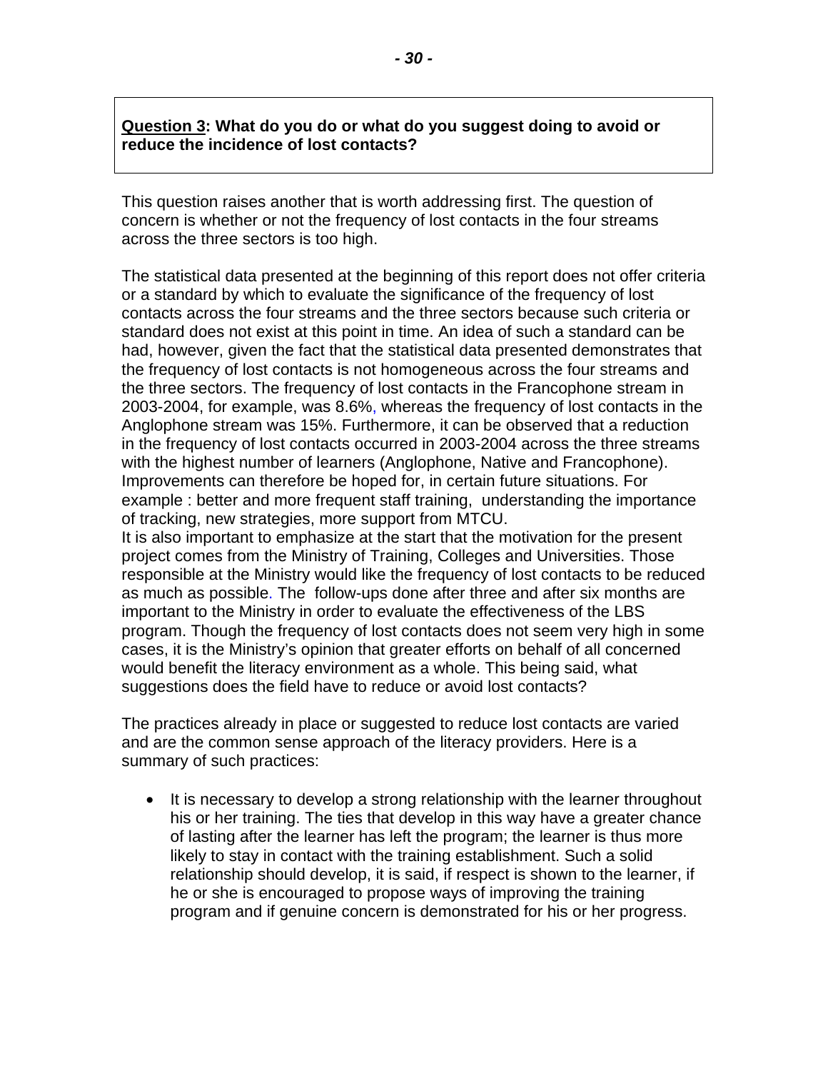**<u>Question 3</u>: What do you do or what do you suggest doing to avoid or reduce the incidence of lost contacts?**

This question raises another that is worth addressing first. The question of concern is whether or not the frequency of lost contacts in the four streams across the three sectors is too high.

The statistical data presented at the beginning of this report does not offer criteria or a standard by which to evaluate the significance of the frequency of lost contacts across the four streams and the three sectors because such criteria or standard does not exist at this point in time. An idea of such a standard can be had, however, given the fact that the statistical data presented demonstrates that the frequency of lost contacts is not homogeneous across the four streams and the three sectors. The frequency of lost contacts in the Francophone stream in 2003-2004, for example, was 8.6%, whereas the frequency of lost contacts in the Anglophone stream was 15%. Furthermore, it can be observed that a reduction in the frequency of lost contacts occurred in 2003-2004 across the three streams with the highest number of learners (Anglophone, Native and Francophone). Improvements can therefore be hoped for, in certain future situations. For example : better and more frequent staff training, understanding the importance of tracking, new strategies, more support from MTCU.
It is also important to emphasize at the start that the motivation for the present project comes from the Ministry of Training, Colleges and Universities. Those responsible at the Ministry would like the frequency of lost contacts to be reduced as much as possible. The follow-ups done after three and after six months are important to the Ministry in order to evaluate the effectiveness of the LBS program. Though the frequency of lost contacts does not seem very high in some cases, it is the Ministry's opinion that greater efforts on behalf of all concerned would benefit the literacy environment as a whole. This being said, what suggestions does the field have to reduce or avoid lost contacts?

The practices already in place or suggested to reduce lost contacts are varied and are the common sense approach of the literacy providers. Here is a summary of such practices:

- It is necessary to develop a strong relationship with the learner throughout his or her training. The ties that develop in this way have a greater chance of lasting after the learner has left the program; the learner is thus more likely to stay in contact with the training establishment. Such a solid relationship should develop, it is said, if respect is shown to the learner, if he or she is encouraged to propose ways of improving the training program and if genuine concern is demonstrated for his or her progress.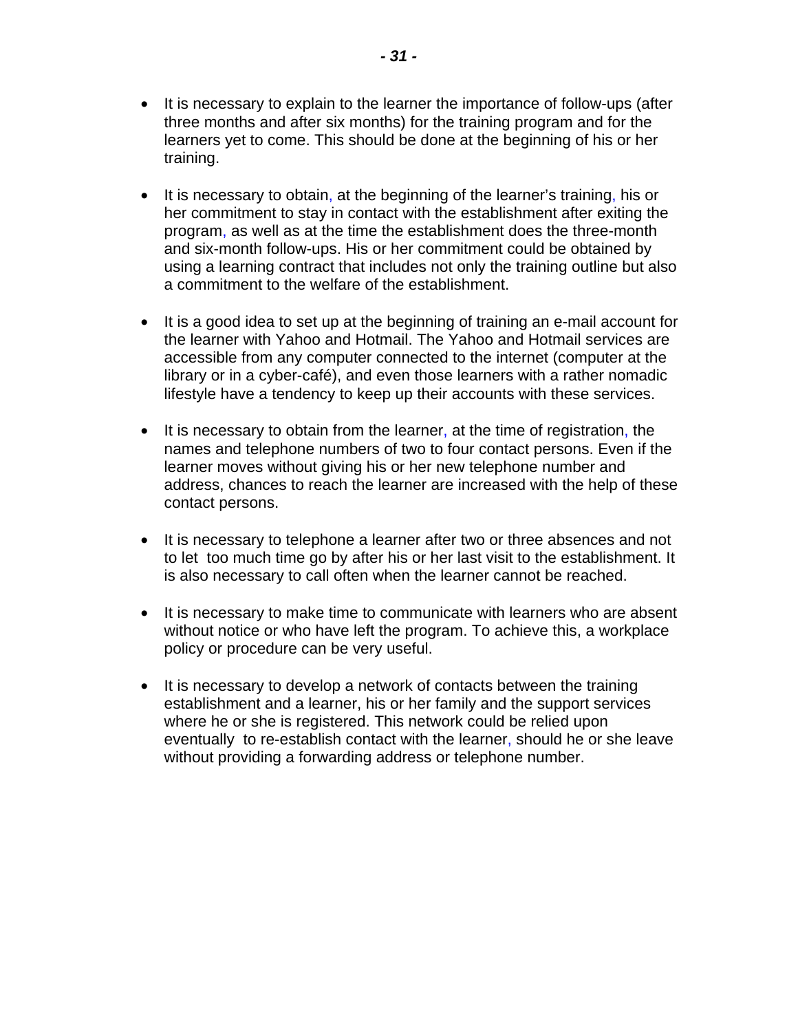- It is necessary to explain to the learner the importance of follow-ups (after three months and after six months) for the training program and for the learners yet to come. This should be done at the beginning of his or her training.

- It is necessary to obtain, at the beginning of the learner's training, his or her commitment to stay in contact with the establishment after exiting the program, as well as at the time the establishment does the three-month and six-month follow-ups. His or her commitment could be obtained by using a learning contract that includes not only the training outline but also a commitment to the welfare of the establishment.

- It is a good idea to set up at the beginning of training an e-mail account for the learner with Yahoo and Hotmail. The Yahoo and Hotmail services are accessible from any computer connected to the internet (computer at the library or in a cyber-café), and even those learners with a rather nomadic lifestyle have a tendency to keep up their accounts with these services.

- It is necessary to obtain from the learner, at the time of registration, the names and telephone numbers of two to four contact persons. Even if the learner moves without giving his or her new telephone number and address, chances to reach the learner are increased with the help of these contact persons.

- It is necessary to telephone a learner after two or three absences and not to let too much time go by after his or her last visit to the establishment. It is also necessary to call often when the learner cannot be reached.

- It is necessary to make time to communicate with learners who are absent without notice or who have left the program. To achieve this, a workplace policy or procedure can be very useful.

- It is necessary to develop a network of contacts between the training establishment and a learner, his or her family and the support services where he or she is registered. This network could be relied upon eventually to re-establish contact with the learner, should he or she leave without providing a forwarding address or telephone number.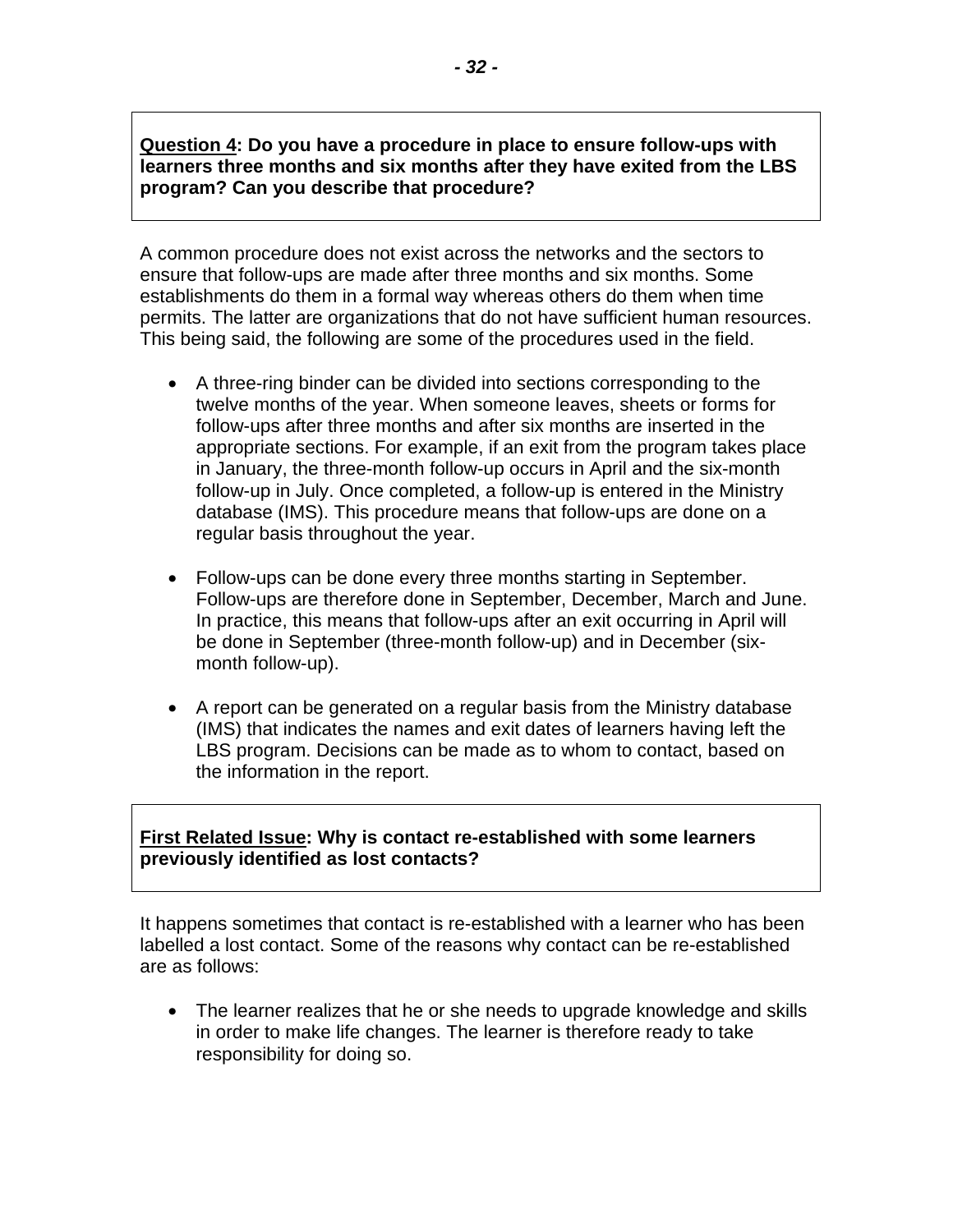**<u>Question 4</u>: Do you have a procedure in place to ensure follow-ups with learners three months and six months after they have exited from the LBS program? Can you describe that procedure?**

A common procedure does not exist across the networks and the sectors to ensure that follow-ups are made after three months and six months. Some establishments do them in a formal way whereas others do them when time permits. The latter are organizations that do not have sufficient human resources. This being said, the following are some of the procedures used in the field.

- A three-ring binder can be divided into sections corresponding to the twelve months of the year. When someone leaves, sheets or forms for follow-ups after three months and after six months are inserted in the appropriate sections. For example, if an exit from the program takes place in January, the three-month follow-up occurs in April and the six-month follow-up in July. Once completed, a follow-up is entered in the Ministry database (IMS). This procedure means that follow-ups are done on a regular basis throughout the year.

- Follow-ups can be done every three months starting in September. Follow-ups are therefore done in September, December, March and June. In practice, this means that follow-ups after an exit occurring in April will be done in September (three-month follow-up) and in December (six-month follow-up).

- A report can be generated on a regular basis from the Ministry database (IMS) that indicates the names and exit dates of learners having left the LBS program. Decisions can be made as to whom to contact, based on the information in the report.

**<u>First Related Issue</u>: Why is contact re-established with some learners previously identified as lost contacts?**

It happens sometimes that contact is re-established with a learner who has been labelled a lost contact. Some of the reasons why contact can be re-established are as follows:

- The learner realizes that he or she needs to upgrade knowledge and skills in order to make life changes. The learner is therefore ready to take responsibility for doing so.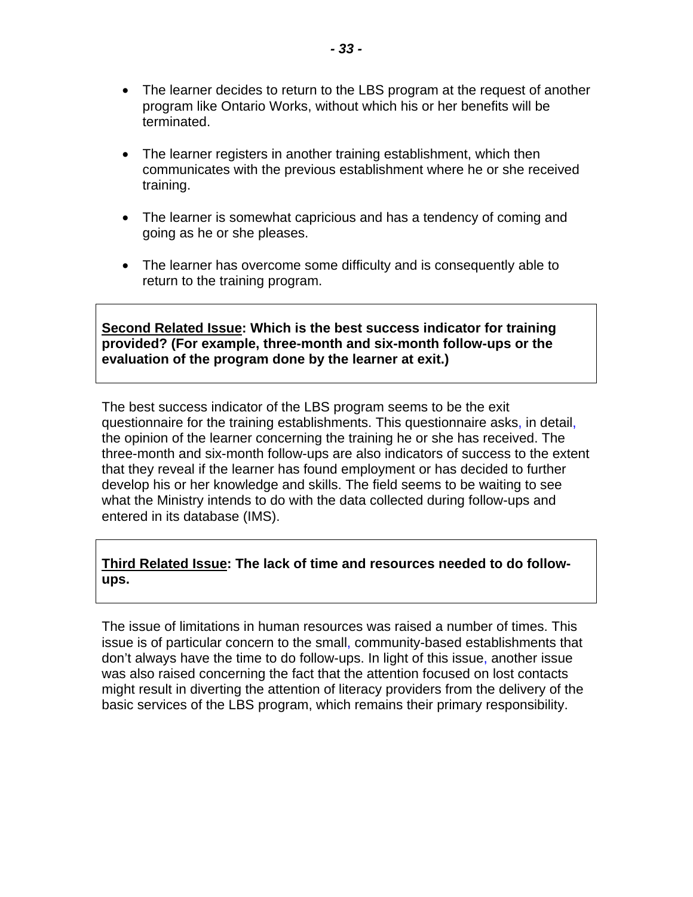- The learner decides to return to the LBS program at the request of another program like Ontario Works, without which his or her benefits will be terminated.

- The learner registers in another training establishment, which then communicates with the previous establishment where he or she received training.

- The learner is somewhat capricious and has a tendency of coming and going as he or she pleases.

- The learner has overcome some difficulty and is consequently able to return to the training program.

**<u>Second Related Issue</u>: Which is the best success indicator for training provided? (For example, three-month and six-month follow-ups or the evaluation of the program done by the learner at exit.)**

The best success indicator of the LBS program seems to be the exit questionnaire for the training establishments. This questionnaire asks, in detail, the opinion of the learner concerning the training he or she has received. The three-month and six-month follow-ups are also indicators of success to the extent that they reveal if the learner has found employment or has decided to further develop his or her knowledge and skills. The field seems to be waiting to see what the Ministry intends to do with the data collected during follow-ups and entered in its database (IMS).

**<u>Third Related Issue</u>: The lack of time and resources needed to do follow-ups.**

The issue of limitations in human resources was raised a number of times. This issue is of particular concern to the small, community-based establishments that don't always have the time to do follow-ups. In light of this issue, another issue was also raised concerning the fact that the attention focused on lost contacts might result in diverting the attention of literacy providers from the delivery of the basic services of the LBS program, which remains their primary responsibility.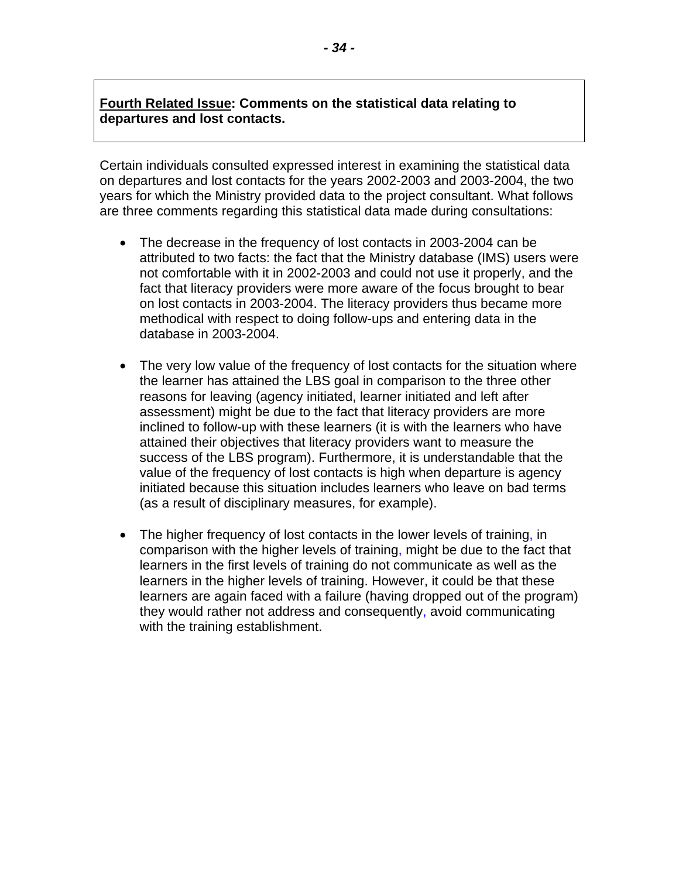**<u>Fourth Related Issue</u>: Comments on the statistical data relating to departures and lost contacts.**

Certain individuals consulted expressed interest in examining the statistical data on departures and lost contacts for the years 2002-2003 and 2003-2004, the two years for which the Ministry provided data to the project consultant. What follows are three comments regarding this statistical data made during consultations:

- The decrease in the frequency of lost contacts in 2003-2004 can be attributed to two facts: the fact that the Ministry database (IMS) users were not comfortable with it in 2002-2003 and could not use it properly, and the fact that literacy providers were more aware of the focus brought to bear on lost contacts in 2003-2004. The literacy providers thus became more methodical with respect to doing follow-ups and entering data in the database in 2003-2004.

- The very low value of the frequency of lost contacts for the situation where the learner has attained the LBS goal in comparison to the three other reasons for leaving (agency initiated, learner initiated and left after assessment) might be due to the fact that literacy providers are more inclined to follow-up with these learners (it is with the learners who have attained their objectives that literacy providers want to measure the success of the LBS program). Furthermore, it is understandable that the value of the frequency of lost contacts is high when departure is agency initiated because this situation includes learners who leave on bad terms (as a result of disciplinary measures, for example).

- The higher frequency of lost contacts in the lower levels of training, in comparison with the higher levels of training, might be due to the fact that learners in the first levels of training do not communicate as well as the learners in the higher levels of training. However, it could be that these learners are again faced with a failure (having dropped out of the program) they would rather not address and consequently, avoid communicating with the training establishment.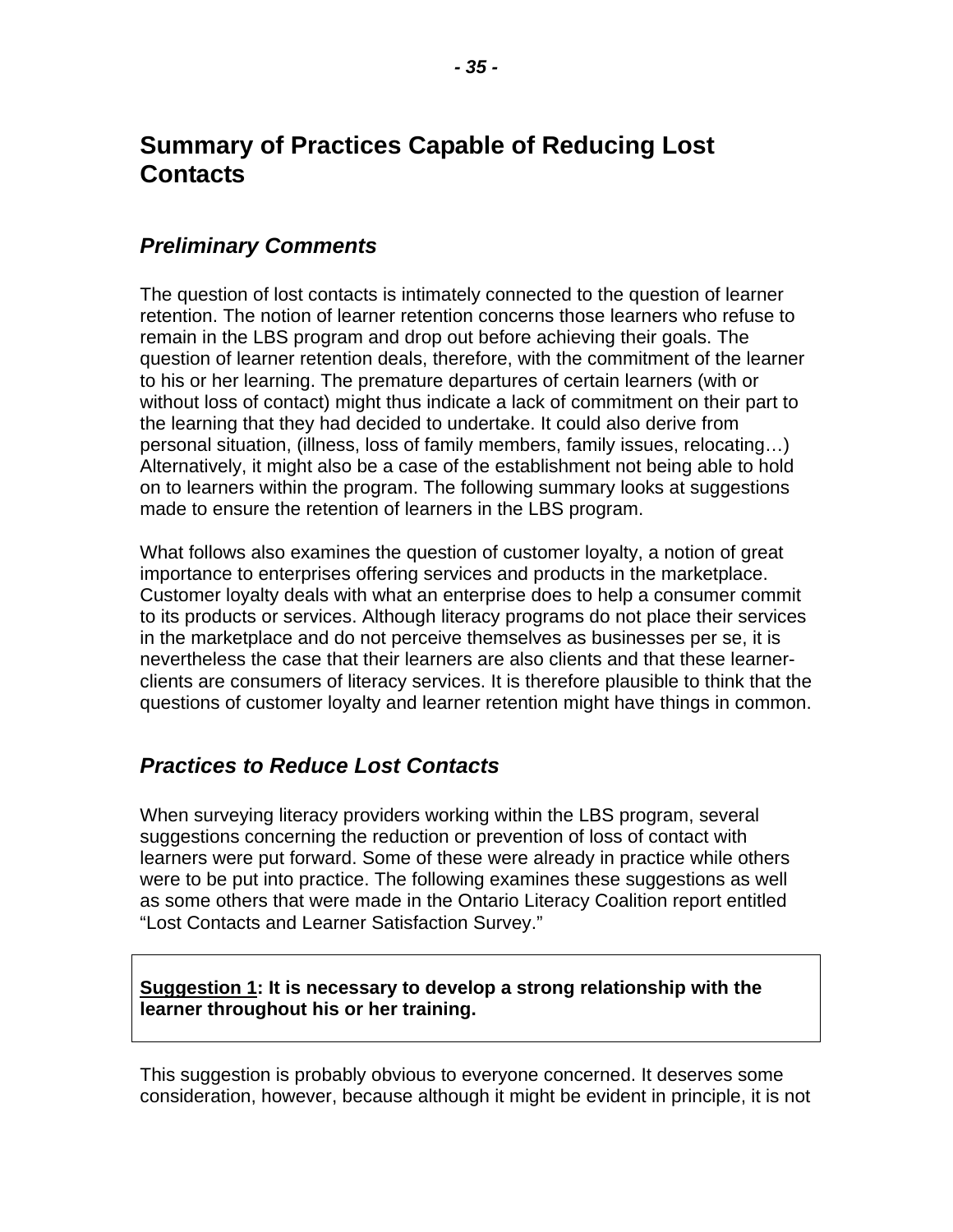# Summary of Practices Capable of Reducing Lost Contacts

## *Preliminary Comments*

The question of lost contacts is intimately connected to the question of learner retention. The notion of learner retention concerns those learners who refuse to remain in the LBS program and drop out before achieving their goals. The question of learner retention deals, therefore, with the commitment of the learner to his or her learning. The premature departures of certain learners (with or without loss of contact) might thus indicate a lack of commitment on their part to the learning that they had decided to undertake. It could also derive from personal situation, (illness, loss of family members, family issues, relocating…) Alternatively, it might also be a case of the establishment not being able to hold on to learners within the program. The following summary looks at suggestions made to ensure the retention of learners in the LBS program.

What follows also examines the question of customer loyalty, a notion of great importance to enterprises offering services and products in the marketplace. Customer loyalty deals with what an enterprise does to help a consumer commit to its products or services. Although literacy programs do not place their services in the marketplace and do not perceive themselves as businesses per se, it is nevertheless the case that their learners are also clients and that these learner-clients are consumers of literacy services. It is therefore plausible to think that the questions of customer loyalty and learner retention might have things in common.

## *Practices to Reduce Lost Contacts*

When surveying literacy providers working within the LBS program, several suggestions concerning the reduction or prevention of loss of contact with learners were put forward. Some of these were already in practice while others were to be put into practice. The following examines these suggestions as well as some others that were made in the Ontario Literacy Coalition report entitled “Lost Contacts and Learner Satisfaction Survey.”

**Suggestion 1: It is necessary to develop a strong relationship with the learner throughout his or her training.**

This suggestion is probably obvious to everyone concerned. It deserves some consideration, however, because although it might be evident in principle, it is not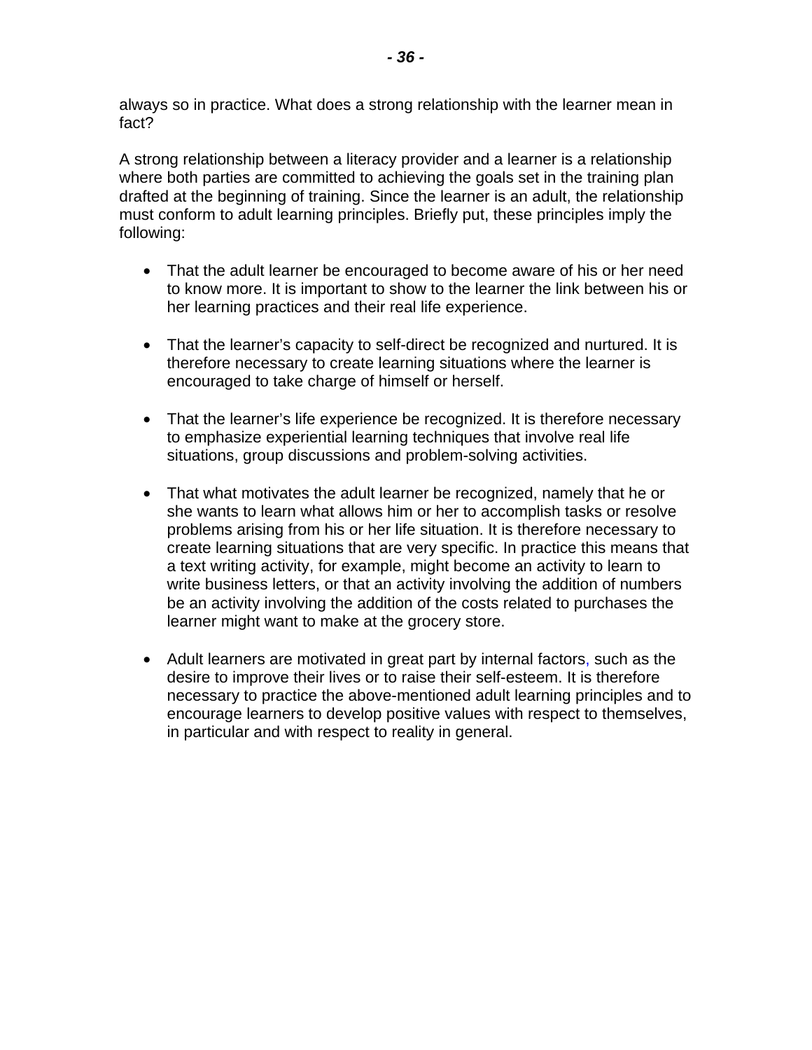always so in practice. What does a strong relationship with the learner mean in fact?

A strong relationship between a literacy provider and a learner is a relationship where both parties are committed to achieving the goals set in the training plan drafted at the beginning of training. Since the learner is an adult, the relationship must conform to adult learning principles. Briefly put, these principles imply the following:

- That the adult learner be encouraged to become aware of his or her need to know more. It is important to show to the learner the link between his or her learning practices and their real life experience.

- That the learner's capacity to self-direct be recognized and nurtured. It is therefore necessary to create learning situations where the learner is encouraged to take charge of himself or herself.

- That the learner's life experience be recognized. It is therefore necessary to emphasize experiential learning techniques that involve real life situations, group discussions and problem-solving activities.

- That what motivates the adult learner be recognized, namely that he or she wants to learn what allows him or her to accomplish tasks or resolve problems arising from his or her life situation. It is therefore necessary to create learning situations that are very specific. In practice this means that a text writing activity, for example, might become an activity to learn to write business letters, or that an activity involving the addition of numbers be an activity involving the addition of the costs related to purchases the learner might want to make at the grocery store.

- Adult learners are motivated in great part by internal factors, such as the desire to improve their lives or to raise their self-esteem. It is therefore necessary to practice the above-mentioned adult learning principles and to encourage learners to develop positive values with respect to themselves, in particular and with respect to reality in general.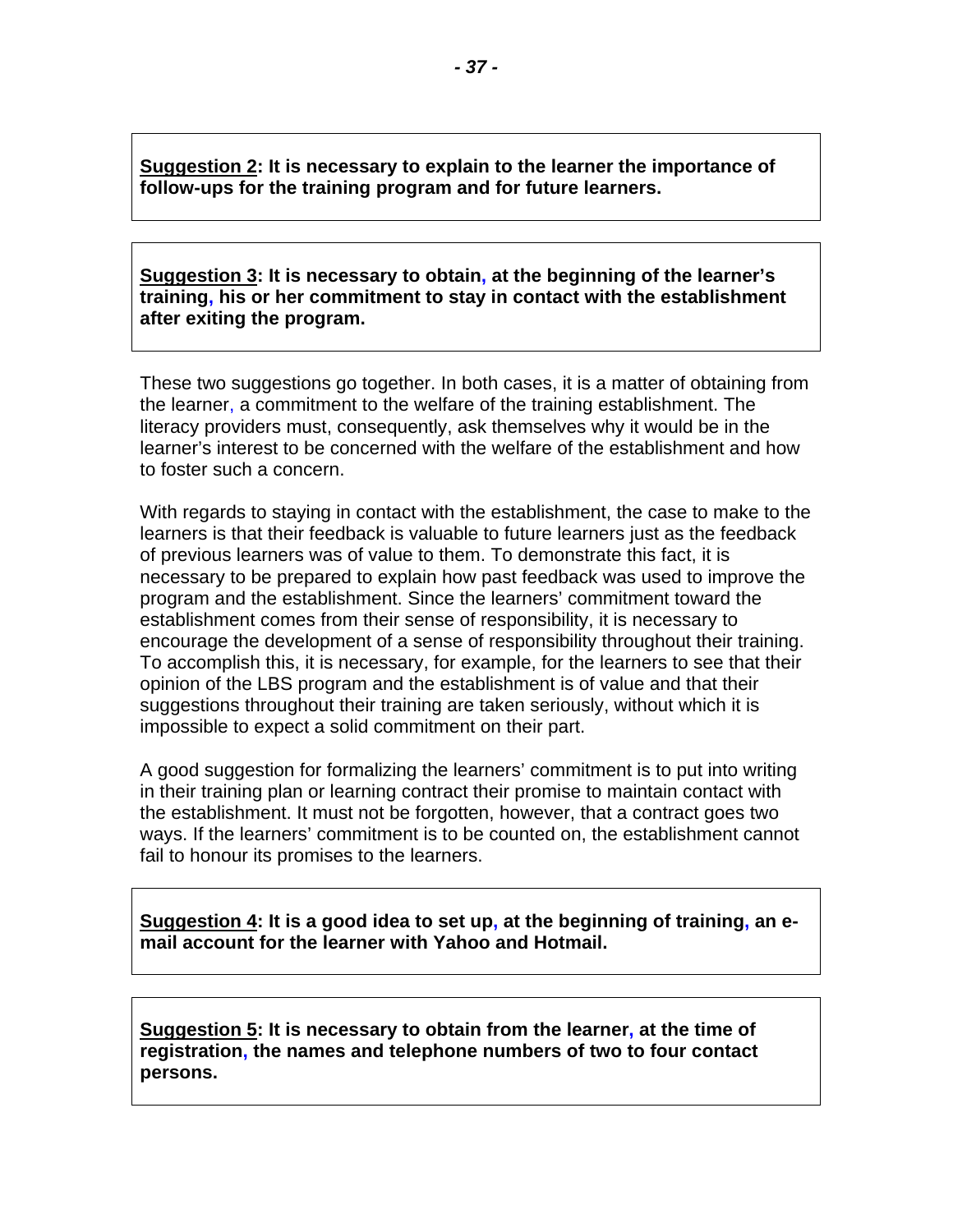**<u>Suggestion 2</u>: It is necessary to explain to the learner the importance of follow-ups for the training program and for future learners.**

**<u>Suggestion 3</u>: It is necessary to obtain, at the beginning of the learner's training, his or her commitment to stay in contact with the establishment after exiting the program.**

These two suggestions go together. In both cases, it is a matter of obtaining from the learner, a commitment to the welfare of the training establishment. The literacy providers must, consequently, ask themselves why it would be in the learner's interest to be concerned with the welfare of the establishment and how to foster such a concern.

With regards to staying in contact with the establishment, the case to make to the learners is that their feedback is valuable to future learners just as the feedback of previous learners was of value to them. To demonstrate this fact, it is necessary to be prepared to explain how past feedback was used to improve the program and the establishment. Since the learners' commitment toward the establishment comes from their sense of responsibility, it is necessary to encourage the development of a sense of responsibility throughout their training. To accomplish this, it is necessary, for example, for the learners to see that their opinion of the LBS program and the establishment is of value and that their suggestions throughout their training are taken seriously, without which it is impossible to expect a solid commitment on their part.

A good suggestion for formalizing the learners' commitment is to put into writing in their training plan or learning contract their promise to maintain contact with the establishment. It must not be forgotten, however, that a contract goes two ways. If the learners' commitment is to be counted on, the establishment cannot fail to honour its promises to the learners.

**<u>Suggestion 4</u>: It is a good idea to set up, at the beginning of training, an e-mail account for the learner with Yahoo and Hotmail.**

**<u>Suggestion 5</u>: It is necessary to obtain from the learner, at the time of registration, the names and telephone numbers of two to four contact persons.**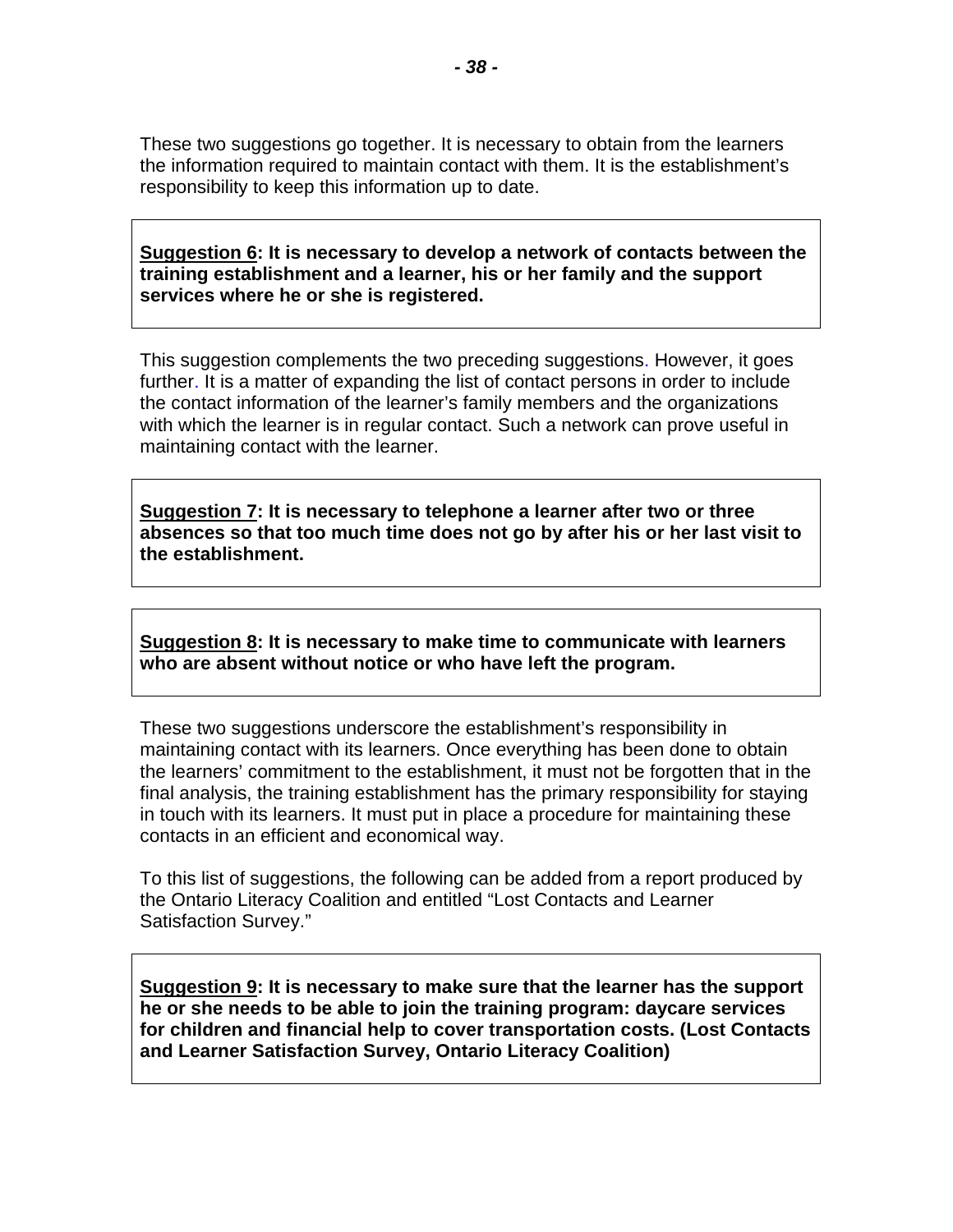These two suggestions go together. It is necessary to obtain from the learners the information required to maintain contact with them. It is the establishment's responsibility to keep this information up to date.

> **<u>Suggestion 6</u>: It is necessary to develop a network of contacts between the training establishment and a learner, his or her family and the support services where he or she is registered.**

This suggestion complements the two preceding suggestions. However, it goes further. It is a matter of expanding the list of contact persons in order to include the contact information of the learner's family members and the organizations with which the learner is in regular contact. Such a network can prove useful in maintaining contact with the learner.

> **<u>Suggestion 7</u>: It is necessary to telephone a learner after two or three absences so that too much time does not go by after his or her last visit to the establishment.**

> **<u>Suggestion 8</u>: It is necessary to make time to communicate with learners who are absent without notice or who have left the program.**

These two suggestions underscore the establishment's responsibility in maintaining contact with its learners. Once everything has been done to obtain the learners' commitment to the establishment, it must not be forgotten that in the final analysis, the training establishment has the primary responsibility for staying in touch with its learners. It must put in place a procedure for maintaining these contacts in an efficient and economical way.

To this list of suggestions, the following can be added from a report produced by the Ontario Literacy Coalition and entitled "Lost Contacts and Learner Satisfaction Survey."

> **<u>Suggestion 9</u>: It is necessary to make sure that the learner has the support he or she needs to be able to join the training program: daycare services for children and financial help to cover transportation costs. (Lost Contacts and Learner Satisfaction Survey, Ontario Literacy Coalition)**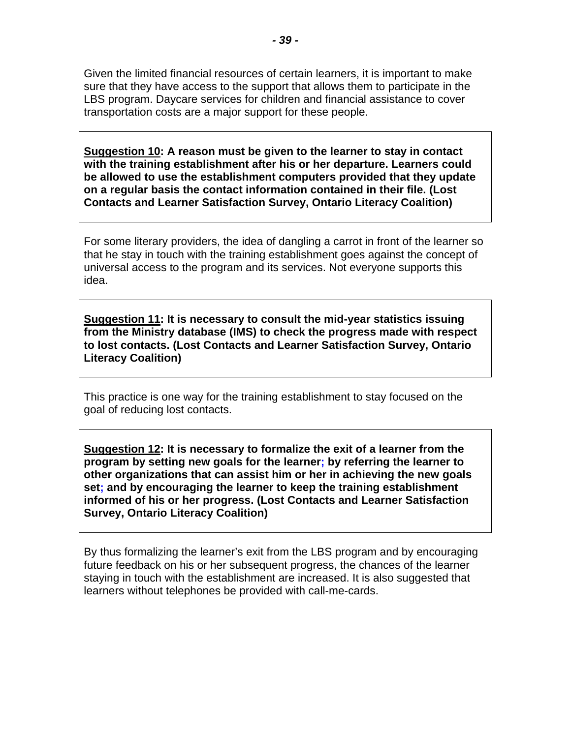Given the limited financial resources of certain learners, it is important to make sure that they have access to the support that allows them to participate in the LBS program. Daycare services for children and financial assistance to cover transportation costs are a major support for these people.

> **<u>Suggestion 10</u>: A reason must be given to the learner to stay in contact with the training establishment after his or her departure. Learners could be allowed to use the establishment computers provided that they update on a regular basis the contact information contained in their file. (Lost Contacts and Learner Satisfaction Survey, Ontario Literacy Coalition)**

For some literary providers, the idea of dangling a carrot in front of the learner so that he stay in touch with the training establishment goes against the concept of universal access to the program and its services. Not everyone supports this idea.

> **<u>Suggestion 11</u>: It is necessary to consult the mid-year statistics issuing from the Ministry database (IMS) to check the progress made with respect to lost contacts. (Lost Contacts and Learner Satisfaction Survey, Ontario Literacy Coalition)**

This practice is one way for the training establishment to stay focused on the goal of reducing lost contacts.

> **<u>Suggestion 12</u>: It is necessary to formalize the exit of a learner from the program by setting new goals for the learner; by referring the learner to other organizations that can assist him or her in achieving the new goals set; and by encouraging the learner to keep the training establishment informed of his or her progress. (Lost Contacts and Learner Satisfaction Survey, Ontario Literacy Coalition)**

By thus formalizing the learner's exit from the LBS program and by encouraging future feedback on his or her subsequent progress, the chances of the learner staying in touch with the establishment are increased. It is also suggested that learners without telephones be provided with call-me-cards.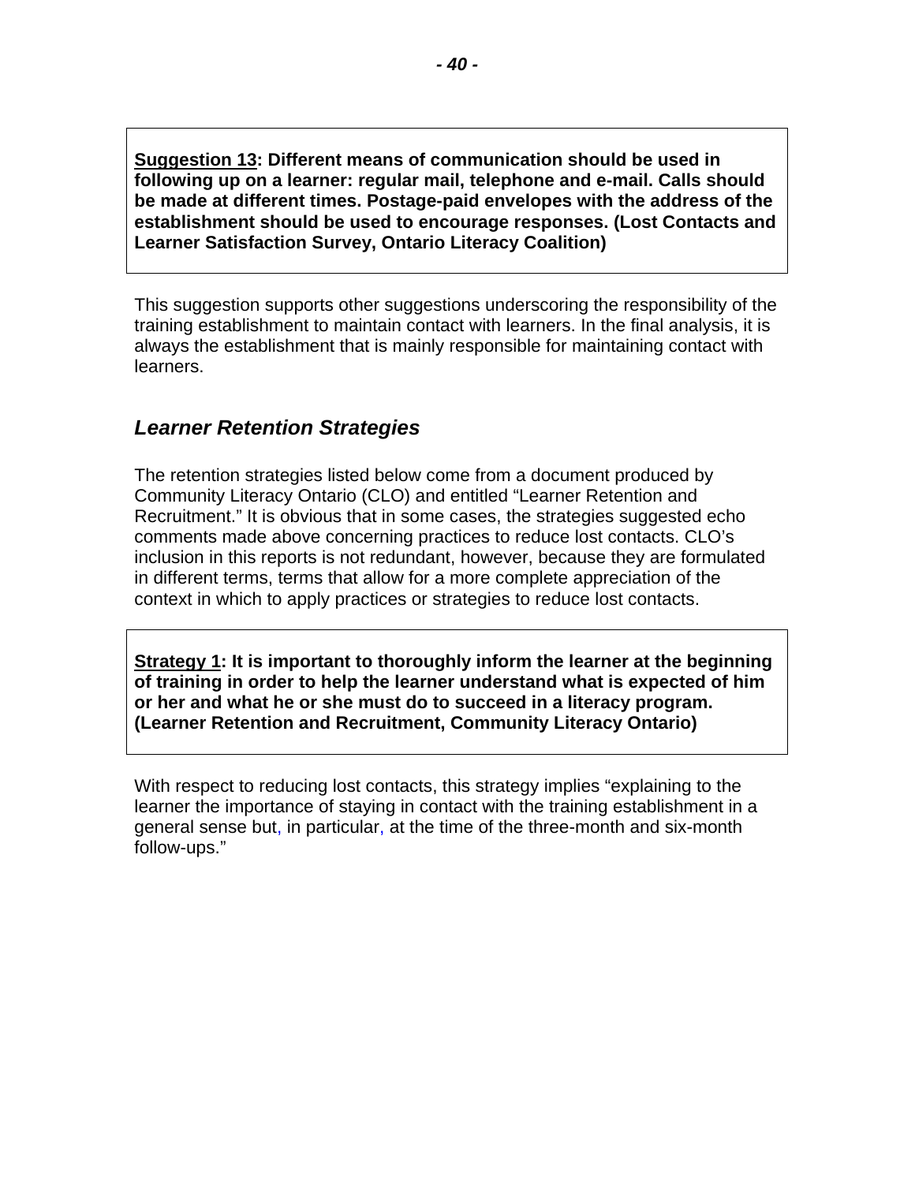**<u>Suggestion 13</u>: Different means of communication should be used in following up on a learner: regular mail, telephone and e-mail. Calls should be made at different times. Postage-paid envelopes with the address of the establishment should be used to encourage responses. (Lost Contacts and Learner Satisfaction Survey, Ontario Literacy Coalition)**

This suggestion supports other suggestions underscoring the responsibility of the training establishment to maintain contact with learners. In the final analysis, it is always the establishment that is mainly responsible for maintaining contact with learners.

## *Learner Retention Strategies*

The retention strategies listed below come from a document produced by Community Literacy Ontario (CLO) and entitled "Learner Retention and Recruitment." It is obvious that in some cases, the strategies suggested echo comments made above concerning practices to reduce lost contacts. CLO's inclusion in this reports is not redundant, however, because they are formulated in different terms, terms that allow for a more complete appreciation of the context in which to apply practices or strategies to reduce lost contacts.

**<u>Strategy 1</u>: It is important to thoroughly inform the learner at the beginning of training in order to help the learner understand what is expected of him or her and what he or she must do to succeed in a literacy program. (Learner Retention and Recruitment, Community Literacy Ontario)**

With respect to reducing lost contacts, this strategy implies "explaining to the learner the importance of staying in contact with the training establishment in a general sense but, in particular, at the time of the three-month and six-month follow-ups."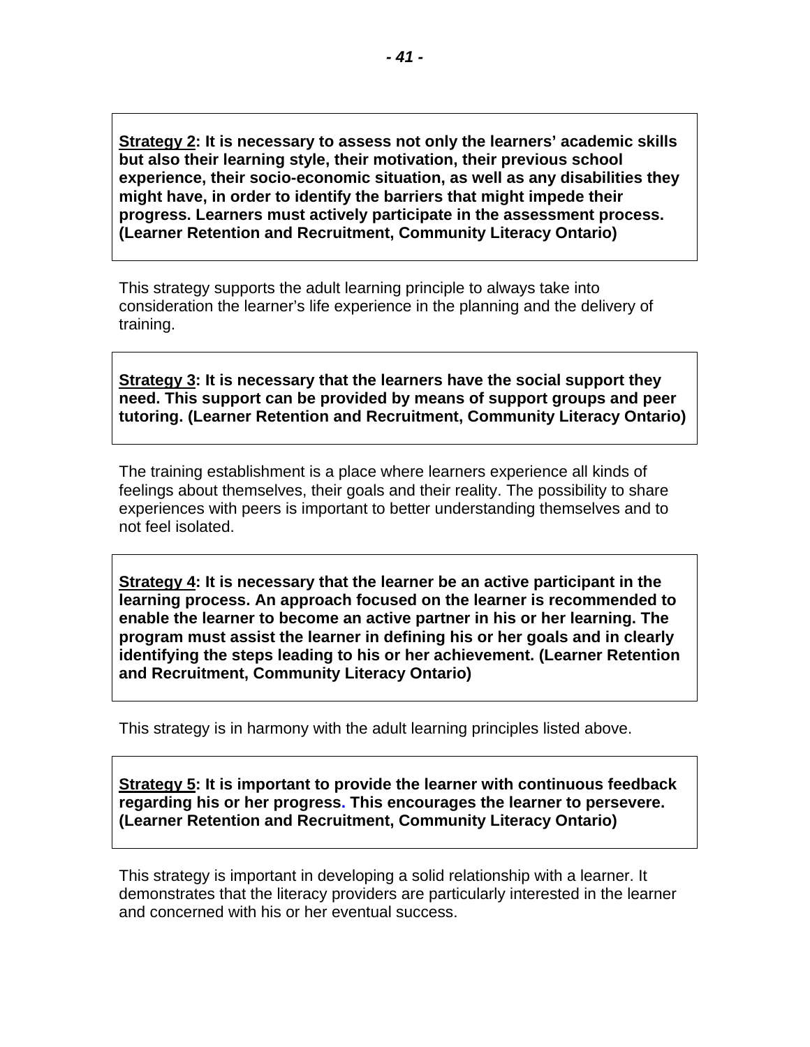**<u>Strategy 2</u>: It is necessary to assess not only the learners' academic skills but also their learning style, their motivation, their previous school experience, their socio-economic situation, as well as any disabilities they might have, in order to identify the barriers that might impede their progress. Learners must actively participate in the assessment process. (Learner Retention and Recruitment, Community Literacy Ontario)**

This strategy supports the adult learning principle to always take into consideration the learner's life experience in the planning and the delivery of training.

**<u>Strategy 3</u>: It is necessary that the learners have the social support they need. This support can be provided by means of support groups and peer tutoring. (Learner Retention and Recruitment, Community Literacy Ontario)**

The training establishment is a place where learners experience all kinds of feelings about themselves, their goals and their reality. The possibility to share experiences with peers is important to better understanding themselves and to not feel isolated.

**<u>Strategy 4</u>: It is necessary that the learner be an active participant in the learning process. An approach focused on the learner is recommended to enable the learner to become an active partner in his or her learning. The program must assist the learner in defining his or her goals and in clearly identifying the steps leading to his or her achievement. (Learner Retention and Recruitment, Community Literacy Ontario)**

This strategy is in harmony with the adult learning principles listed above.

**<u>Strategy 5</u>: It is important to provide the learner with continuous feedback regarding his or her progress. This encourages the learner to persevere. (Learner Retention and Recruitment, Community Literacy Ontario)**

This strategy is important in developing a solid relationship with a learner. It demonstrates that the literacy providers are particularly interested in the learner and concerned with his or her eventual success.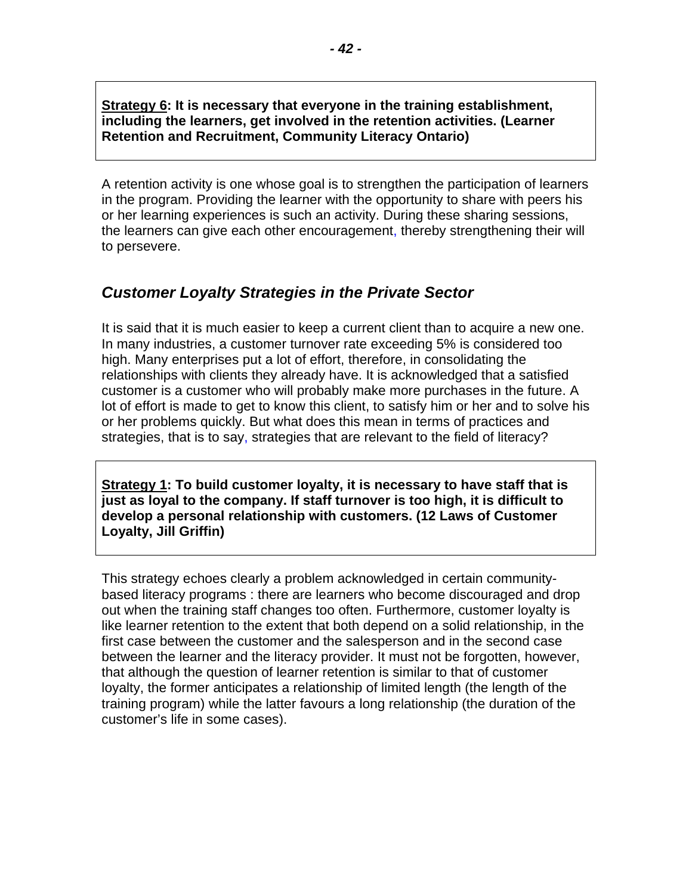**Strategy 6: It is necessary that everyone in the training establishment, including the learners, get involved in the retention activities. (Learner Retention and Recruitment, Community Literacy Ontario)**

A retention activity is one whose goal is to strengthen the participation of learners in the program. Providing the learner with the opportunity to share with peers his or her learning experiences is such an activity. During these sharing sessions, the learners can give each other encouragement, thereby strengthening their will to persevere.

## *Customer Loyalty Strategies in the Private Sector*

It is said that it is much easier to keep a current client than to acquire a new one. In many industries, a customer turnover rate exceeding 5% is considered too high. Many enterprises put a lot of effort, therefore, in consolidating the relationships with clients they already have. It is acknowledged that a satisfied customer is a customer who will probably make more purchases in the future. A lot of effort is made to get to know this client, to satisfy him or her and to solve his or her problems quickly. But what does this mean in terms of practices and strategies, that is to say, strategies that are relevant to the field of literacy?

**Strategy 1: To build customer loyalty, it is necessary to have staff that is just as loyal to the company. If staff turnover is too high, it is difficult to develop a personal relationship with customers. (12 Laws of Customer Loyalty, Jill Griffin)**

This strategy echoes clearly a problem acknowledged in certain community-based literacy programs : there are learners who become discouraged and drop out when the training staff changes too often. Furthermore, customer loyalty is like learner retention to the extent that both depend on a solid relationship, in the first case between the customer and the salesperson and in the second case between the learner and the literacy provider. It must not be forgotten, however, that although the question of learner retention is similar to that of customer loyalty, the former anticipates a relationship of limited length (the length of the training program) while the latter favours a long relationship (the duration of the customer's life in some cases).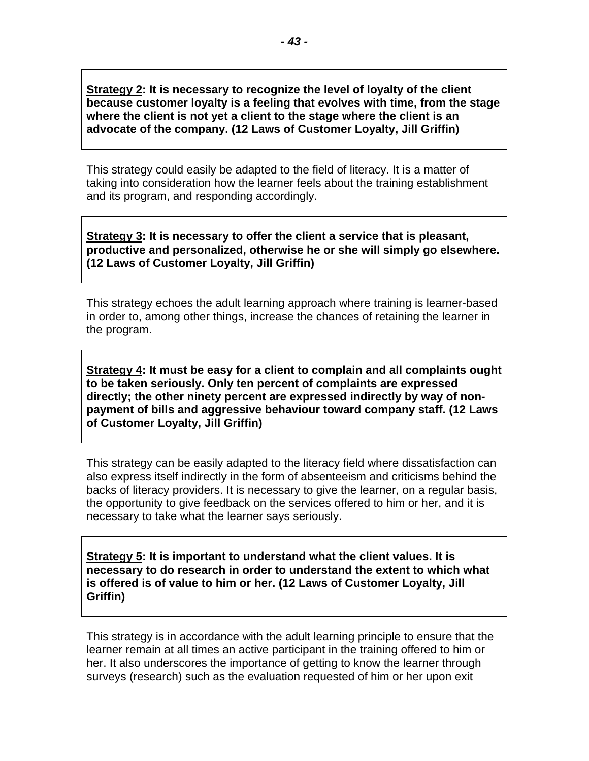**<u>Strategy 2</u>: It is necessary to recognize the level of loyalty of the client because customer loyalty is a feeling that evolves with time, from the stage where the client is not yet a client to the stage where the client is an advocate of the company. (12 Laws of Customer Loyalty, Jill Griffin)**

This strategy could easily be adapted to the field of literacy. It is a matter of taking into consideration how the learner feels about the training establishment and its program, and responding accordingly.

**<u>Strategy 3</u>: It is necessary to offer the client a service that is pleasant, productive and personalized, otherwise he or she will simply go elsewhere. (12 Laws of Customer Loyalty, Jill Griffin)**

This strategy echoes the adult learning approach where training is learner-based in order to, among other things, increase the chances of retaining the learner in the program.

**<u>Strategy 4</u>: It must be easy for a client to complain and all complaints ought to be taken seriously. Only ten percent of complaints are expressed directly; the other ninety percent are expressed indirectly by way of non-payment of bills and aggressive behaviour toward company staff. (12 Laws of Customer Loyalty, Jill Griffin)**

This strategy can be easily adapted to the literacy field where dissatisfaction can also express itself indirectly in the form of absenteeism and criticisms behind the backs of literacy providers. It is necessary to give the learner, on a regular basis, the opportunity to give feedback on the services offered to him or her, and it is necessary to take what the learner says seriously.

**<u>Strategy 5</u>: It is important to understand what the client values. It is necessary to do research in order to understand the extent to which what is offered is of value to him or her. (12 Laws of Customer Loyalty, Jill Griffin)**

This strategy is in accordance with the adult learning principle to ensure that the learner remain at all times an active participant in the training offered to him or her. It also underscores the importance of getting to know the learner through surveys (research) such as the evaluation requested of him or her upon exit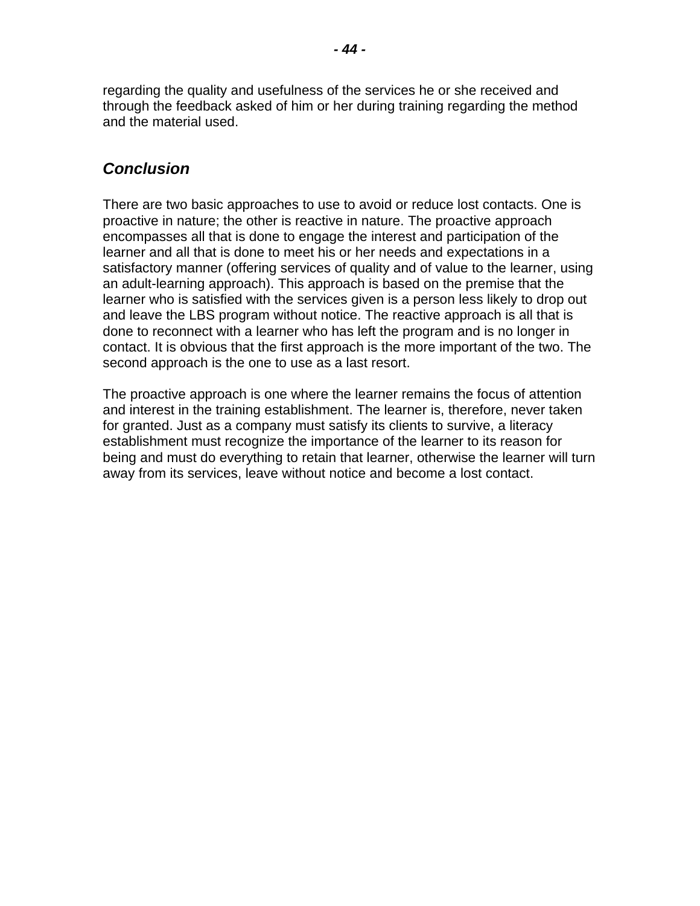regarding the quality and usefulness of the services he or she received and through the feedback asked of him or her during training regarding the method and the material used.

## *Conclusion*

There are two basic approaches to use to avoid or reduce lost contacts. One is proactive in nature; the other is reactive in nature. The proactive approach encompasses all that is done to engage the interest and participation of the learner and all that is done to meet his or her needs and expectations in a satisfactory manner (offering services of quality and of value to the learner, using an adult-learning approach). This approach is based on the premise that the learner who is satisfied with the services given is a person less likely to drop out and leave the LBS program without notice. The reactive approach is all that is done to reconnect with a learner who has left the program and is no longer in contact. It is obvious that the first approach is the more important of the two. The second approach is the one to use as a last resort.

The proactive approach is one where the learner remains the focus of attention and interest in the training establishment. The learner is, therefore, never taken for granted. Just as a company must satisfy its clients to survive, a literacy establishment must recognize the importance of the learner to its reason for being and must do everything to retain that learner, otherwise the learner will turn away from its services, leave without notice and become a lost contact.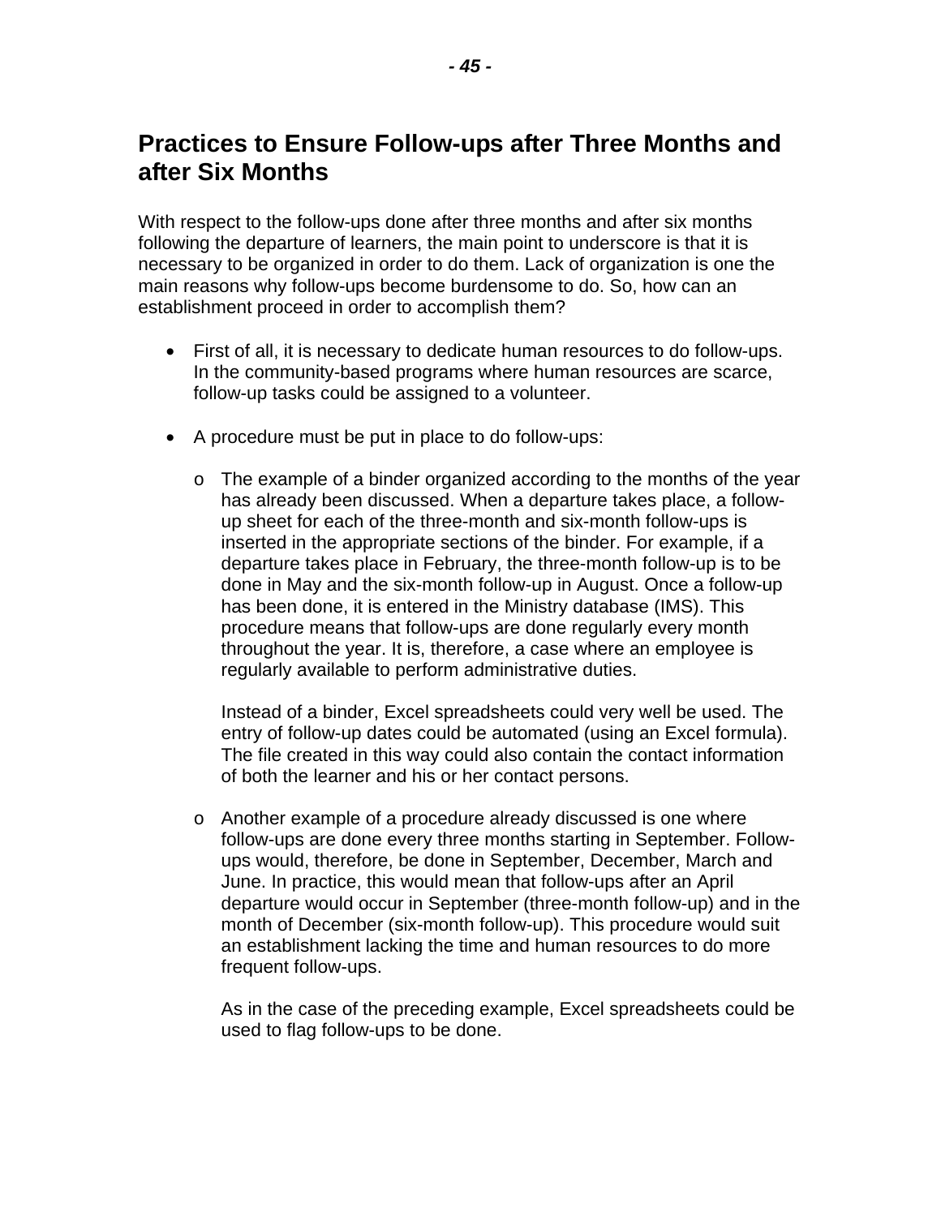## Practices to Ensure Follow-ups after Three Months and after Six Months

With respect to the follow-ups done after three months and after six months following the departure of learners, the main point to underscore is that it is necessary to be organized in order to do them. Lack of organization is one the main reasons why follow-ups become burdensome to do. So, how can an establishment proceed in order to accomplish them?

- First of all, it is necessary to dedicate human resources to do follow-ups. In the community-based programs where human resources are scarce, follow-up tasks could be assigned to a volunteer.

- A procedure must be put in place to do follow-ups:

  - The example of a binder organized according to the months of the year has already been discussed. When a departure takes place, a follow-up sheet for each of the three-month and six-month follow-ups is inserted in the appropriate sections of the binder. For example, if a departure takes place in February, the three-month follow-up is to be done in May and the six-month follow-up in August. Once a follow-up has been done, it is entered in the Ministry database (IMS). This procedure means that follow-ups are done regularly every month throughout the year. It is, therefore, a case where an employee is regularly available to perform administrative duties.

    Instead of a binder, Excel spreadsheets could very well be used. The entry of follow-up dates could be automated (using an Excel formula). The file created in this way could also contain the contact information of both the learner and his or her contact persons.

  - Another example of a procedure already discussed is one where follow-ups are done every three months starting in September. Follow-ups would, therefore, be done in September, December, March and June. In practice, this would mean that follow-ups after an April departure would occur in September (three-month follow-up) and in the month of December (six-month follow-up). This procedure would suit an establishment lacking the time and human resources to do more frequent follow-ups.

    As in the case of the preceding example, Excel spreadsheets could be used to flag follow-ups to be done.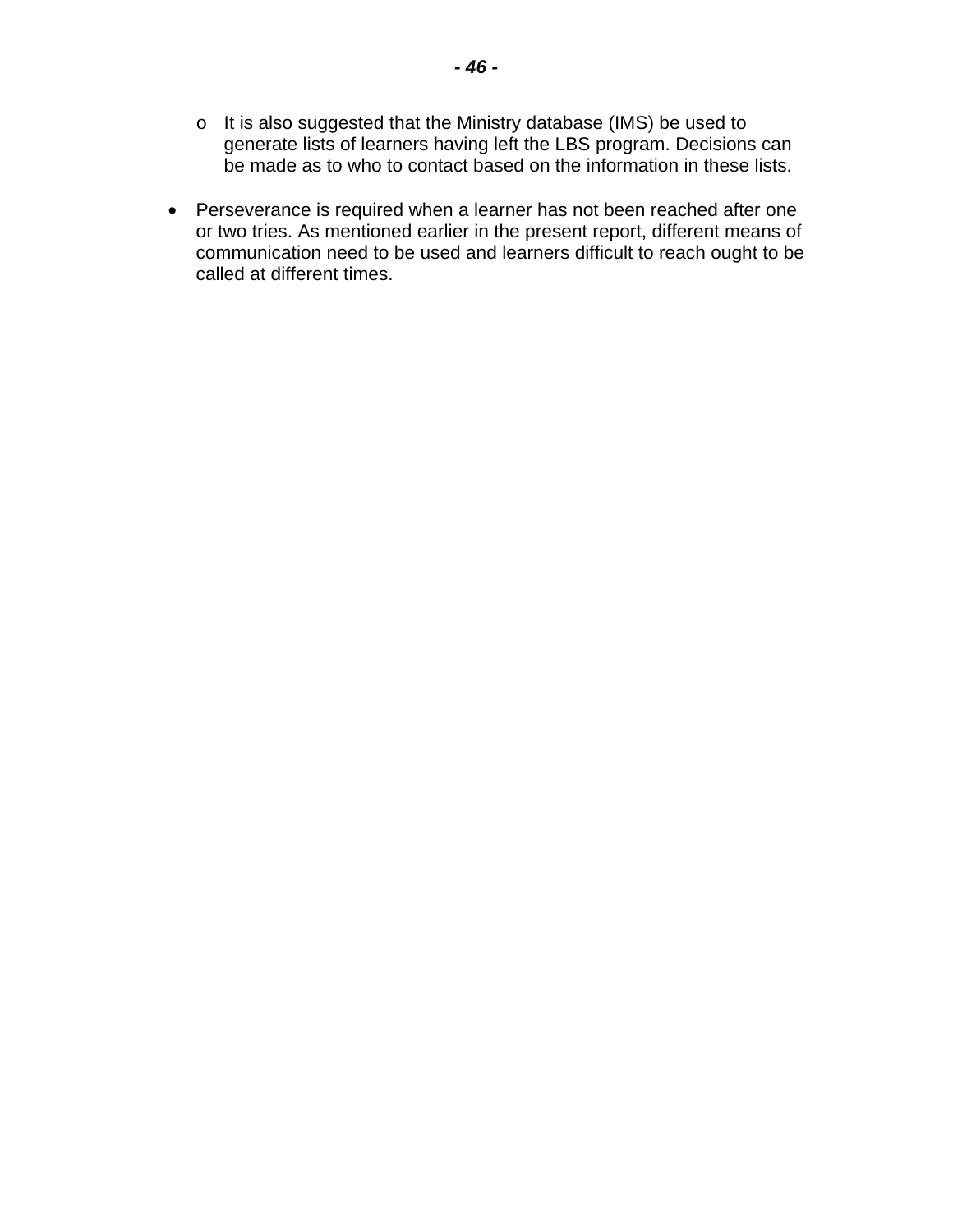- It is also suggested that the Ministry database (IMS) be used to generate lists of learners having left the LBS program. Decisions can be made as to who to contact based on the information in these lists.

- Perseverance is required when a learner has not been reached after one or two tries. As mentioned earlier in the present report, different means of communication need to be used and learners difficult to reach ought to be called at different times.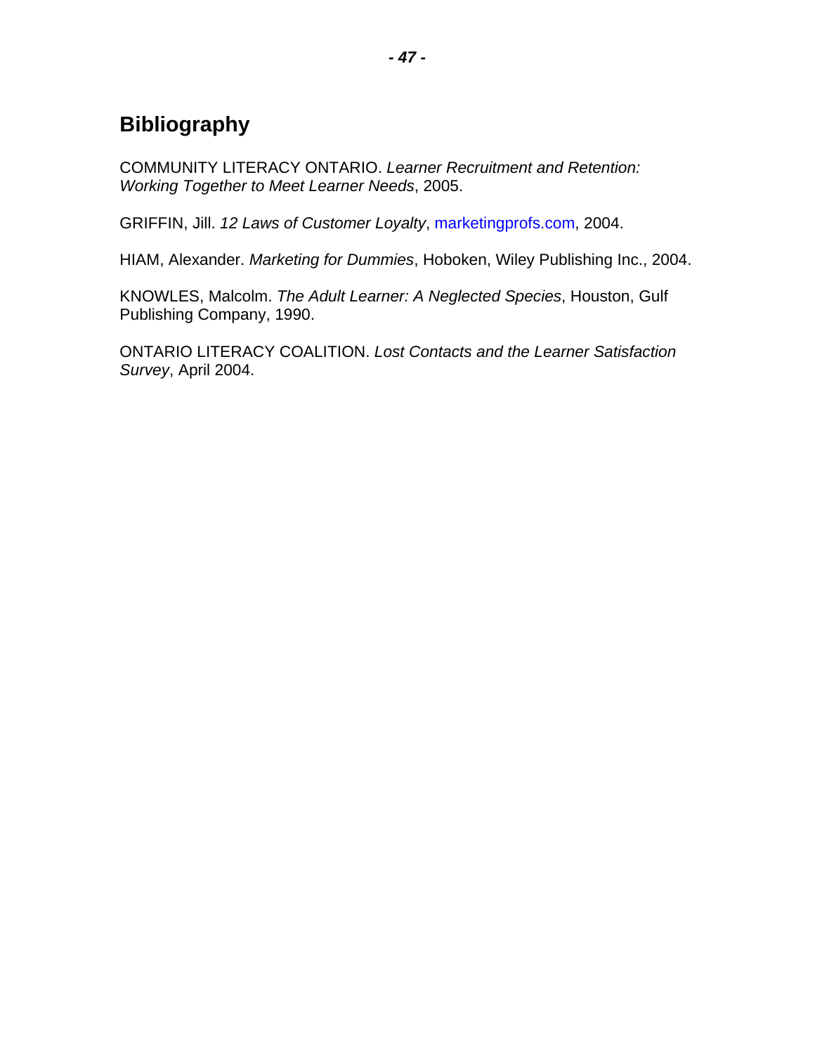## Bibliography

COMMUNITY LITERACY ONTARIO. *Learner Recruitment and Retention: Working Together to Meet Learner Needs*, 2005.

GRIFFIN, Jill. *12 Laws of Customer Loyalty*, marketingprofs.com, 2004.

HIAM, Alexander. *Marketing for Dummies*, Hoboken, Wiley Publishing Inc., 2004.

KNOWLES, Malcolm. *The Adult Learner: A Neglected Species*, Houston, Gulf Publishing Company, 1990.

ONTARIO LITERACY COALITION. *Lost Contacts and the Learner Satisfaction Survey*, April 2004.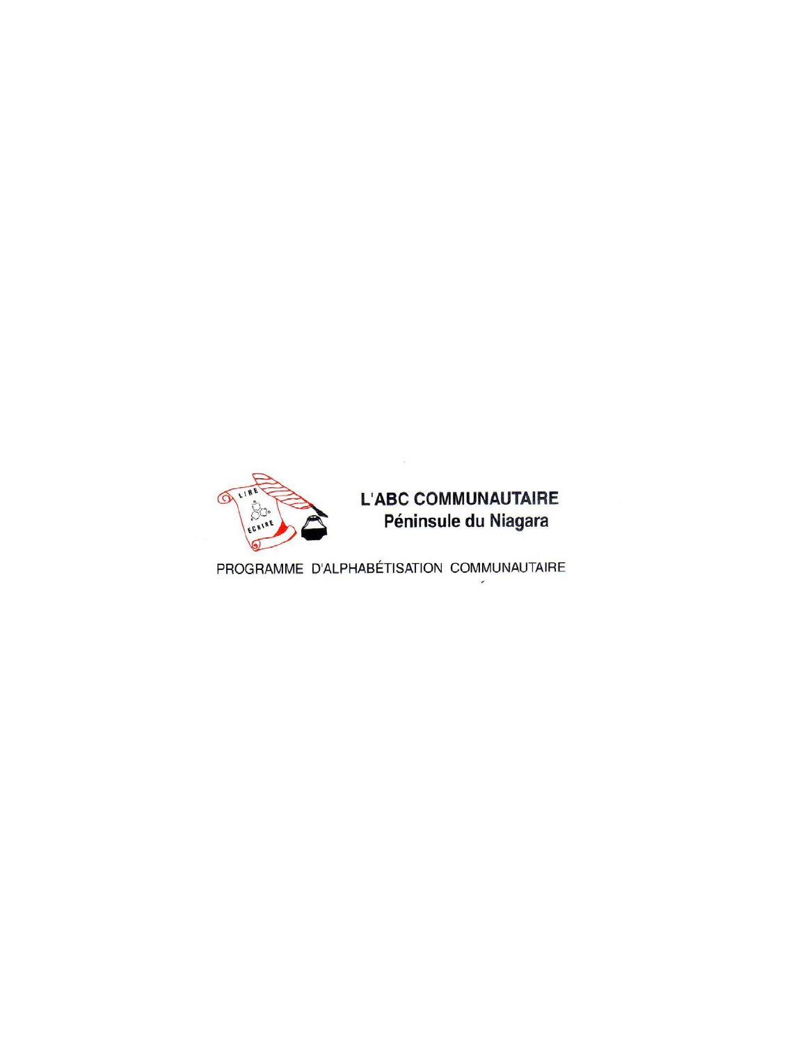**L'ABC COMMUNAUTAIRE**
**Péninsule du Niagara**

PROGRAMME D'ALPHABÉTISATION COMMUNAUTAIRE